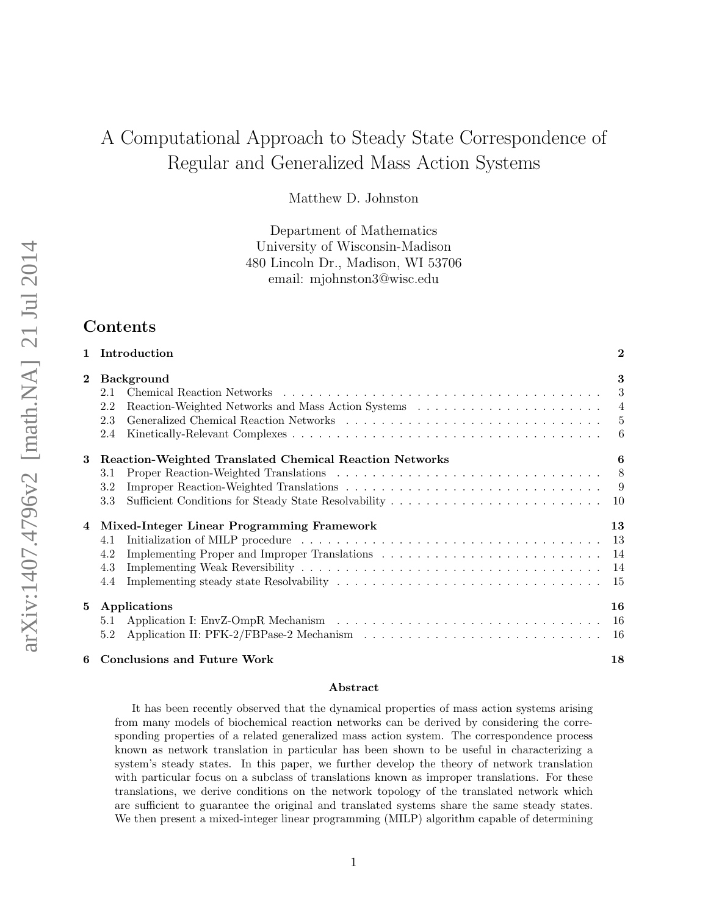# A Computational Approach to Steady State Correspondence of Regular and Generalized Mass Action Systems

Matthew D. Johnston

Department of Mathematics
University of Wisconsin-Madison
480 Lincoln Dr., Madison, WI 53706
email: mjohnston3@wisc.edu

## Contents

| | |
|---|---|
| **1 Introduction** | **2** |
| **2 Background** | **3** |
| 2.1 Chemical Reaction Networks | 3 |
| 2.2 Reaction-Weighted Networks and Mass Action Systems | 4 |
| 2.3 Generalized Chemical Reaction Networks | 5 |
| 2.4 Kinetically-Relevant Complexes | 6 |
| **3 Reaction-Weighted Translated Chemical Reaction Networks** | **6** |
| 3.1 Proper Reaction-Weighted Translations | 8 |
| 3.2 Improper Reaction-Weighted Translations | 9 |
| 3.3 Sufficient Conditions for Steady State Resolvability | 10 |
| **4 Mixed-Integer Linear Programming Framework** | **13** |
| 4.1 Initialization of MILP procedure | 13 |
| 4.2 Implementing Proper and Improper Translations | 14 |
| 4.3 Implementing Weak Reversibility | 14 |
| 4.4 Implementing steady state Resolvability | 15 |
| **5 Applications** | **16** |
| 5.1 Application I: EnvZ-OmpR Mechanism | 16 |
| 5.2 Application II: PFK-2/FBPase-2 Mechanism | 16 |
| **6 Conclusions and Future Work** | **18** |

### Abstract

It has been recently observed that the dynamical properties of mass action systems arising from many models of biochemical reaction networks can be derived by considering the corresponding properties of a related generalized mass action system. The correspondence process known as network translation in particular has been shown to be useful in characterizing a system's steady states. In this paper, we further develop the theory of network translation with particular focus on a subclass of translations known as improper translations. For these translations, we derive conditions on the network topology of the translated network which are sufficient to guarantee the original and translated systems share the same steady states. We then present a mixed-integer linear programming (MILP) algorithm capable of determining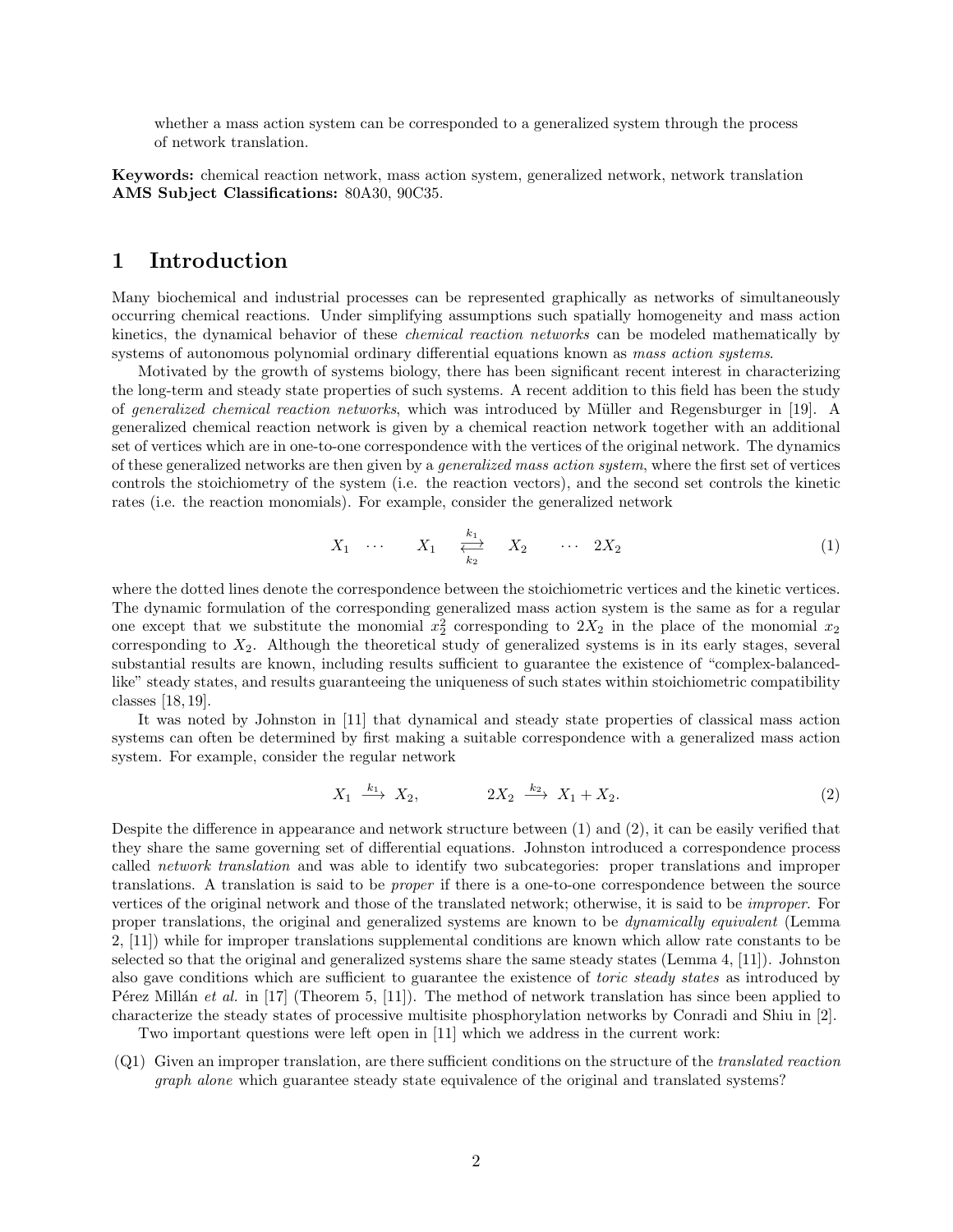whether a mass action system can be corresponded to a generalized system through the process of network translation.

**Keywords:** chemical reaction network, mass action system, generalized network, network translation
**AMS Subject Classifications:** 80A30, 90C35.

# 1 Introduction

Many biochemical and industrial processes can be represented graphically as networks of simultaneously occurring chemical reactions. Under simplifying assumptions such spatially homogeneity and mass action kinetics, the dynamical behavior of these *chemical reaction networks* can be modeled mathematically by systems of autonomous polynomial ordinary differential equations known as *mass action systems*.

Motivated by the growth of systems biology, there has been significant recent interest in characterizing the long-term and steady state properties of such systems. A recent addition to this field has been the study of *generalized chemical reaction networks*, which was introduced by Müller and Regensburger in [19]. A generalized chemical reaction network is given by a chemical reaction network together with an additional set of vertices which are in one-to-one correspondence with the vertices of the original network. The dynamics of these generalized networks are then given by a *generalized mass action system*, where the first set of vertices controls the stoichiometry of the system (i.e. the reaction vectors), and the second set controls the kinetic rates (i.e. the reaction monomials). For example, consider the generalized network

$$X_1 \quad \cdots \quad X_1 \underset{k_2}{\overset{k_1}{\rightleftarrows}} X_2 \quad \cdots \quad 2X_2 \tag{1}$$

where the dotted lines denote the correspondence between the stoichiometric vertices and the kinetic vertices. The dynamic formulation of the corresponding generalized mass action system is the same as for a regular one except that we substitute the monomial $x_2^2$ corresponding to $2X_2$ in the place of the monomial $x_2$ corresponding to $X_2$. Although the theoretical study of generalized systems is in its early stages, several substantial results are known, including results sufficient to guarantee the existence of "complex-balanced-like" steady states, and results guaranteeing the uniqueness of such states within stoichiometric compatibility classes [18, 19].

It was noted by Johnston in [11] that dynamical and steady state properties of classical mass action systems can often be determined by first making a suitable correspondence with a generalized mass action system. For example, consider the regular network

$$X_1 \overset{k_1}{\longrightarrow} X_2, \qquad\qquad 2X_2 \overset{k_2}{\longrightarrow} X_1 + X_2. \tag{2}$$

Despite the difference in appearance and network structure between (1) and (2), it can be easily verified that they share the same governing set of differential equations. Johnston introduced a correspondence process called *network translation* and was able to identify two subcategories: proper translations and improper translations. A translation is said to be *proper* if there is a one-to-one correspondence between the source vertices of the original network and those of the translated network; otherwise, it is said to be *improper*. For proper translations, the original and generalized systems are known to be *dynamically equivalent* (Lemma 2, [11]) while for improper translations supplemental conditions are known which allow rate constants to be selected so that the original and generalized systems share the same steady states (Lemma 4, [11]). Johnston also gave conditions which are sufficient to guarantee the existence of *toric steady states* as introduced by Pérez Millán *et al.* in [17] (Theorem 5, [11]). The method of network translation has since been applied to characterize the steady states of processive multisite phosphorylation networks by Conradi and Shiu in [2].

Two important questions were left open in [11] which we address in the current work:

(Q1) Given an improper translation, are there sufficient conditions on the structure of the *translated reaction graph alone* which guarantee steady state equivalence of the original and translated systems?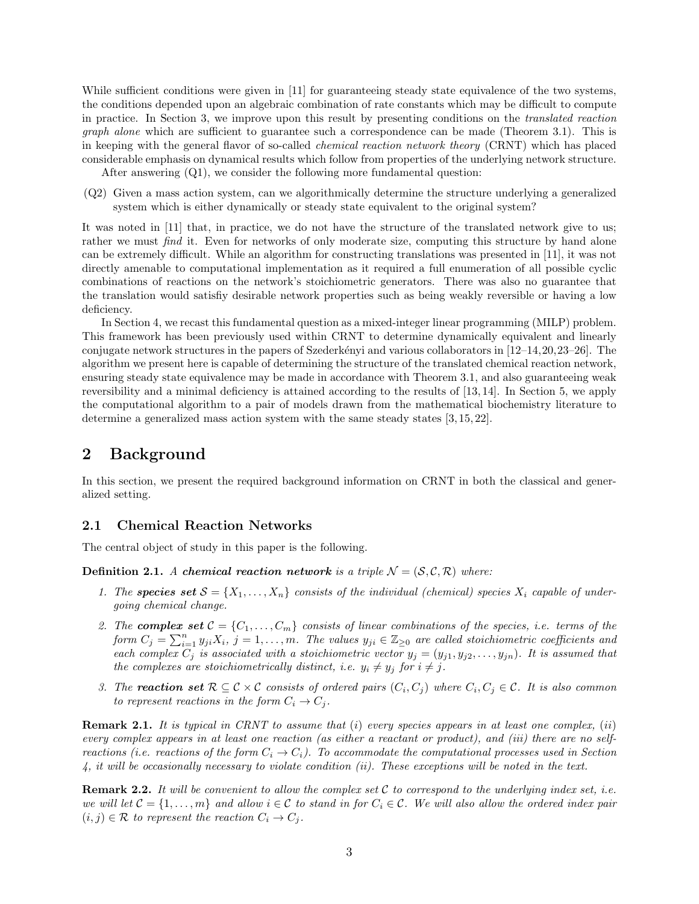While sufficient conditions were given in [11] for guaranteeing steady state equivalence of the two systems, the conditions depended upon an algebraic combination of rate constants which may be difficult to compute in practice. In Section 3, we improve upon this result by presenting conditions on the *translated reaction graph alone* which are sufficient to guarantee such a correspondence can be made (Theorem 3.1). This is in keeping with the general flavor of so-called *chemical reaction network theory* (CRNT) which has placed considerable emphasis on dynamical results which follow from properties of the underlying network structure.

After answering (Q1), we consider the following more fundamental question:

(Q2) Given a mass action system, can we algorithmically determine the structure underlying a generalized system which is either dynamically or steady state equivalent to the original system?

It was noted in [11] that, in practice, we do not have the structure of the translated network give to us; rather we must *find* it. Even for networks of only moderate size, computing this structure by hand alone can be extremely difficult. While an algorithm for constructing translations was presented in [11], it was not directly amenable to computational implementation as it required a full enumeration of all possible cyclic combinations of reactions on the network's stoichiometric generators. There was also no guarantee that the translation would satisfiy desirable network properties such as being weakly reversible or having a low deficiency.

In Section 4, we recast this fundamental question as a mixed-integer linear programming (MILP) problem. This framework has been previously used within CRNT to determine dynamically equivalent and linearly conjugate network structures in the papers of Szederkényi and various collaborators in [12–14,20,23–26]. The algorithm we present here is capable of determining the structure of the translated chemical reaction network, ensuring steady state equivalence may be made in accordance with Theorem 3.1, and also guaranteeing weak reversibility and a minimal deficiency is attained according to the results of [13,14]. In Section 5, we apply the computational algorithm to a pair of models drawn from the mathematical biochemistry literature to determine a generalized mass action system with the same steady states [3,15,22].

## 2 Background

In this section, we present the required background information on CRNT in both the classical and generalized setting.

### 2.1 Chemical Reaction Networks

The central object of study in this paper is the following.

**Definition 2.1.** *A **chemical reaction network** is a triple $\mathcal{N} = (\mathcal{S}, \mathcal{C}, \mathcal{R})$ where:*

1. *The **species set** $\mathcal{S} = \{X_1, \ldots, X_n\}$ consists of the individual (chemical) species $X_i$ capable of undergoing chemical change.*
2. *The **complex set** $\mathcal{C} = \{C_1, \ldots, C_m\}$ consists of linear combinations of the species, i.e. terms of the form $C_j = \sum_{i=1}^{n} y_{ji} X_i$, $j = 1, \ldots, m$. The values $y_{ji} \in \mathbb{Z}_{\geq 0}$ are called stoichiometric coefficients and each complex $C_j$ is associated with a stoichiometric vector $y_j = (y_{j1}, y_{j2}, \ldots, y_{jn})$. It is assumed that the complexes are stoichiometrically distinct, i.e. $y_i \neq y_j$ for $i \neq j$.*
3. *The **reaction set** $\mathcal{R} \subseteq \mathcal{C} \times \mathcal{C}$ consists of ordered pairs $(C_i, C_j)$ where $C_i, C_j \in \mathcal{C}$. It is also common to represent reactions in the form $C_i \to C_j$.*

**Remark 2.1.** *It is typical in CRNT to assume that (i) every species appears in at least one complex, (ii) every complex appears in at least one reaction (as either a reactant or product), and (iii) there are no self-reactions (i.e. reactions of the form $C_i \to C_i$). To accommodate the computational processes used in Section 4, it will be occasionally necessary to violate condition (ii). These exceptions will be noted in the text.*

**Remark 2.2.** *It will be convenient to allow the complex set $\mathcal{C}$ to correspond to the underlying index set, i.e. we will let $\mathcal{C} = \{1, \ldots, m\}$ and allow $i \in \mathcal{C}$ to stand in for $C_i \in \mathcal{C}$. We will also allow the ordered index pair $(i, j) \in \mathcal{R}$ to represent the reaction $C_i \to C_j$.*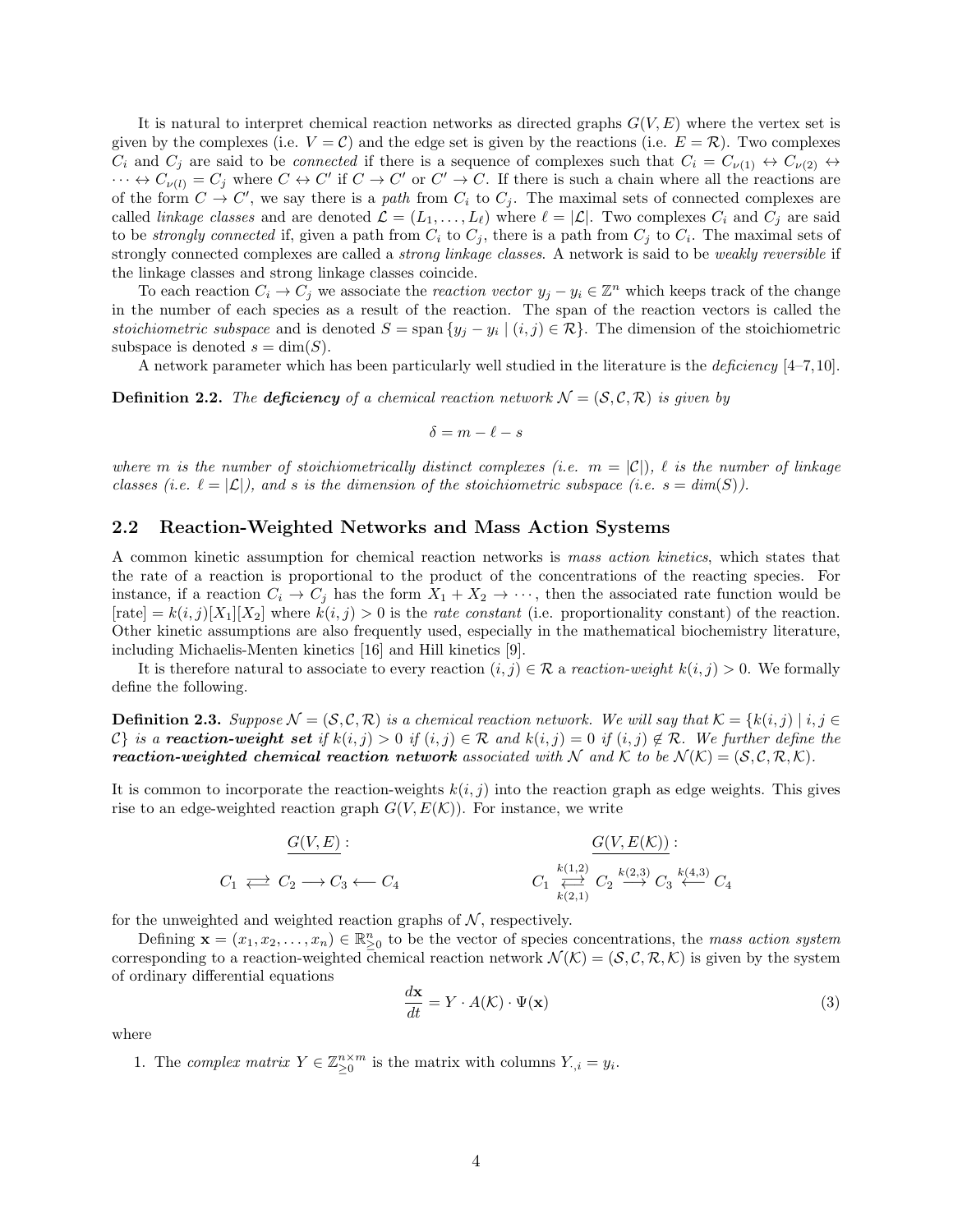It is natural to interpret chemical reaction networks as directed graphs $G(V, E)$ where the vertex set is given by the complexes (i.e. $V = \mathcal{C}$) and the edge set is given by the reactions (i.e. $E = \mathcal{R}$). Two complexes $C_i$ and $C_j$ are said to be *connected* if there is a sequence of complexes such that $C_i = C_{\nu(1)} \leftrightarrow C_{\nu(2)} \leftrightarrow \cdots \leftrightarrow C_{\nu(l)} = C_j$ where $C \leftrightarrow C'$ if $C \to C'$ or $C' \to C$. If there is such a chain where all the reactions are of the form $C \to C'$, we say there is a *path* from $C_i$ to $C_j$. The maximal sets of connected complexes are called *linkage classes* and are denoted $\mathcal{L} = (L_1, \ldots, L_\ell)$ where $\ell = |\mathcal{L}|$. Two complexes $C_i$ and $C_j$ are said to be *strongly connected* if, given a path from $C_i$ to $C_j$, there is a path from $C_j$ to $C_i$. The maximal sets of strongly connected complexes are called a *strong linkage classes*. A network is said to be *weakly reversible* if the linkage classes and strong linkage classes coincide.

To each reaction $C_i \to C_j$ we associate the *reaction vector* $y_j - y_i \in \mathbb{Z}^n$ which keeps track of the change in the number of each species as a result of the reaction. The span of the reaction vectors is called the *stoichiometric subspace* and is denoted $S = \text{span}\{y_j - y_i \mid (i, j) \in \mathcal{R}\}$. The dimension of the stoichiometric subspace is denoted $s = \dim(S)$.

A network parameter which has been particularly well studied in the literature is the *deficiency* [4–7,10].

**Definition 2.2.** *The* ***deficiency*** *of a chemical reaction network $\mathcal{N} = (\mathcal{S}, \mathcal{C}, \mathcal{R})$ is given by*

$$\delta = m - \ell - s$$

*where $m$ is the number of stoichiometrically distinct complexes (i.e. $m = |\mathcal{C}|$), $\ell$ is the number of linkage classes (i.e. $\ell = |\mathcal{L}|$), and $s$ is the dimension of the stoichiometric subspace (i.e. $s = dim(S)$).*

## 2.2 Reaction-Weighted Networks and Mass Action Systems

A common kinetic assumption for chemical reaction networks is *mass action kinetics*, which states that the rate of a reaction is proportional to the product of the concentrations of the reacting species. For instance, if a reaction $C_i \to C_j$ has the form $X_1 + X_2 \to \cdots$, then the associated rate function would be $[\text{rate}] = k(i,j)[X_1][X_2]$ where $k(i, j) > 0$ is the *rate constant* (i.e. proportionality constant) of the reaction. Other kinetic assumptions are also frequently used, especially in the mathematical biochemistry literature, including Michaelis-Menten kinetics [16] and Hill kinetics [9].

It is therefore natural to associate to every reaction $(i, j) \in \mathcal{R}$ a *reaction-weight* $k(i, j) > 0$. We formally define the following.

**Definition 2.3.** *Suppose $\mathcal{N} = (\mathcal{S}, \mathcal{C}, \mathcal{R})$ is a chemical reaction network. We will say that $\mathcal{K} = \{k(i, j) \mid i, j \in \mathcal{C}\}$ is a* ***reaction-weight set*** *if $k(i, j) > 0$ if $(i, j) \in \mathcal{R}$ and $k(i, j) = 0$ if $(i, j) \notin \mathcal{R}$. We further define the* ***reaction-weighted chemical reaction network*** *associated with $\mathcal{N}$ and $\mathcal{K}$ to be $\mathcal{N}(\mathcal{K}) = (\mathcal{S}, \mathcal{C}, \mathcal{R}, \mathcal{K})$.*

It is common to incorporate the reaction-weights $k(i, j)$ into the reaction graph as edge weights. This gives rise to an edge-weighted reaction graph $G(V, E(\mathcal{K}))$. For instance, we write

$$\underline{G(V,E)}: \quad C_1 \rightleftarrows C_2 \longrightarrow C_3 \longleftarrow C_4 \qquad\qquad \underline{G(V,E(\mathcal{K}))}: \quad C_1 \underset{k(2,1)}{\overset{k(1,2)}{\rightleftarrows}} C_2 \overset{k(2,3)}{\longrightarrow} C_3 \overset{k(4,3)}{\longleftarrow} C_4$$

for the unweighted and weighted reaction graphs of $\mathcal{N}$, respectively.

Defining $\mathbf{x} = (x_1, x_2, \ldots, x_n) \in \mathbb{R}^n_{\geq 0}$ to be the vector of species concentrations, the *mass action system* corresponding to a reaction-weighted chemical reaction network $\mathcal{N}(\mathcal{K}) = (\mathcal{S}, \mathcal{C}, \mathcal{R}, \mathcal{K})$ is given by the system of ordinary differential equations

$$\frac{d\mathbf{x}}{dt} = Y \cdot A(\mathcal{K}) \cdot \Psi(\mathbf{x}) \tag{3}$$

where

1. The *complex matrix* $Y \in \mathbb{Z}^{n \times m}_{\geq 0}$ is the matrix with columns $Y_{\cdot,i} = y_i$.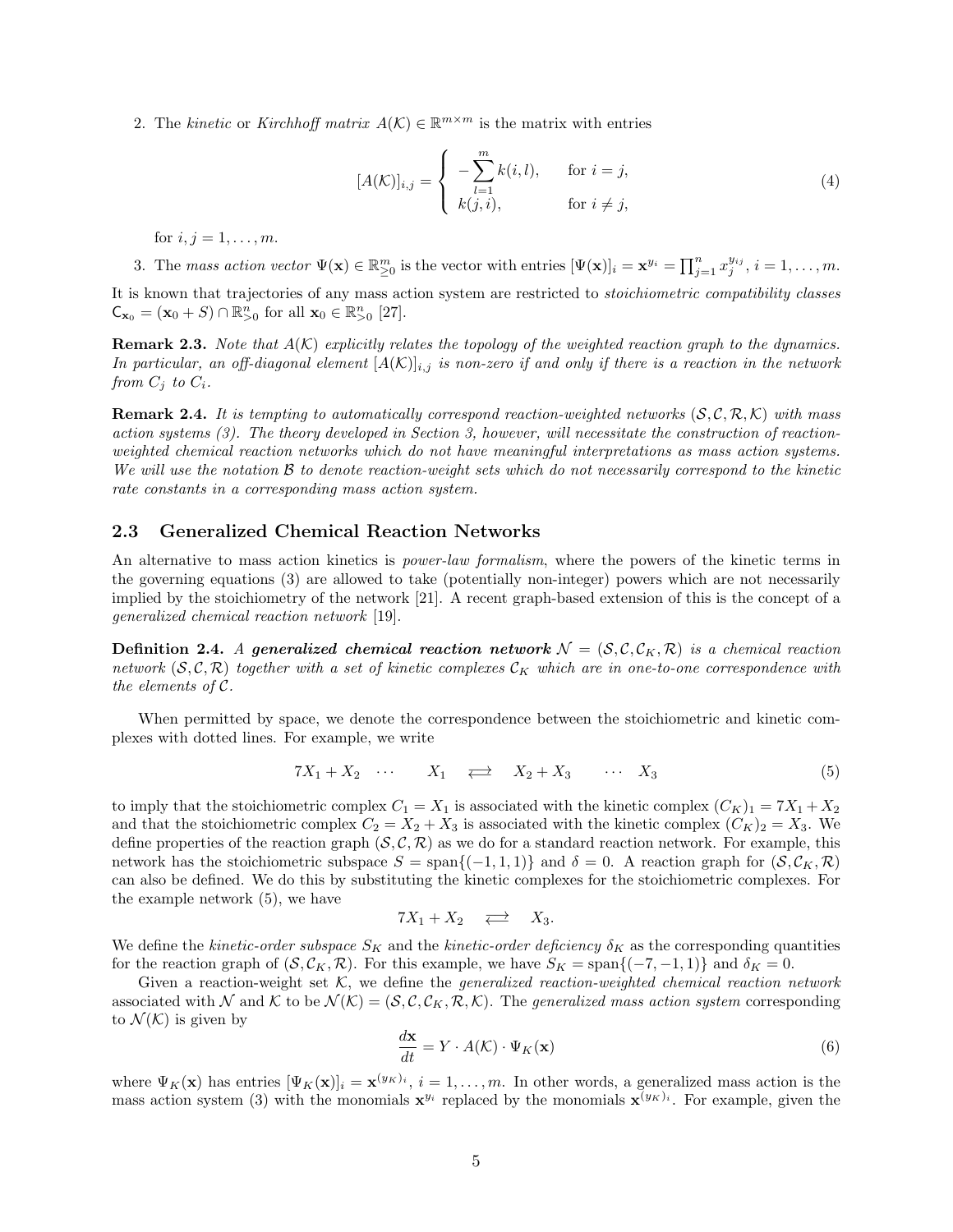2. The *kinetic* or *Kirchhoff matrix* $A(\mathcal{K}) \in \mathbb{R}^{m \times m}$ is the matrix with entries

$$[A(\mathcal{K})]_{i,j} = \begin{cases} -\displaystyle\sum_{l=1}^{m} k(i,l), & \text{for } i = j, \\ k(j,i), & \text{for } i \neq j, \end{cases} \tag{4}$$

   for $i, j = 1, \ldots, m$.

3. The *mass action vector* $\Psi(\mathbf{x}) \in \mathbb{R}^m_{\geq 0}$ is the vector with entries $[\Psi(\mathbf{x})]_i = \mathbf{x}^{y_i} = \prod_{j=1}^{n} x_j^{y_{ij}}$, $i = 1, \ldots, m$.

It is known that trajectories of any mass action system are restricted to *stoichiometric compatibility classes* $\mathsf{C}_{\mathbf{x}_0} = (\mathbf{x}_0 + S) \cap \mathbb{R}^n_{>0}$ for all $\mathbf{x}_0 \in \mathbb{R}^n_{>0}$ [27].

**Remark 2.3.** *Note that $A(\mathcal{K})$ explicitly relates the topology of the weighted reaction graph to the dynamics. In particular, an off-diagonal element $[A(\mathcal{K})]_{i,j}$ is non-zero if and only if there is a reaction in the network from $C_j$ to $C_i$.*

**Remark 2.4.** *It is tempting to automatically correspond reaction-weighted networks $(\mathcal{S}, \mathcal{C}, \mathcal{R}, \mathcal{K})$ with mass action systems (3). The theory developed in Section 3, however, will necessitate the construction of reaction-weighted chemical reaction networks which do not have meaningful interpretations as mass action systems. We will use the notation $\mathcal{B}$ to denote reaction-weight sets which do not necessarily correspond to the kinetic rate constants in a corresponding mass action system.*

## 2.3 Generalized Chemical Reaction Networks

An alternative to mass action kinetics is *power-law formalism*, where the powers of the kinetic terms in the governing equations (3) are allowed to take (potentially non-integer) powers which are not necessarily implied by the stoichiometry of the network [21]. A recent graph-based extension of this is the concept of a *generalized chemical reaction network* [19].

**Definition 2.4.** *A* ***generalized chemical reaction network*** $\mathcal{N} = (\mathcal{S}, \mathcal{C}, \mathcal{C}_K, \mathcal{R})$ *is a chemical reaction network $(\mathcal{S}, \mathcal{C}, \mathcal{R})$ together with a set of kinetic complexes $\mathcal{C}_K$ which are in one-to-one correspondence with the elements of $\mathcal{C}$.*

When permitted by space, we denote the correspondence between the stoichiometric and kinetic complexes with dotted lines. For example, we write

$$7X_1 + X_2 \quad \cdots \quad X_1 \quad \rightleftarrows \quad X_2 + X_3 \quad \cdots \quad X_3 \tag{5}$$

to imply that the stoichiometric complex $C_1 = X_1$ is associated with the kinetic complex $(C_K)_1 = 7X_1 + X_2$ and that the stoichiometric complex $C_2 = X_2 + X_3$ is associated with the kinetic complex $(C_K)_2 = X_3$. We define properties of the reaction graph $(\mathcal{S}, \mathcal{C}, \mathcal{R})$ as we do for a standard reaction network. For example, this network has the stoichiometric subspace $S = \text{span}\{(-1, 1, 1)\}$ and $\delta = 0$. A reaction graph for $(\mathcal{S}, \mathcal{C}_K, \mathcal{R})$ can also be defined. We do this by substituting the kinetic complexes for the stoichiometric complexes. For the example network (5), we have

$$7X_1 + X_2 \quad \rightleftarrows \quad X_3.$$

We define the *kinetic-order subspace* $S_K$ and the *kinetic-order deficiency* $\delta_K$ as the corresponding quantities for the reaction graph of $(\mathcal{S}, \mathcal{C}_K, \mathcal{R})$. For this example, we have $S_K = \text{span}\{(-7, -1, 1)\}$ and $\delta_K = 0$.

Given a reaction-weight set $\mathcal{K}$, we define the *generalized reaction-weighted chemical reaction network* associated with $\mathcal{N}$ and $\mathcal{K}$ to be $\mathcal{N}(\mathcal{K}) = (\mathcal{S}, \mathcal{C}, \mathcal{C}_K, \mathcal{R}, \mathcal{K})$. The *generalized mass action system* corresponding to $\mathcal{N}(\mathcal{K})$ is given by

$$\frac{d\mathbf{x}}{dt} = Y \cdot A(\mathcal{K}) \cdot \Psi_K(\mathbf{x}) \tag{6}$$

where $\Psi_K(\mathbf{x})$ has entries $[\Psi_K(\mathbf{x})]_i = \mathbf{x}^{(y_K)_i}$, $i = 1, \ldots, m$. In other words, a generalized mass action is the mass action system (3) with the monomials $\mathbf{x}^{y_i}$ replaced by the monomials $\mathbf{x}^{(y_K)_i}$. For example, given the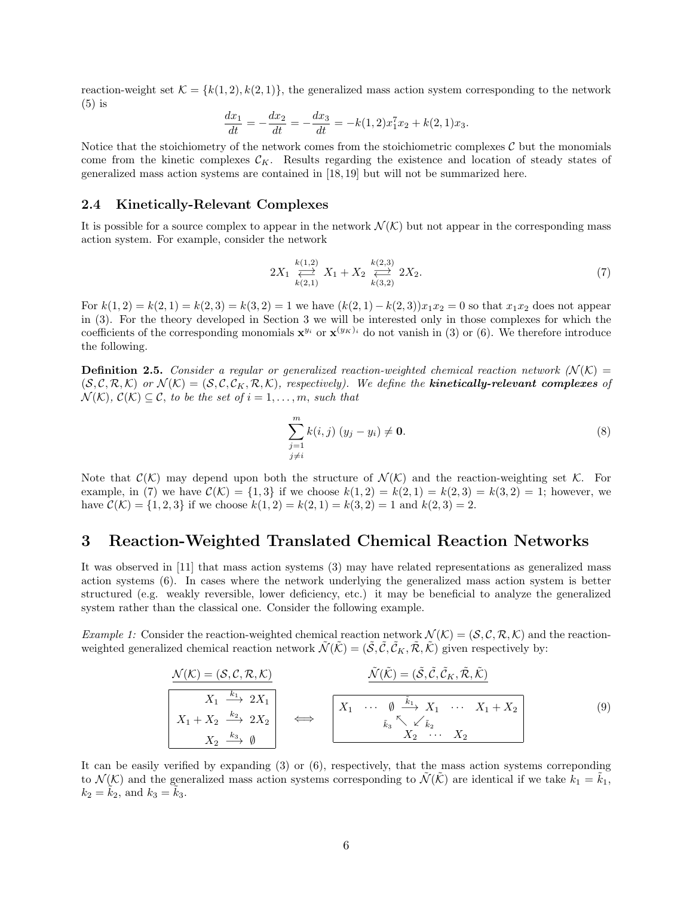reaction-weight set $\mathcal{K} = \{k(1,2), k(2,1)\}$, the generalized mass action system corresponding to the network (5) is

$$\frac{dx_1}{dt} = -\frac{dx_2}{dt} = -\frac{dx_3}{dt} = -k(1,2)x_1^7 x_2 + k(2,1)x_3.$$

Notice that the stoichiometry of the network comes from the stoichiometric complexes $\mathcal{C}$ but the monomials come from the kinetic complexes $\mathcal{C}_K$. Results regarding the existence and location of steady states of generalized mass action systems are contained in [18, 19] but will not be summarized here.

### 2.4 Kinetically-Relevant Complexes

It is possible for a source complex to appear in the network $\mathcal{N}(\mathcal{K})$ but not appear in the corresponding mass action system. For example, consider the network

$$2X_1 \underset{k(2,1)}{\overset{k(1,2)}{\rightleftarrows}} X_1 + X_2 \underset{k(3,2)}{\overset{k(2,3)}{\rightleftarrows}} 2X_2. \tag{7}$$

For $k(1,2) = k(2,1) = k(2,3) = k(3,2) = 1$ we have $(k(2,1) - k(2,3))x_1x_2 = 0$ so that $x_1x_2$ does not appear in (3). For the theory developed in Section 3 we will be interested only in those complexes for which the coefficients of the corresponding monomials $\mathbf{x}^{y_i}$ or $\mathbf{x}^{(y_K)_i}$ do not vanish in (3) or (6). We therefore introduce the following.

**Definition 2.5.** *Consider a regular or generalized reaction-weighted chemical reaction network ($\mathcal{N}(\mathcal{K}) = (\mathcal{S}, \mathcal{C}, \mathcal{R}, \mathcal{K})$ or $\mathcal{N}(\mathcal{K}) = (\mathcal{S}, \mathcal{C}, \mathcal{C}_K, \mathcal{R}, \mathcal{K})$, respectively). We define the* ***kinetically-relevant complexes*** *of $\mathcal{N}(\mathcal{K})$, $\mathcal{C}(\mathcal{K}) \subseteq \mathcal{C}$, to be the set of $i = 1, \ldots, m$, such that*

$$\sum_{\substack{j=1 \\ j \neq i}}^{m} k(i,j)\ (y_j - y_i) \neq \mathbf{0}. \tag{8}$$

Note that $\mathcal{C}(\mathcal{K})$ may depend upon both the structure of $\mathcal{N}(\mathcal{K})$ and the reaction-weighting set $\mathcal{K}$. For example, in (7) we have $\mathcal{C}(\mathcal{K}) = \{1, 3\}$ if we choose $k(1,2) = k(2,1) = k(2,3) = k(3,2) = 1$; however, we have $\mathcal{C}(\mathcal{K}) = \{1, 2, 3\}$ if we choose $k(1,2) = k(2,1) = k(3,2) = 1$ and $k(2,3) = 2$.

## 3 Reaction-Weighted Translated Chemical Reaction Networks

It was observed in [11] that mass action systems (3) may have related representations as generalized mass action systems (6). In cases where the network underlying the generalized mass action system is better structured (e.g. weakly reversible, lower deficiency, etc.) it may be beneficial to analyze the generalized system rather than the classical one. Consider the following example.

*Example 1:* Consider the reaction-weighted chemical reaction network $\mathcal{N}(\mathcal{K}) = (\mathcal{S}, \mathcal{C}, \mathcal{R}, \mathcal{K})$ and the reaction-weighted generalized chemical reaction network $\tilde{\mathcal{N}}(\tilde{\mathcal{K}}) = (\tilde{\mathcal{S}}, \tilde{\mathcal{C}}, \tilde{\mathcal{C}}_K, \tilde{\mathcal{R}}, \tilde{\mathcal{K}})$ given respectively by:

$$\underline{\mathcal{N}(\mathcal{K}) = (\mathcal{S}, \mathcal{C}, \mathcal{R}, \mathcal{K})} \qquad\qquad \underline{\tilde{\mathcal{N}}(\tilde{\mathcal{K}}) = (\tilde{\mathcal{S}}, \tilde{\mathcal{C}}, \tilde{\mathcal{C}}_K, \tilde{\mathcal{R}}, \tilde{\mathcal{K}})}$$

$$\boxed{\begin{array}{r} X_1 \xrightarrow{k_1} 2X_1 \\ X_1 + X_2 \xrightarrow{k_2} 2X_2 \\ X_2 \xrightarrow{k_3} \emptyset \end{array}} \quad \Longleftrightarrow \quad \boxed{\begin{array}{ccc} X_1 \ \cdots \ \emptyset & \xrightarrow{\tilde{k}_1} & X_1 \ \cdots \ X_1 + X_2 \\ & {}_{\tilde{k}_3}\nwarrow \ \swarrow_{\tilde{k}_2} & \\ & X_2 \ \cdots \ X_2 & \end{array}} \tag{9}$$

It can be easily verified by expanding (3) or (6), respectively, that the mass action systems correponding to $\mathcal{N}(\mathcal{K})$ and the generalized mass action systems corresponding to $\tilde{\mathcal{N}}(\tilde{\mathcal{K}})$ are identical if we take $k_1 = \tilde{k}_1$, $k_2 = \tilde{k}_2$, and $k_3 = \tilde{k}_3$.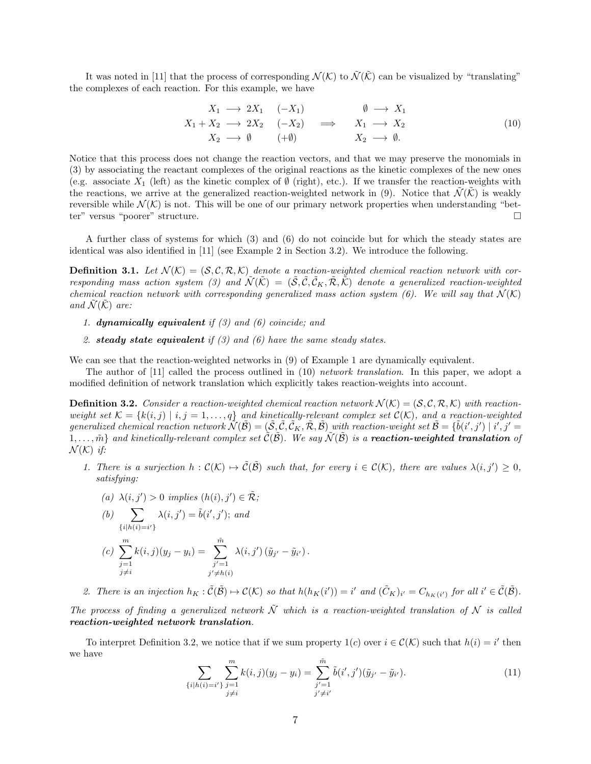It was noted in [11] that the process of corresponding $\mathcal{N}(\mathcal{K})$ to $\tilde{\mathcal{N}}(\tilde{\mathcal{K}})$ can be visualized by "translating" the complexes of each reaction. For this example, we have

$$
\begin{array}{rclc} X_1 & \longrightarrow & 2X_1 & (-X_1) \\ X_1 + X_2 & \longrightarrow & 2X_2 & (-X_2) \\ X_2 & \longrightarrow & \emptyset & (+\emptyset) \end{array} \quad \Longrightarrow \quad \begin{array}{rcl} \emptyset & \longrightarrow & X_1 \\ X_1 & \longrightarrow & X_2 \\ X_2 & \longrightarrow & \emptyset. \end{array} \tag{10}
$$

Notice that this process does not change the reaction vectors, and that we may preserve the monomials in (3) by associating the reactant complexes of the original reactions as the kinetic complexes of the new ones (e.g. associate $X_1$ (left) as the kinetic complex of $\emptyset$ (right), etc.). If we transfer the reaction-weights with the reactions, we arrive at the generalized reaction-weighted network in (9). Notice that $\tilde{\mathcal{N}}(\tilde{\mathcal{K}})$ is weakly reversible while $\mathcal{N}(\mathcal{K})$ is not. This will be one of our primary network properties when understanding "better" versus "poorer" structure. □

A further class of systems for which (3) and (6) do not coincide but for which the steady states are identical was also identified in [11] (see Example 2 in Section 3.2). We introduce the following.

**Definition 3.1.** *Let $\mathcal{N}(\mathcal{K}) = (\mathcal{S}, \mathcal{C}, \mathcal{R}, \mathcal{K})$ denote a reaction-weighted chemical reaction network with corresponding mass action system (3) and $\tilde{\mathcal{N}}(\tilde{\mathcal{K}}) = (\tilde{\mathcal{S}}, \tilde{\mathcal{C}}, \tilde{\mathcal{C}}_K, \tilde{\mathcal{R}}, \tilde{\mathcal{K}})$ denote a generalized reaction-weighted chemical reaction network with corresponding generalized mass action system (6). We will say that $\mathcal{N}(\mathcal{K})$ and $\tilde{\mathcal{N}}(\tilde{\mathcal{K}})$ are:*

1. ***dynamically equivalent*** *if (3) and (6) coincide; and*
2. ***steady state equivalent*** *if (3) and (6) have the same steady states.*

We can see that the reaction-weighted networks in (9) of Example 1 are dynamically equivalent.

The author of [11] called the process outlined in (10) *network translation*. In this paper, we adopt a modified definition of network translation which explicitly takes reaction-weights into account.

**Definition 3.2.** *Consider a reaction-weighted chemical reaction network $\mathcal{N}(\mathcal{K}) = (\mathcal{S}, \mathcal{C}, \mathcal{R}, \mathcal{K})$ with reaction-weight set $\mathcal{K} = \{k(i,j) \mid i,j = 1, \ldots, q\}$ and kinetically-relevant complex set $\mathcal{C}(\mathcal{K})$, and a reaction-weighted generalized chemical reaction network $\tilde{\mathcal{N}}(\tilde{\mathcal{B}}) = (\tilde{\mathcal{S}}, \tilde{\mathcal{C}}, \tilde{\mathcal{C}}_K, \tilde{\mathcal{R}}, \tilde{\mathcal{B}})$ with reaction-weight set $\tilde{\mathcal{B}} = \{\tilde{b}(i',j') \mid i',j' = 1, \ldots, \tilde{m}\}$ and kinetically-relevant complex set $\tilde{\mathcal{C}}(\tilde{\mathcal{B}})$. We say $\tilde{\mathcal{N}}(\tilde{\mathcal{B}})$ is a* ***reaction-weighted translation*** *of $\mathcal{N}(\mathcal{K})$ if:*

1. *There is a surjection $h : \mathcal{C}(\mathcal{K}) \mapsto \tilde{\mathcal{C}}(\tilde{\mathcal{B}})$ such that, for every $i \in \mathcal{C}(\mathcal{K})$, there are values $\lambda(i,j') \geq 0$, satisfying:*
   
   *(a) $\lambda(i,j') > 0$ implies $(h(i), j') \in \tilde{\mathcal{R}}$;*
   
   *(b) $\displaystyle\sum_{\{i \mid h(i) = i'\}} \lambda(i,j') = \tilde{b}(i',j')$; and*
   
   *(c) $\displaystyle\sum_{\substack{j=1 \\ j \neq i}}^{m} k(i,j)(y_j - y_i) = \sum_{\substack{j'=1 \\ j' \neq h(i)}}^{\tilde{m}} \lambda(i,j') \left(\tilde{y}_{j'} - \tilde{y}_{i'}\right).$*

2. *There is an injection $h_K : \tilde{\mathcal{C}}(\tilde{\mathcal{B}}) \mapsto \mathcal{C}(\mathcal{K})$ so that $h(h_K(i')) = i'$ and $(\tilde{C}_K)_{i'} = C_{h_K(i')}$ for all $i' \in \tilde{\mathcal{C}}(\tilde{\mathcal{B}})$.*

*The process of finding a generalized network $\tilde{\mathcal{N}}$ which is a reaction-weighted translation of $\mathcal{N}$ is called* ***reaction-weighted network translation****.*

To interpret Definition 3.2, we notice that if we sum property 1(c) over $i \in \mathcal{C}(\mathcal{K})$ such that $h(i) = i'$ then we have

$$
\sum_{\{i \mid h(i) = i'\}} \sum_{\substack{j=1 \\ j \neq i}}^{m} k(i,j)(y_j - y_i) = \sum_{\substack{j'=1 \\ j' \neq i'}}^{\tilde{m}} \tilde{b}(i',j')(\tilde{y}_{j'} - \tilde{y}_{i'}). \tag{11}
$$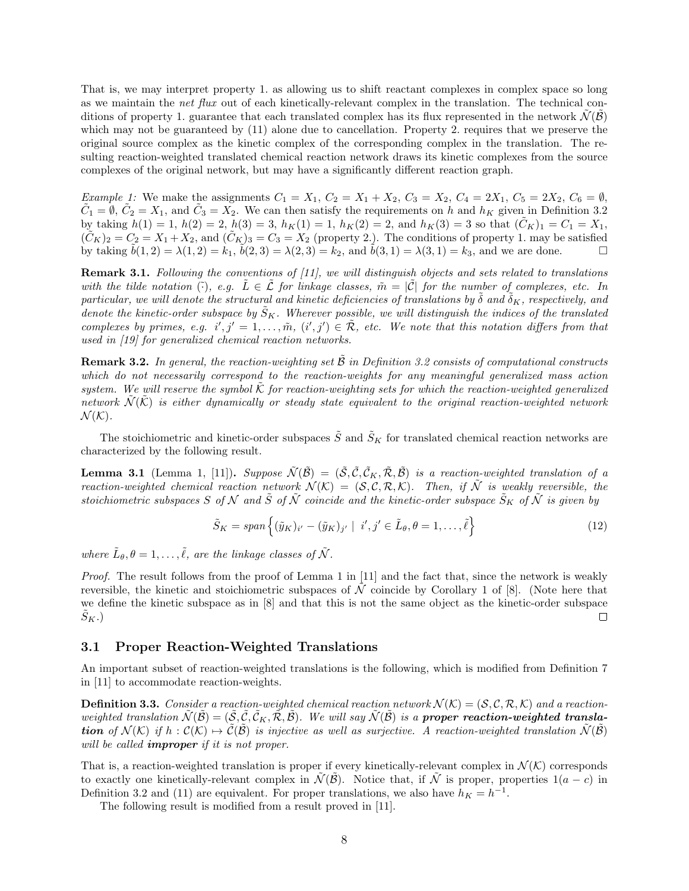That is, we may interpret property 1. as allowing us to shift reactant complexes in complex space so long as we maintain the *net flux* out of each kinetically-relevant complex in the translation. The technical conditions of property 1. guarantee that each translated complex has its flux represented in the network $\tilde{\mathcal{N}}(\tilde{\mathcal{B}})$ which may not be guaranteed by (11) alone due to cancellation. Property 2. requires that we preserve the original source complex as the kinetic complex of the corresponding complex in the translation. The resulting reaction-weighted translated chemical reaction network draws its kinetic complexes from the source complexes of the original network, but may have a significantly different reaction graph.

*Example 1:* We make the assignments $C_1 = X_1$, $C_2 = X_1 + X_2$, $C_3 = X_2$, $C_4 = 2X_1$, $C_5 = 2X_2$, $C_6 = \emptyset$, $\tilde{C}_1 = \emptyset$, $\tilde{C}_2 = X_1$, and $\tilde{C}_3 = X_2$. We can then satisfy the requirements on $h$ and $h_K$ given in Definition 3.2 by taking $h(1) = 1$, $h(2) = 2$, $h(3) = 3$, $h_K(1) = 1$, $h_K(2) = 2$, and $h_K(3) = 3$ so that $(\tilde{C}_K)_1 = C_1 = X_1$, $(\tilde{C}_K)_2 = C_2 = X_1 + X_2$, and $(\tilde{C}_K)_3 = C_3 = X_2$ (property 2.). The conditions of property 1. may be satisfied by taking $\tilde{b}(1,2) = \lambda(1,2) = k_1$, $\tilde{b}(2,3) = \lambda(2,3) = k_2$, and $\tilde{b}(3,1) = \lambda(3,1) = k_3$, and we are done. □

**Remark 3.1.** *Following the conventions of [11], we will distinguish objects and sets related to translations with the tilde notation $\tilde{(\cdot)}$, e.g. $\tilde{L} \in \tilde{\mathcal{L}}$ for linkage classes, $\tilde{m} = |\tilde{\mathcal{C}}|$ for the number of complexes, etc. In particular, we will denote the structural and kinetic deficiencies of translations by $\tilde{\delta}$ and $\tilde{\delta}_K$, respectively, and denote the kinetic-order subspace by $\tilde{S}_K$. Wherever possible, we will distinguish the indices of the translated complexes by primes, e.g. $i', j' = 1, \ldots, \tilde{m}$, $(i', j') \in \tilde{\mathcal{R}}$, etc. We note that this notation differs from that used in [19] for generalized chemical reaction networks.*

**Remark 3.2.** *In general, the reaction-weighting set $\tilde{\mathcal{B}}$ in Definition 3.2 consists of computational constructs which do not necessarily correspond to the reaction-weights for any meaningful generalized mass action system. We will reserve the symbol $\tilde{\mathcal{K}}$ for reaction-weighting sets for which the reaction-weighted generalized network $\tilde{\mathcal{N}}(\tilde{\mathcal{K}})$ is either dynamically or steady state equivalent to the original reaction-weighted network $\mathcal{N}(\mathcal{K})$.*

The stoichiometric and kinetic-order subspaces $\tilde{S}$ and $\tilde{S}_K$ for translated chemical reaction networks are characterized by the following result.

**Lemma 3.1** (Lemma 1, [11])**.** *Suppose $\tilde{\mathcal{N}}(\tilde{\mathcal{B}}) = (\tilde{\mathcal{S}}, \tilde{\mathcal{C}}, \tilde{\mathcal{C}}_K, \tilde{\mathcal{R}}, \tilde{\mathcal{B}})$ is a reaction-weighted translation of a reaction-weighted chemical reaction network $\mathcal{N}(\mathcal{K}) = (\mathcal{S}, \mathcal{C}, \mathcal{R}, \mathcal{K})$. Then, if $\tilde{\mathcal{N}}$ is weakly reversible, the stoichiometric subspaces $S$ of $\mathcal{N}$ and $\tilde{S}$ of $\tilde{\mathcal{N}}$ coincide and the kinetic-order subspace $\tilde{S}_K$ of $\tilde{\mathcal{N}}$ is given by*

$$\tilde{S}_K = span \left\{ (\tilde{y}_K)_{i'} - (\tilde{y}_K)_{j'} \;|\; i', j' \in \tilde{L}_\theta, \theta = 1, \ldots, \tilde{\ell} \right\} \tag{12}$$

*where $\tilde{L}_\theta, \theta = 1, \ldots, \tilde{\ell}$, are the linkage classes of $\tilde{\mathcal{N}}$.*

*Proof.* The result follows from the proof of Lemma 1 in [11] and the fact that, since the network is weakly reversible, the kinetic and stoichiometric subspaces of $\tilde{\mathcal{N}}$ coincide by Corollary 1 of [8]. (Note here that we define the kinetic subspace as in [8] and that this is not the same object as the kinetic-order subspace $\tilde{S}_K$.) □

### 3.1 Proper Reaction-Weighted Translations

An important subset of reaction-weighted translations is the following, which is modified from Definition 7 in [11] to accommodate reaction-weights.

**Definition 3.3.** *Consider a reaction-weighted chemical reaction network $\mathcal{N}(\mathcal{K}) = (\mathcal{S}, \mathcal{C}, \mathcal{R}, \mathcal{K})$ and a reaction-weighted translation $\tilde{\mathcal{N}}(\tilde{\mathcal{B}}) = (\tilde{\mathcal{S}}, \tilde{\mathcal{C}}, \tilde{\mathcal{C}}_K, \tilde{\mathcal{R}}, \tilde{\mathcal{B}})$. We will say $\tilde{\mathcal{N}}(\tilde{\mathcal{B}})$ is a **proper reaction-weighted translation** of $\mathcal{N}(\mathcal{K})$ if $h : \mathcal{C}(\mathcal{K}) \mapsto \tilde{\mathcal{C}}(\tilde{\mathcal{B}})$ is injective as well as surjective. A reaction-weighted translation $\tilde{\mathcal{N}}(\tilde{\mathcal{B}})$ will be called **improper** if it is not proper.*

That is, a reaction-weighted translation is proper if every kinetically-relevant complex in $\mathcal{N}(\mathcal{K})$ corresponds to exactly one kinetically-relevant complex in $\tilde{\mathcal{N}}(\tilde{\mathcal{B}})$. Notice that, if $\tilde{\mathcal{N}}$ is proper, properties $1(a-c)$ in Definition 3.2 and (11) are equivalent. For proper translations, we also have $h_K = h^{-1}$.

The following result is modified from a result proved in [11].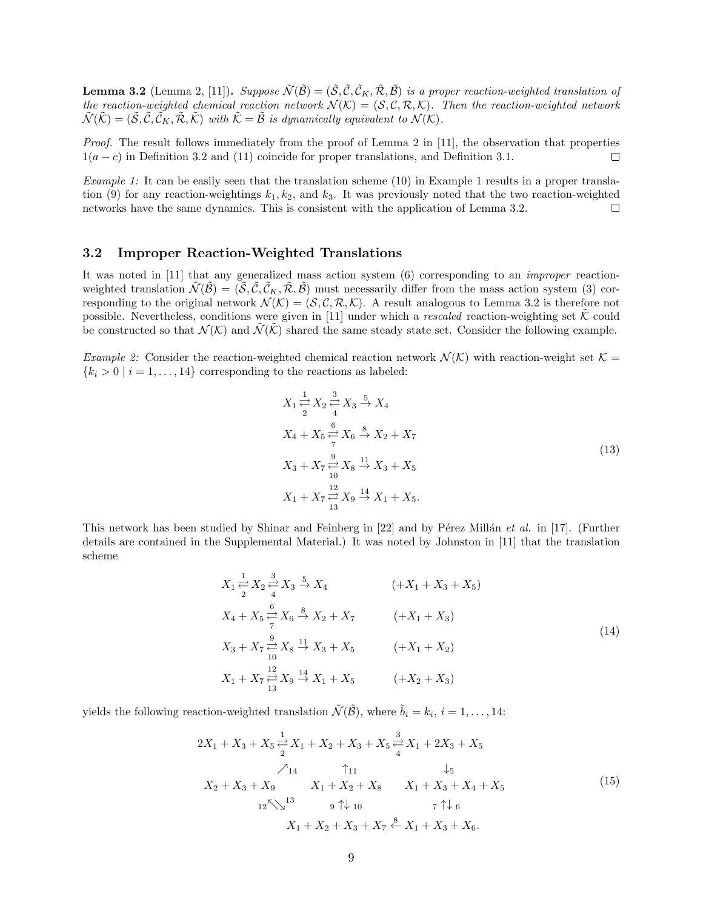**Lemma 3.2** (Lemma 2, [11])**.** *Suppose $\tilde{\mathcal{N}}(\tilde{\mathcal{B}}) = (\tilde{\mathcal{S}}, \tilde{\mathcal{C}}, \tilde{\mathcal{C}}_K, \tilde{\mathcal{R}}, \tilde{\mathcal{B}})$ is a proper reaction-weighted translation of the reaction-weighted chemical reaction network $\mathcal{N}(\mathcal{K}) = (\mathcal{S}, \mathcal{C}, \mathcal{R}, \mathcal{K})$. Then the reaction-weighted network $\tilde{\mathcal{N}}(\tilde{\mathcal{K}}) = (\tilde{\mathcal{S}}, \tilde{\mathcal{C}}, \tilde{\mathcal{C}}_K, \tilde{\mathcal{R}}, \tilde{\mathcal{K}})$ with $\tilde{\mathcal{K}} = \tilde{\mathcal{B}}$ is dynamically equivalent to $\mathcal{N}(\mathcal{K})$.*

*Proof.* The result follows immediately from the proof of Lemma 2 in [11], the observation that properties $1(a-c)$ in Definition 3.2 and (11) coincide for proper translations, and Definition 3.1. $\square$

*Example 1:* It can be easily seen that the translation scheme (10) in Example 1 results in a proper translation (9) for any reaction-weightings $k_1, k_2$, and $k_3$. It was previously noted that the two reaction-weighted networks have the same dynamics. This is consistent with the application of Lemma 3.2. $\square$

### 3.2 Improper Reaction-Weighted Translations

It was noted in [11] that any generalized mass action system (6) corresponding to an *improper* reaction-weighted translation $\tilde{\mathcal{N}}(\tilde{\mathcal{B}}) = (\tilde{\mathcal{S}}, \tilde{\mathcal{C}}, \tilde{\mathcal{C}}_K, \tilde{\mathcal{R}}, \tilde{\mathcal{B}})$ must necessarily differ from the mass action system (3) corresponding to the original network $\mathcal{N}(\mathcal{K}) = (\mathcal{S}, \mathcal{C}, \mathcal{R}, \mathcal{K})$. A result analogous to Lemma 3.2 is therefore not possible. Nevertheless, conditions were given in [11] under which a *rescaled* reaction-weighting set $\tilde{\mathcal{K}}$ could be constructed so that $\mathcal{N}(\mathcal{K})$ and $\tilde{\mathcal{N}}(\tilde{\mathcal{K}})$ shared the same steady state set. Consider the following example.

*Example 2:* Consider the reaction-weighted chemical reaction network $\mathcal{N}(\mathcal{K})$ with reaction-weight set $\mathcal{K} = \{k_i > 0 \mid i = 1, \ldots, 14\}$ corresponding to the reactions as labeled:

$$
\begin{aligned}
& X_1 \underset{2}{\overset{1}{\rightleftarrows}} X_2 \underset{4}{\overset{3}{\rightleftarrows}} X_3 \overset{5}{\rightarrow} X_4 \\
& X_4 + X_5 \underset{7}{\overset{6}{\rightleftarrows}} X_6 \overset{8}{\rightarrow} X_2 + X_7 \\
& X_3 + X_7 \underset{10}{\overset{9}{\rightleftarrows}} X_8 \overset{11}{\rightarrow} X_3 + X_5 \\
& X_1 + X_7 \underset{13}{\overset{12}{\rightleftarrows}} X_9 \overset{14}{\rightarrow} X_1 + X_5.
\end{aligned}
\tag{13}
$$

This network has been studied by Shinar and Feinberg in [22] and by Pérez Millán *et al.* in [17]. (Further details are contained in the Supplemental Material.) It was noted by Johnston in [11] that the translation scheme

$$
\begin{aligned}
& X_1 \underset{2}{\overset{1}{\rightleftarrows}} X_2 \underset{4}{\overset{3}{\rightleftarrows}} X_3 \overset{5}{\rightarrow} X_4 && (+X_1 + X_3 + X_5) \\
& X_4 + X_5 \underset{7}{\overset{6}{\rightleftarrows}} X_6 \overset{8}{\rightarrow} X_2 + X_7 && (+X_1 + X_3) \\
& X_3 + X_7 \underset{10}{\overset{9}{\rightleftarrows}} X_8 \overset{11}{\rightarrow} X_3 + X_5 && (+X_1 + X_2) \\
& X_1 + X_7 \underset{13}{\overset{12}{\rightleftarrows}} X_9 \overset{14}{\rightarrow} X_1 + X_5 && (+X_2 + X_3)
\end{aligned}
\tag{14}
$$

yields the following reaction-weighted translation $\tilde{\mathcal{N}}(\tilde{\mathcal{B}})$, where $\tilde{b}_i = k_i$, $i = 1, \ldots, 14$:

$$
\begin{array}{ccccc}
2X_1 + X_3 + X_5 & \underset{2}{\overset{1}{\rightleftarrows}} & X_1 + X_2 + X_3 + X_5 & \underset{4}{\overset{3}{\rightleftarrows}} & X_1 + 2X_3 + X_5 \\
\nearrow_{14} & & \uparrow_{11} & & \downarrow_{5} \\
X_2 + X_3 + X_9 & & X_1 + X_2 + X_8 & & X_1 + X_3 + X_4 + X_5 \\
{}_{12}\nwarrow\searrow^{13} & & {}_{9}\uparrow\downarrow_{10} & & {}_{7}\uparrow\downarrow_{6} \\
& X_1 + X_2 + X_3 + X_7 & \overset{8}{\leftarrow} & X_1 + X_3 + X_6. &
\end{array}
\tag{15}
$$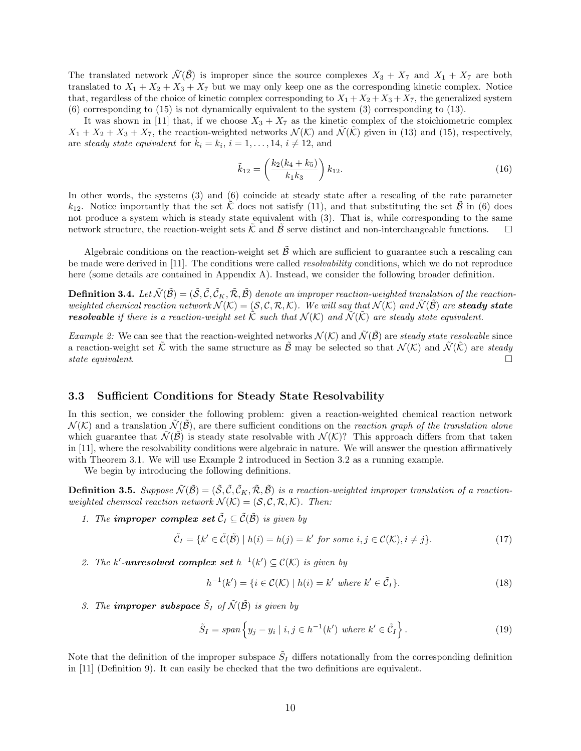The translated network $\tilde{\mathcal{N}}(\tilde{\mathcal{B}})$ is improper since the source complexes $X_3 + X_7$ and $X_1 + X_7$ are both translated to $X_1 + X_2 + X_3 + X_7$ but we may only keep one as the corresponding kinetic complex. Notice that, regardless of the choice of kinetic complex corresponding to $X_1 + X_2 + X_3 + X_7$, the generalized system (6) corresponding to (15) is not dynamically equivalent to the system (3) corresponding to (13).

It was shown in [11] that, if we choose $X_3 + X_7$ as the kinetic complex of the stoichiometric complex $X_1 + X_2 + X_3 + X_7$, the reaction-weighted networks $\mathcal{N}(\mathcal{K})$ and $\tilde{\mathcal{N}}(\tilde{\mathcal{K}})$ given in (13) and (15), respectively, are *steady state equivalent* for $\tilde{k}_i = k_i$, $i = 1, \ldots, 14$, $i \neq 12$, and

$$\tilde{k}_{12} = \left( \frac{k_2(k_4 + k_5)}{k_1 k_3} \right) k_{12}. \tag{16}$$

In other words, the systems (3) and (6) coincide at steady state after a rescaling of the rate parameter $k_{12}$. Notice importantly that the set $\tilde{\mathcal{K}}$ does not satisfy (11), and that substituting the set $\tilde{\mathcal{B}}$ in (6) does not produce a system which is steady state equivalent with (3). That is, while corresponding to the same network structure, the reaction-weight sets $\tilde{\mathcal{K}}$ and $\tilde{\mathcal{B}}$ serve distinct and non-interchangeable functions. □

Algebraic conditions on the reaction-weight set $\tilde{\mathcal{B}}$ which are sufficient to guarantee such a rescaling can be made were derived in [11]. The conditions were called *resolvability* conditions, which we do not reproduce here (some details are contained in Appendix A). Instead, we consider the following broader definition.

**Definition 3.4.** *Let $\tilde{\mathcal{N}}(\tilde{\mathcal{B}}) = (\tilde{\mathcal{S}}, \tilde{\mathcal{C}}, \tilde{\mathcal{C}}_K, \tilde{\mathcal{R}}, \tilde{\mathcal{B}})$ denote an improper reaction-weighted translation of the reaction-weighted chemical reaction network $\mathcal{N}(\mathcal{K}) = (\mathcal{S}, \mathcal{C}, \mathcal{R}, \mathcal{K})$. We will say that $\mathcal{N}(\mathcal{K})$ and $\tilde{\mathcal{N}}(\tilde{\mathcal{B}})$ are **steady state resolvable** if there is a reaction-weight set $\tilde{\mathcal{K}}$ such that $\mathcal{N}(\mathcal{K})$ and $\tilde{\mathcal{N}}(\tilde{\mathcal{K}})$ are steady state equivalent.*

*Example 2:* We can see that the reaction-weighted networks $\mathcal{N}(\mathcal{K})$ and $\tilde{\mathcal{N}}(\tilde{\mathcal{B}})$ are *steady state resolvable* since a reaction-weight set $\tilde{\mathcal{K}}$ with the same structure as $\tilde{\mathcal{B}}$ may be selected so that $\mathcal{N}(\mathcal{K})$ and $\tilde{\mathcal{N}}(\tilde{\mathcal{K}})$ are *steady state equivalent*. □

### 3.3 Sufficient Conditions for Steady State Resolvability

In this section, we consider the following problem: given a reaction-weighted chemical reaction network $\mathcal{N}(\mathcal{K})$ and a translation $\tilde{\mathcal{N}}(\tilde{\mathcal{B}})$, are there sufficient conditions on the *reaction graph of the translation alone* which guarantee that $\tilde{\mathcal{N}}(\tilde{\mathcal{B}})$ is steady state resolvable with $\mathcal{N}(\mathcal{K})$? This approach differs from that taken in [11], where the resolvability conditions were algebraic in nature. We will answer the question affirmatively with Theorem 3.1. We will use Example 2 introduced in Section 3.2 as a running example.

We begin by introducing the following definitions.

**Definition 3.5.** *Suppose $\tilde{\mathcal{N}}(\tilde{\mathcal{B}}) = (\tilde{\mathcal{S}}, \tilde{\mathcal{C}}, \tilde{\mathcal{C}}_K, \tilde{\mathcal{R}}, \tilde{\mathcal{B}})$ is a reaction-weighted improper translation of a reaction-weighted chemical reaction network $\mathcal{N}(\mathcal{K}) = (\mathcal{S}, \mathcal{C}, \mathcal{R}, \mathcal{K})$. Then:*

1. *The **improper complex set** $\tilde{\mathcal{C}}_I \subseteq \tilde{\mathcal{C}}(\tilde{\mathcal{B}})$ is given by*

$$\tilde{\mathcal{C}}_I = \{k' \in \tilde{\mathcal{C}}(\tilde{\mathcal{B}}) \mid h(i) = h(j) = k' \text{ for some } i, j \in \mathcal{C}(\mathcal{K}), i \neq j\}. \tag{17}$$

2. *The $k'$-**unresolved complex set** $h^{-1}(k') \subseteq \mathcal{C}(\mathcal{K})$ is given by*

$$h^{-1}(k') = \{i \in \mathcal{C}(\mathcal{K}) \mid h(i) = k' \text{ where } k' \in \tilde{\mathcal{C}}_I\}. \tag{18}$$

3. *The **improper subspace** $\tilde{S}_I$ of $\tilde{\mathcal{N}}(\tilde{\mathcal{B}})$ is given by*

$$\tilde{S}_I = \text{span}\left\{ y_j - y_i \mid i, j \in h^{-1}(k') \text{ where } k' \in \tilde{\mathcal{C}}_I \right\}. \tag{19}$$

Note that the definition of the improper subspace $\tilde{S}_I$ differs notationally from the corresponding definition in [11] (Definition 9). It can easily be checked that the two definitions are equivalent.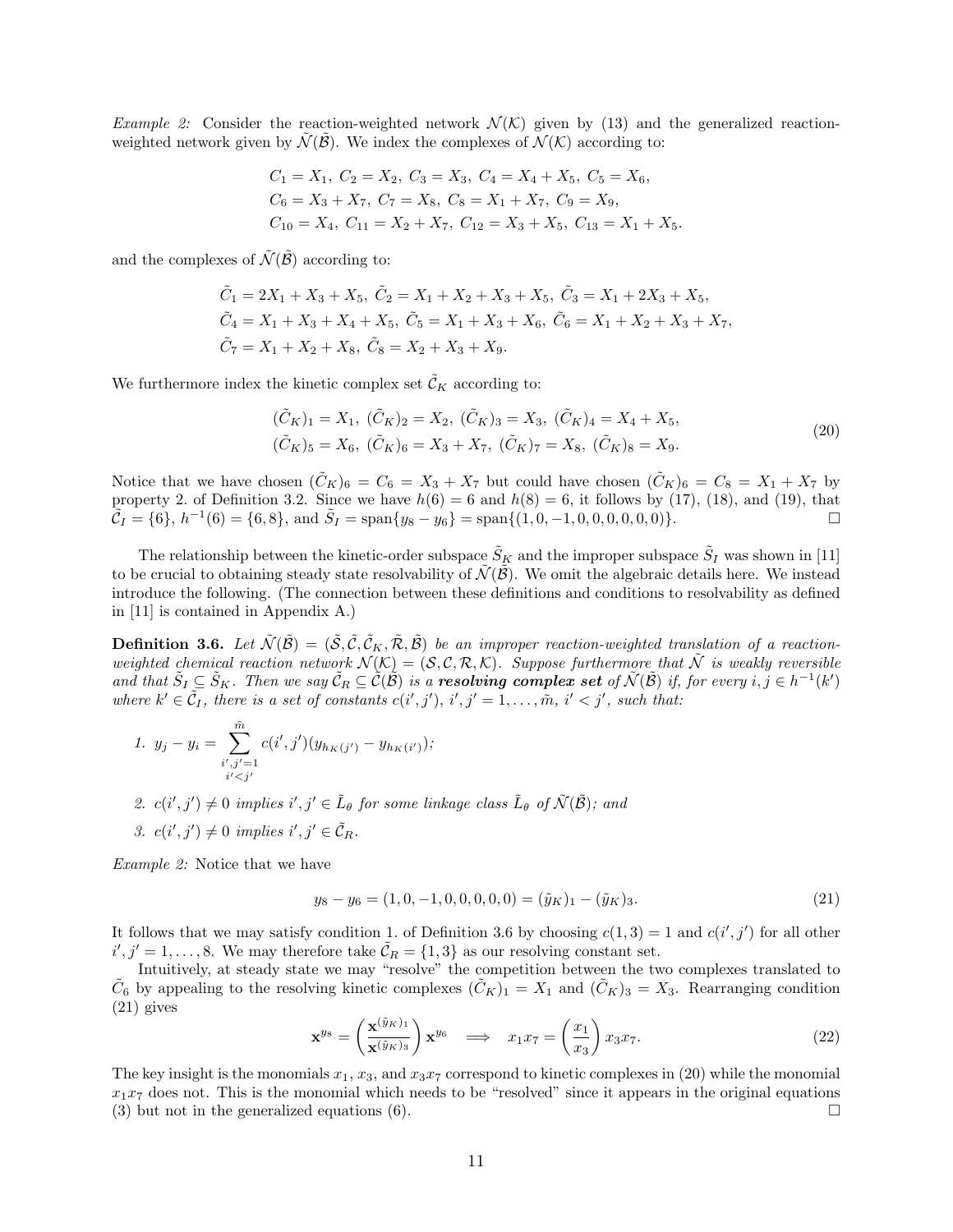*Example 2:* Consider the reaction-weighted network $\mathcal{N}(\mathcal{K})$ given by (13) and the generalized reaction-weighted network given by $\tilde{\mathcal{N}}(\tilde{\mathcal{B}})$. We index the complexes of $\mathcal{N}(\mathcal{K})$ according to:

$$
\begin{gathered}
C_1 = X_1,\ C_2 = X_2,\ C_3 = X_3,\ C_4 = X_4 + X_5,\ C_5 = X_6, \\
C_6 = X_3 + X_7,\ C_7 = X_8,\ C_8 = X_1 + X_7,\ C_9 = X_9, \\
C_{10} = X_4,\ C_{11} = X_2 + X_7,\ C_{12} = X_3 + X_5,\ C_{13} = X_1 + X_5.
\end{gathered}
$$

and the complexes of $\tilde{\mathcal{N}}(\tilde{\mathcal{B}})$ according to:

$$
\begin{gathered}
\tilde{C}_1 = 2X_1 + X_3 + X_5,\ \tilde{C}_2 = X_1 + X_2 + X_3 + X_5,\ \tilde{C}_3 = X_1 + 2X_3 + X_5, \\
\tilde{C}_4 = X_1 + X_3 + X_4 + X_5,\ \tilde{C}_5 = X_1 + X_3 + X_6,\ \tilde{C}_6 = X_1 + X_2 + X_3 + X_7, \\
\tilde{C}_7 = X_1 + X_2 + X_8,\ \tilde{C}_8 = X_2 + X_3 + X_9.
\end{gathered}
$$

We furthermore index the kinetic complex set $\tilde{\mathcal{C}}_K$ according to:

$$
\begin{gathered}
(\tilde{C}_K)_1 = X_1,\ (\tilde{C}_K)_2 = X_2,\ (\tilde{C}_K)_3 = X_3,\ (\tilde{C}_K)_4 = X_4 + X_5, \\
(\tilde{C}_K)_5 = X_6,\ (\tilde{C}_K)_6 = X_3 + X_7,\ (\tilde{C}_K)_7 = X_8,\ (\tilde{C}_K)_8 = X_9.
\end{gathered}
\tag{20}
$$

Notice that we have chosen $(\tilde{C}_K)_6 = C_6 = X_3 + X_7$ but could have chosen $(\tilde{C}_K)_6 = C_8 = X_1 + X_7$ by property 2. of Definition 3.2. Since we have $h(6) = 6$ and $h(8) = 6$, it follows by (17), (18), and (19), that $\tilde{\mathcal{C}}_I = \{6\}$, $h^{-1}(6) = \{6, 8\}$, and $\tilde{S}_I = \text{span}\{y_8 - y_6\} = \text{span}\{(1, 0, -1, 0, 0, 0, 0, 0, 0)\}$. □

The relationship between the kinetic-order subspace $\tilde{S}_K$ and the improper subspace $\tilde{S}_I$ was shown in [11] to be crucial to obtaining steady state resolvability of $\tilde{\mathcal{N}}(\tilde{\mathcal{B}})$. We omit the algebraic details here. We instead introduce the following. (The connection between these definitions and conditions to resolvability as defined in [11] is contained in Appendix A.)

**Definition 3.6.** *Let $\tilde{\mathcal{N}}(\tilde{\mathcal{B}}) = (\tilde{\mathcal{S}}, \tilde{\mathcal{C}}, \tilde{\mathcal{C}}_K, \tilde{\mathcal{R}}, \tilde{\mathcal{B}})$ be an improper reaction-weighted translation of a reaction-weighted chemical reaction network $\mathcal{N}(\mathcal{K}) = (\mathcal{S}, \mathcal{C}, \mathcal{R}, \mathcal{K})$. Suppose furthermore that $\tilde{\mathcal{N}}$ is weakly reversible and that $\tilde{S}_I \subseteq \tilde{S}_K$. Then we say $\tilde{\mathcal{C}}_R \subseteq \tilde{\mathcal{C}}(\tilde{\mathcal{B}})$ is a* ***resolving complex set*** *of $\tilde{\mathcal{N}}(\tilde{\mathcal{B}})$ if, for every $i, j \in h^{-1}(k')$ where $k' \in \tilde{\mathcal{C}}_I$, there is a set of constants $c(i', j')$, $i', j' = 1, \ldots, \tilde{m}$, $i' < j'$, such that:*

1. $y_j - y_i = \displaystyle\sum_{\substack{i', j' = 1 \\ i' < j'}}^{\tilde{m}} c(i', j')(y_{h_K(j')} - y_{h_K(i')})$;
2. *$c(i', j') \neq 0$ implies $i', j' \in \tilde{L}_\theta$ for some linkage class $\tilde{L}_\theta$ of $\tilde{\mathcal{N}}(\tilde{\mathcal{B}})$; and*
3. *$c(i', j') \neq 0$ implies $i', j' \in \tilde{\mathcal{C}}_R$.*

*Example 2:* Notice that we have

$$
y_8 - y_6 = (1, 0, -1, 0, 0, 0, 0, 0) = (\tilde{y}_K)_1 - (\tilde{y}_K)_3. \tag{21}
$$

It follows that we may satisfy condition 1. of Definition 3.6 by choosing $c(1, 3) = 1$ and $c(i', j')$ for all other $i', j' = 1, \ldots, 8$. We may therefore take $\tilde{\mathcal{C}}_R = \{1, 3\}$ as our resolving constant set.

Intuitively, at steady state we may "resolve" the competition between the two complexes translated to $\tilde{C}_6$ by appealing to the resolving kinetic complexes $(\tilde{C}_K)_1 = X_1$ and $(\tilde{C}_K)_3 = X_3$. Rearranging condition (21) gives

$$
\mathbf{x}^{y_8} = \left( \frac{\mathbf{x}^{(\tilde{y}_K)_1}}{\mathbf{x}^{(\tilde{y}_K)_3}} \right) \mathbf{x}^{y_6} \quad \Longrightarrow \quad x_1 x_7 = \left( \frac{x_1}{x_3} \right) x_3 x_7. \tag{22}
$$

The key insight is the monomials $x_1$, $x_3$, and $x_3 x_7$ correspond to kinetic complexes in (20) while the monomial $x_1 x_7$ does not. This is the monomial which needs to be "resolved" since it appears in the original equations (3) but not in the generalized equations (6). □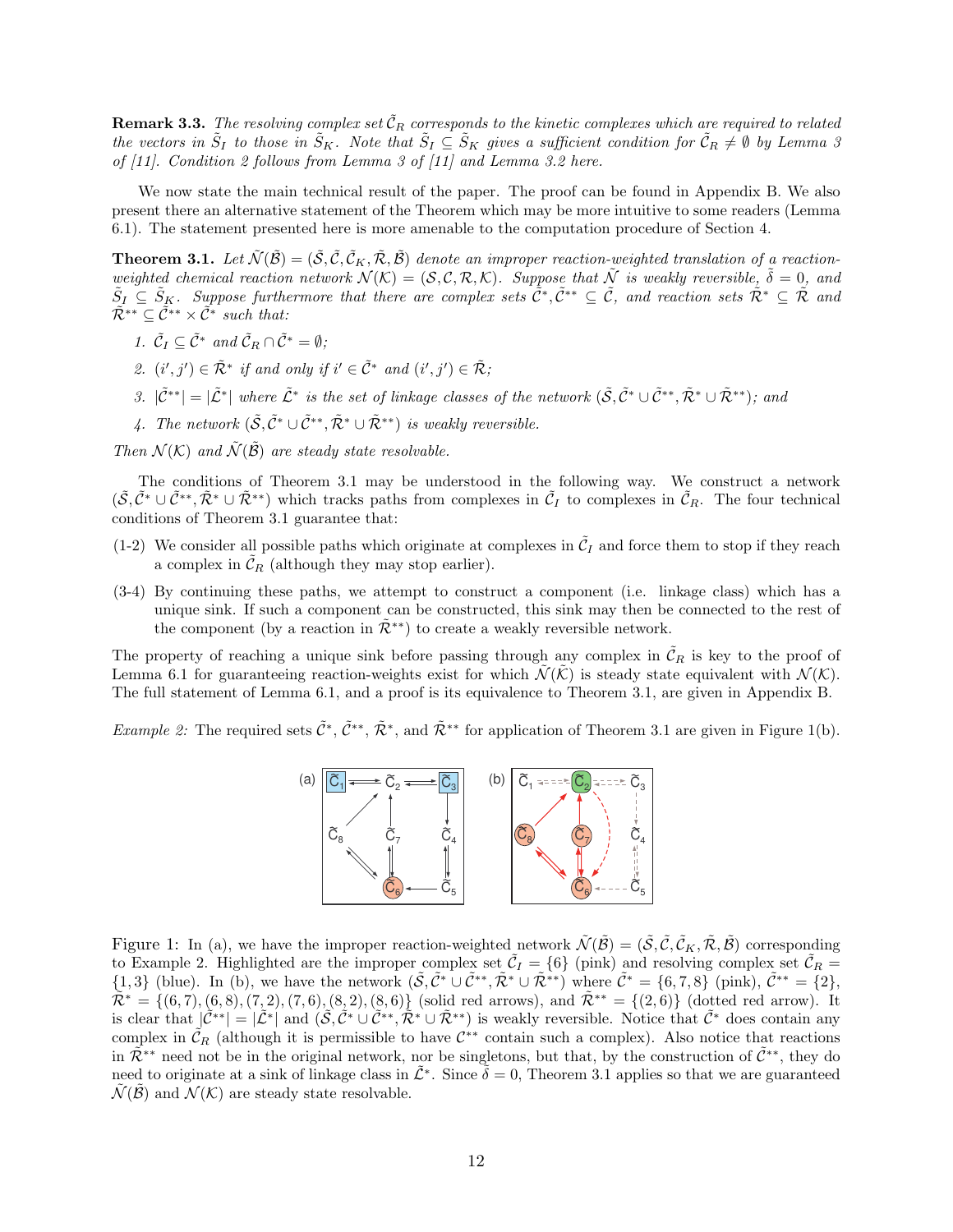**Remark 3.3.** *The resolving complex set $\tilde{\mathcal{C}}_R$ corresponds to the kinetic complexes which are required to related the vectors in $\tilde{S}_I$ to those in $\tilde{S}_K$. Note that $\tilde{S}_I \subseteq \tilde{S}_K$ gives a sufficient condition for $\tilde{\mathcal{C}}_R \neq \emptyset$ by Lemma 3 of [11]. Condition 2 follows from Lemma 3 of [11] and Lemma 3.2 here.*

We now state the main technical result of the paper. The proof can be found in Appendix B. We also present there an alternative statement of the Theorem which may be more intuitive to some readers (Lemma 6.1). The statement presented here is more amenable to the computation procedure of Section 4.

**Theorem 3.1.** *Let $\tilde{\mathcal{N}}(\tilde{\mathcal{B}}) = (\tilde{\mathcal{S}}, \tilde{\mathcal{C}}, \tilde{\mathcal{C}}_K, \tilde{\mathcal{R}}, \tilde{\mathcal{B}})$ denote an improper reaction-weighted translation of a reaction-weighted chemical reaction network $\mathcal{N}(\mathcal{K}) = (\mathcal{S}, \mathcal{C}, \mathcal{R}, \mathcal{K})$. Suppose that $\tilde{\mathcal{N}}$ is weakly reversible, $\tilde{\delta} = 0$, and $\tilde{S}_I \subseteq \tilde{S}_K$. Suppose furthermore that there are complex sets $\tilde{\mathcal{C}}^*, \tilde{\mathcal{C}}^{**} \subseteq \tilde{\mathcal{C}}$, and reaction sets $\tilde{\mathcal{R}}^* \subseteq \tilde{\mathcal{R}}$ and $\tilde{\mathcal{R}}^{**} \subseteq \tilde{\mathcal{C}}^{**} \times \tilde{\mathcal{C}}^*$ such that:*

1. *$\tilde{\mathcal{C}}_I \subseteq \tilde{\mathcal{C}}^*$ and $\tilde{\mathcal{C}}_R \cap \tilde{\mathcal{C}}^* = \emptyset$;*
2. *$(i', j') \in \tilde{\mathcal{R}}^*$ if and only if $i' \in \tilde{\mathcal{C}}^*$ and $(i', j') \in \tilde{\mathcal{R}}$;*
3. *$|\tilde{\mathcal{C}}^{**}| = |\tilde{\mathcal{L}}^*|$ where $\tilde{\mathcal{L}}^*$ is the set of linkage classes of the network $(\tilde{\mathcal{S}}, \tilde{\mathcal{C}}^* \cup \tilde{\mathcal{C}}^{**}, \tilde{\mathcal{R}}^* \cup \tilde{\mathcal{R}}^{**})$; and*
4. *The network $(\tilde{\mathcal{S}}, \tilde{\mathcal{C}}^* \cup \tilde{\mathcal{C}}^{**}, \tilde{\mathcal{R}}^* \cup \tilde{\mathcal{R}}^{**})$ is weakly reversible.*

*Then $\mathcal{N}(\mathcal{K})$ and $\tilde{\mathcal{N}}(\tilde{\mathcal{B}})$ are steady state resolvable.*

The conditions of Theorem 3.1 may be understood in the following way. We construct a network $(\tilde{\mathcal{S}}, \tilde{\mathcal{C}}^* \cup \tilde{\mathcal{C}}^{**}, \tilde{\mathcal{R}}^* \cup \tilde{\mathcal{R}}^{**})$ which tracks paths from complexes in $\tilde{\mathcal{C}}_I$ to complexes in $\tilde{\mathcal{C}}_R$. The four technical conditions of Theorem 3.1 guarantee that:

- (1-2) We consider all possible paths which originate at complexes in $\tilde{\mathcal{C}}_I$ and force them to stop if they reach a complex in $\tilde{\mathcal{C}}_R$ (although they may stop earlier).
- (3-4) By continuing these paths, we attempt to construct a component (i.e. linkage class) which has a unique sink. If such a component can be constructed, this sink may then be connected to the rest of the component (by a reaction in $\tilde{\mathcal{R}}^{**}$) to create a weakly reversible network.

The property of reaching a unique sink before passing through any complex in $\tilde{\mathcal{C}}_R$ is key to the proof of Lemma 6.1 for guaranteeing reaction-weights exist for which $\tilde{\mathcal{N}}(\tilde{\mathcal{K}})$ is steady state equivalent with $\mathcal{N}(\mathcal{K})$. The full statement of Lemma 6.1, and a proof is its equivalence to Theorem 3.1, are given in Appendix B.

*Example 2:* The required sets $\tilde{\mathcal{C}}^*$, $\tilde{\mathcal{C}}^{**}$, $\tilde{\mathcal{R}}^*$, and $\tilde{\mathcal{R}}^{**}$ for application of Theorem 3.1 are given in Figure 1(b).

Figure 1: In (a), we have the improper reaction-weighted network $\tilde{\mathcal{N}}(\tilde{\mathcal{B}}) = (\tilde{\mathcal{S}}, \tilde{\mathcal{C}}, \tilde{\mathcal{C}}_K, \tilde{\mathcal{R}}, \tilde{\mathcal{B}})$ corresponding to Example 2. Highlighted are the improper complex set $\tilde{\mathcal{C}}_I = \{6\}$ (pink) and resolving complex set $\tilde{\mathcal{C}}_R = \{1, 3\}$ (blue). In (b), we have the network $(\tilde{\mathcal{S}}, \tilde{\mathcal{C}}^* \cup \tilde{\mathcal{C}}^{**}, \tilde{\mathcal{R}}^* \cup \tilde{\mathcal{R}}^{**})$ where $\tilde{\mathcal{C}}^* = \{6, 7, 8\}$ (pink), $\tilde{\mathcal{C}}^{**} = \{2\}$, $\tilde{\mathcal{R}}^* = \{(6, 7), (6, 8), (7, 2), (7, 6), (8, 2), (8, 6)\}$ (solid red arrows), and $\tilde{\mathcal{R}}^{**} = \{(2, 6)\}$ (dotted red arrow). It is clear that $|\tilde{\mathcal{C}}^{**}| = |\tilde{\mathcal{L}}^*|$ and $(\tilde{\mathcal{S}}, \tilde{\mathcal{C}}^* \cup \tilde{\mathcal{C}}^{**}, \tilde{\mathcal{R}}^* \cup \tilde{\mathcal{R}}^{**})$ is weakly reversible. Notice that $\tilde{\mathcal{C}}^*$ does contain any complex in $\tilde{\mathcal{C}}_R$ (although it is permissible to have $\mathcal{C}^{**}$ contain such a complex). Also notice that reactions in $\tilde{\mathcal{R}}^{**}$ need not be in the original network, nor be singletons, but that, by the construction of $\tilde{\mathcal{C}}^{**}$, they do need to originate at a sink of linkage class in $\tilde{\mathcal{L}}^*$. Since $\tilde{\delta} = 0$, Theorem 3.1 applies so that we are guaranteed $\tilde{\mathcal{N}}(\tilde{\mathcal{B}})$ and $\mathcal{N}(\mathcal{K})$ are steady state resolvable.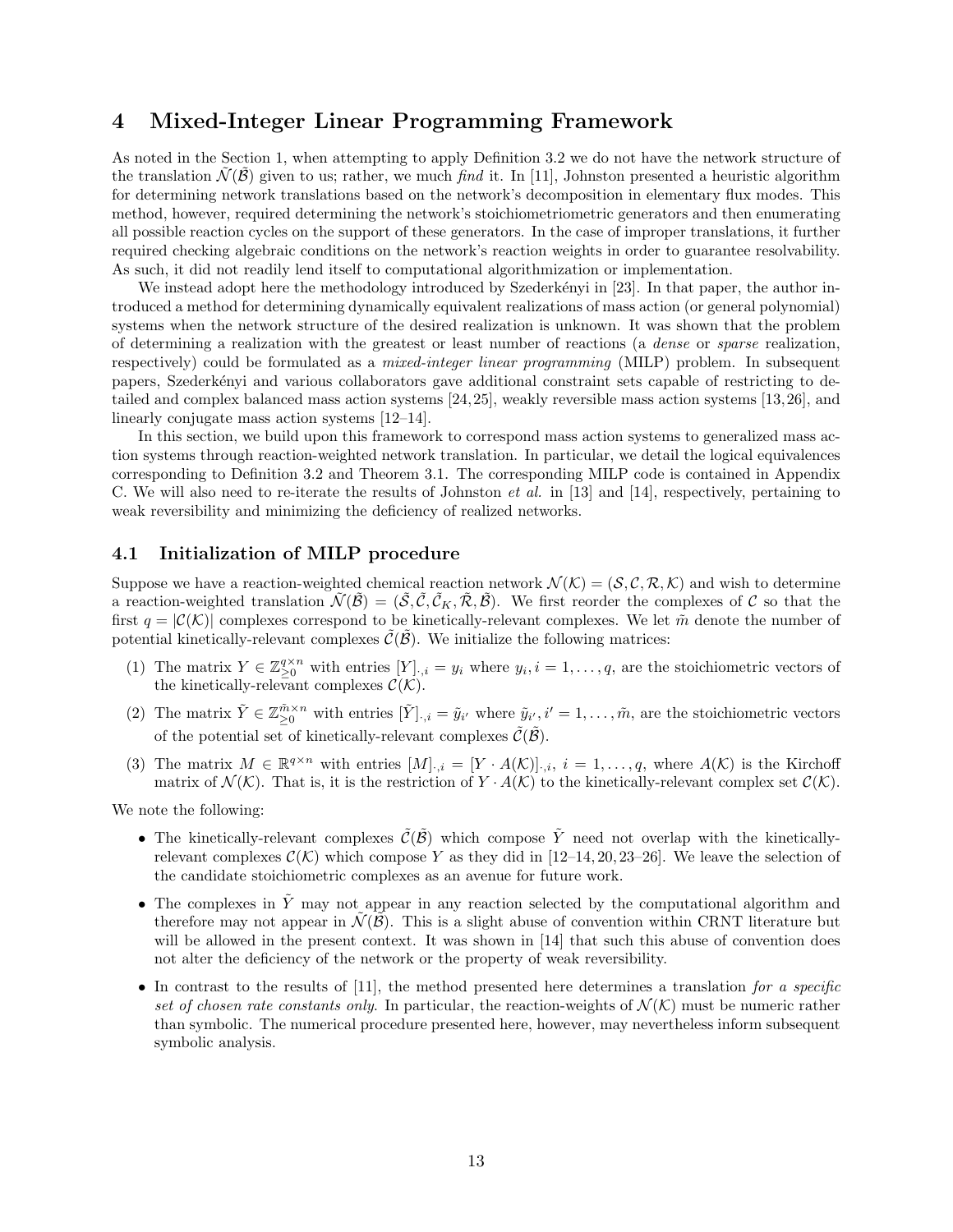# 4 Mixed-Integer Linear Programming Framework

As noted in the Section 1, when attempting to apply Definition 3.2 we do not have the network structure of the translation $\tilde{\mathcal{N}}(\tilde{\mathcal{B}})$ given to us; rather, we much *find* it. In [11], Johnston presented a heuristic algorithm for determining network translations based on the network's decomposition in elementary flux modes. This method, however, required determining the network's stoichiometriometric generators and then enumerating all possible reaction cycles on the support of these generators. In the case of improper translations, it further required checking algebraic conditions on the network's reaction weights in order to guarantee resolvability. As such, it did not readily lend itself to computational algorithmization or implementation.

We instead adopt here the methodology introduced by Szederkényi in [23]. In that paper, the author introduced a method for determining dynamically equivalent realizations of mass action (or general polynomial) systems when the network structure of the desired realization is unknown. It was shown that the problem of determining a realization with the greatest or least number of reactions (a *dense* or *sparse* realization, respectively) could be formulated as a *mixed-integer linear programming* (MILP) problem. In subsequent papers, Szederkényi and various collaborators gave additional constraint sets capable of restricting to detailed and complex balanced mass action systems [24,25], weakly reversible mass action systems [13,26], and linearly conjugate mass action systems [12–14].

In this section, we build upon this framework to correspond mass action systems to generalized mass action systems through reaction-weighted network translation. In particular, we detail the logical equivalences corresponding to Definition 3.2 and Theorem 3.1. The corresponding MILP code is contained in Appendix C. We will also need to re-iterate the results of Johnston *et al.* in [13] and [14], respectively, pertaining to weak reversibility and minimizing the deficiency of realized networks.

## 4.1 Initialization of MILP procedure

Suppose we have a reaction-weighted chemical reaction network $\mathcal{N}(\mathcal{K}) = (\mathcal{S}, \mathcal{C}, \mathcal{R}, \mathcal{K})$ and wish to determine a reaction-weighted translation $\tilde{\mathcal{N}}(\tilde{\mathcal{B}}) = (\tilde{\mathcal{S}}, \tilde{\mathcal{C}}, \tilde{\mathcal{C}}_K, \tilde{\mathcal{R}}, \tilde{\mathcal{B}})$. We first reorder the complexes of $\mathcal{C}$ so that the first $q = |\mathcal{C}(\mathcal{K})|$ complexes correspond to be kinetically-relevant complexes. We let $\tilde{m}$ denote the number of potential kinetically-relevant complexes $\tilde{\mathcal{C}}(\tilde{\mathcal{B}})$. We initialize the following matrices:

(1) The matrix $Y \in \mathbb{Z}_{\geq 0}^{q \times n}$ with entries $[Y]_{\cdot,i} = y_i$ where $y_i, i = 1, \ldots, q$, are the stoichiometric vectors of the kinetically-relevant complexes $\mathcal{C}(\mathcal{K})$.

(2) The matrix $\tilde{Y} \in \mathbb{Z}_{\geq 0}^{\tilde{m} \times n}$ with entries $[\tilde{Y}]_{\cdot,i} = \tilde{y}_{i'}$ where $\tilde{y}_{i'}, i' = 1, \ldots, \tilde{m}$, are the stoichiometric vectors of the potential set of kinetically-relevant complexes $\tilde{\mathcal{C}}(\tilde{\mathcal{B}})$.

(3) The matrix $M \in \mathbb{R}^{q \times n}$ with entries $[M]_{\cdot,i} = [Y \cdot A(\mathcal{K})]_{\cdot,i}$, $i = 1, \ldots, q$, where $A(\mathcal{K})$ is the Kirchoff matrix of $\mathcal{N}(\mathcal{K})$. That is, it is the restriction of $Y \cdot A(\mathcal{K})$ to the kinetically-relevant complex set $\mathcal{C}(\mathcal{K})$.

We note the following:

- The kinetically-relevant complexes $\tilde{\mathcal{C}}(\tilde{\mathcal{B}})$ which compose $\tilde{Y}$ need not overlap with the kinetically-relevant complexes $\mathcal{C}(\mathcal{K})$ which compose $Y$ as they did in [12–14, 20, 23–26]. We leave the selection of the candidate stoichiometric complexes as an avenue for future work.
- The complexes in $\tilde{Y}$ may not appear in any reaction selected by the computational algorithm and therefore may not appear in $\tilde{\mathcal{N}}(\tilde{\mathcal{B}})$. This is a slight abuse of convention within CRNT literature but will be allowed in the present context. It was shown in [14] that such this abuse of convention does not alter the deficiency of the network or the property of weak reversibility.
- In contrast to the results of [11], the method presented here determines a translation *for a specific set of chosen rate constants only*. In particular, the reaction-weights of $\mathcal{N}(\mathcal{K})$ must be numeric rather than symbolic. The numerical procedure presented here, however, may nevertheless inform subsequent symbolic analysis.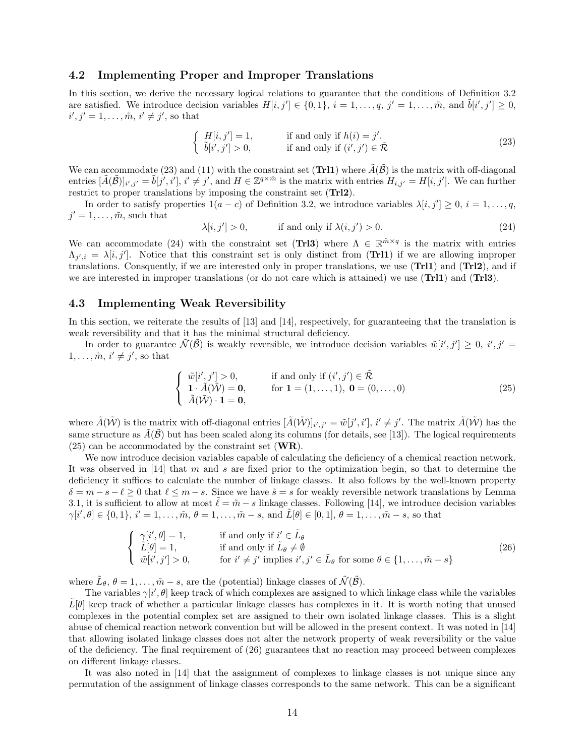### 4.2 Implementing Proper and Improper Translations

In this section, we derive the necessary logical relations to guarantee that the conditions of Definition 3.2 are satisfied. We introduce decision variables $H[i,j'] \in \{0,1\}$, $i = 1,\ldots,q$, $j' = 1,\ldots,\tilde{m}$, and $\tilde{b}[i',j'] \geq 0$, $i',j' = 1,\ldots,\tilde{m}$, $i' \neq j'$, so that

$$
\begin{cases} H[i,j'] = 1, & \text{if and only if } h(i) = j'. \\ \tilde{b}[i',j'] > 0, & \text{if and only if } (i',j') \in \tilde{\mathcal{R}} \end{cases} \tag{23}
$$

We can accommodate (23) and (11) with the constraint set (**Trl1**) where $\tilde{A}(\tilde{\mathcal{B}})$ is the matrix with off-diagonal entries $[\tilde{A}(\tilde{\mathcal{B}})]_{i',j'} = \tilde{b}[j',i']$, $i' \neq j'$, and $H \in \mathbb{Z}^{q \times \tilde{m}}$ is the matrix with entries $H_{i,j'} = H[i,j']$. We can further restrict to proper translations by imposing the constraint set (**Trl2**).

In order to satisfy properties $1(a-c)$ of Definition 3.2, we introduce variables $\lambda[i,j'] \geq 0$, $i = 1,\ldots,q$, $j' = 1,\ldots,\tilde{m}$, such that

$$
\lambda[i,j'] > 0, \qquad \text{if and only if } \lambda(i,j') > 0. \tag{24}
$$

We can accommodate (24) with the constraint set (**Trl3**) where $\Lambda \in \mathbb{R}^{\tilde{m} \times q}$ is the matrix with entries $\Lambda_{j',i} = \lambda[i,j']$. Notice that this constraint set is only distinct from (**Trl1**) if we are allowing improper translations. Consquently, if we are interested only in proper translations, we use (**Trl1**) and (**Trl2**), and if we are interested in improper translations (or do not care which is attained) we use (**Trl1**) and (**Trl3**).

### 4.3 Implementing Weak Reversibility

In this section, we reiterate the results of [13] and [14], respectively, for guaranteeing that the translation is weak reversibility and that it has the minimal structural deficiency.

In order to guarantee $\tilde{\mathcal{N}}(\tilde{\mathcal{B}})$ is weakly reversible, we introduce decision variables $\tilde{w}[i',j'] \geq 0$, $i',j' = 1,\ldots,\tilde{m}$, $i' \neq j'$, so that

$$
\begin{cases} \tilde{w}[i',j'] > 0, & \text{if and only if } (i',j') \in \tilde{\mathcal{R}} \\ \mathbf{1} \cdot \tilde{A}(\tilde{\mathcal{W}}) = \mathbf{0}, & \text{for } \mathbf{1} = (1,\ldots,1),\ \mathbf{0} = (0,\ldots,0) \\ \tilde{A}(\tilde{\mathcal{W}}) \cdot \mathbf{1} = \mathbf{0}, & \end{cases} \tag{25}
$$

where $\tilde{A}(\tilde{\mathcal{W}})$ is the matrix with off-diagonal entries $[\tilde{A}(\tilde{\mathcal{W}})]_{i',j'} = \tilde{w}[j',i']$, $i' \neq j'$. The matrix $\tilde{A}(\tilde{\mathcal{W}})$ has the same structure as $\tilde{A}(\tilde{\mathcal{B}})$ but has been scaled along its columns (for details, see [13]). The logical requirements (25) can be accommodated by the constraint set (**WR**).

We now introduce decision variables capable of calculating the deficiency of a chemical reaction network. It was observed in [14] that $m$ and $s$ are fixed prior to the optimization begin, so that to determine the deficiency it suffices to calculate the number of linkage classes. It also follows by the well-known property $\delta = m - s - \ell \geq 0$ that $\ell \leq m - s$. Since we have $\tilde{s} = s$ for weakly reversible network translations by Lemma 3.1, it is sufficient to allow at most $\tilde{\ell} = \tilde{m} - s$ linkage classes. Following [14], we introduce decision variables $\gamma[i',\theta] \in \{0,1\}$, $i' = 1,\ldots,\tilde{m}$, $\theta = 1,\ldots,\tilde{m}-s$, and $\tilde{L}[\theta] \in [0,1]$, $\theta = 1,\ldots,\tilde{m}-s$, so that

$$
\begin{cases} \gamma[i',\theta] = 1, & \text{if and only if } i' \in \tilde{L}_\theta \\ \tilde{L}[\theta] = 1, & \text{if and only if } \tilde{L}_\theta \neq \emptyset \\ \tilde{w}[i',j'] > 0, & \text{for } i' \neq j' \text{ implies } i',j' \in \tilde{L}_\theta \text{ for some } \theta \in \{1,\ldots,\tilde{m}-s\} \end{cases} \tag{26}
$$

where $\tilde{L}_\theta$, $\theta = 1,\ldots,\tilde{m}-s$, are the (potential) linkage classes of $\tilde{\mathcal{N}}(\tilde{\mathcal{B}})$.

The variables $\gamma[i',\theta]$ keep track of which complexes are assigned to which linkage class while the variables $\tilde{L}[\theta]$ keep track of whether a particular linkage classes has complexes in it. It is worth noting that unused complexes in the potential complex set are assigned to their own isolated linkage classes. This is a slight abuse of chemical reaction network convention but will be allowed in the present context. It was noted in [14] that allowing isolated linkage classes does not alter the network property of weak reversibility or the value of the deficiency. The final requirement of (26) guarantees that no reaction may proceed between complexes on different linkage classes.

It was also noted in [14] that the assignment of complexes to linkage classes is not unique since any permutation of the assignment of linkage classes corresponds to the same network. This can be a significant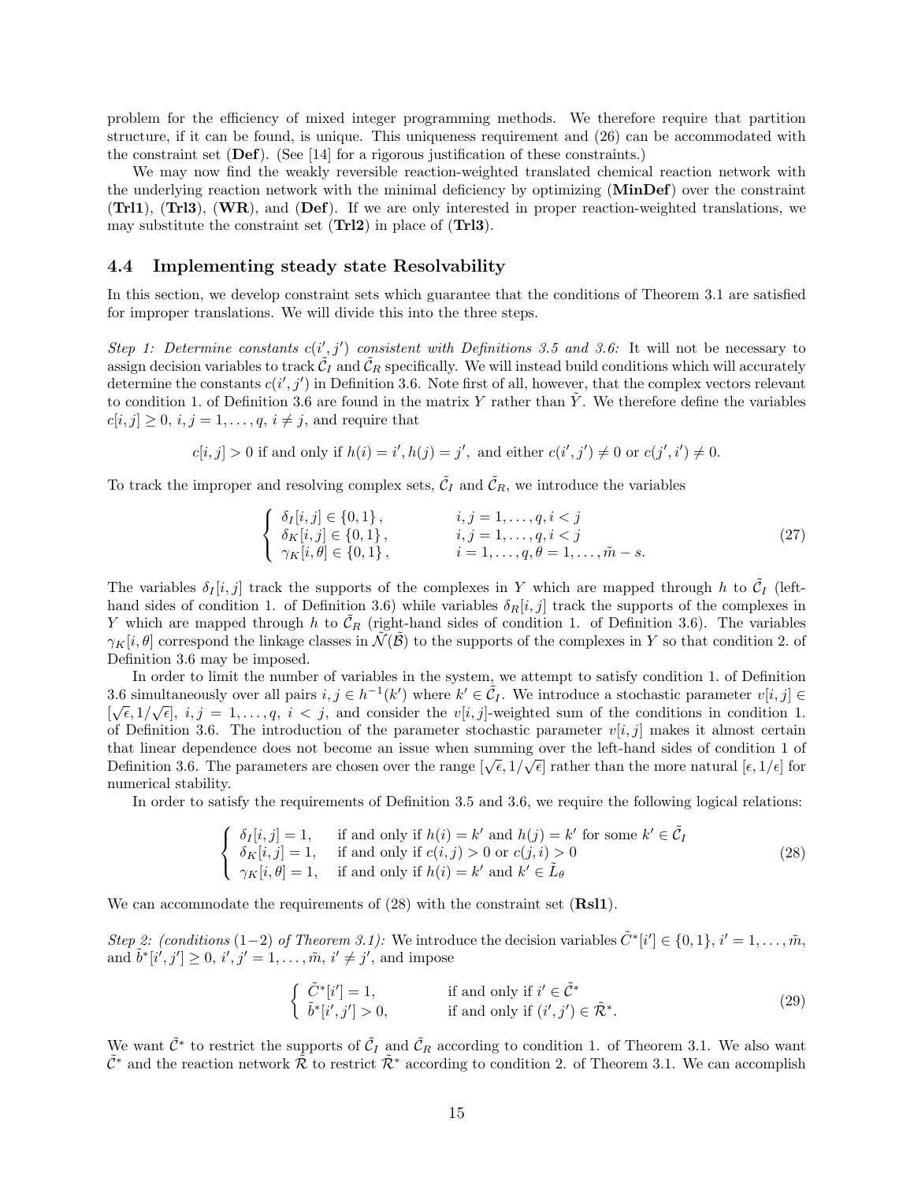problem for the efficiency of mixed integer programming methods. We therefore require that partition structure, if it can be found, is unique. This uniqueness requirement and (26) can be accommodated with the constraint set (**Def**). (See [14] for a rigorous justification of these constraints.)

We may now find the weakly reversible reaction-weighted translated chemical reaction network with the underlying reaction network with the minimal deficiency by optimizing (**MinDef**) over the constraint (**Trl1**), (**Trl3**), (**WR**), and (**Def**). If we are only interested in proper reaction-weighted translations, we may substitute the constraint set (**Trl2**) in place of (**Trl3**).

### 4.4 Implementing steady state Resolvability

In this section, we develop constraint sets which guarantee that the conditions of Theorem 3.1 are satisfied for improper translations. We will divide this into the three steps.

*Step 1: Determine constants $c(i',j')$ consistent with Definitions 3.5 and 3.6:* It will not be necessary to assign decision variables to track $\tilde{\mathcal{C}}_I$ and $\tilde{\mathcal{C}}_R$ specifically. We will instead build conditions which will accurately determine the constants $c(i',j')$ in Definition 3.6. Note first of all, however, that the complex vectors relevant to condition 1. of Definition 3.6 are found in the matrix $Y$ rather than $\tilde{Y}$. We therefore define the variables $c[i,j] \geq 0$, $i,j = 1,\ldots,q$, $i \neq j$, and require that

$$c[i,j] > 0 \text{ if and only if } h(i) = i', h(j) = j', \text{ and either } c(i',j') \neq 0 \text{ or } c(j',i') \neq 0.$$

To track the improper and resolving complex sets, $\tilde{\mathcal{C}}_I$ and $\tilde{\mathcal{C}}_R$, we introduce the variables

$$\left\{ \begin{array}{lll} \delta_I[i,j] \in \{0,1\}, & & i,j = 1,\ldots,q, i < j \\ \delta_K[i,j] \in \{0,1\}, & & i,j = 1,\ldots,q, i < j \\ \gamma_K[i,\theta] \in \{0,1\}, & & i = 1,\ldots,q, \theta = 1,\ldots,\tilde{m}-s. \end{array} \right. \tag{27}$$

The variables $\delta_I[i,j]$ track the supports of the complexes in $Y$ which are mapped through $h$ to $\tilde{\mathcal{C}}_I$ (left-hand sides of condition 1. of Definition 3.6) while variables $\delta_R[i,j]$ track the supports of the complexes in $Y$ which are mapped through $h$ to $\tilde{\mathcal{C}}_R$ (right-hand sides of condition 1. of Definition 3.6). The variables $\gamma_K[i,\theta]$ correspond the linkage classes in $\tilde{\mathcal{N}}(\tilde{\mathcal{B}})$ to the supports of the complexes in $Y$ so that condition 2. of Definition 3.6 may be imposed.

In order to limit the number of variables in the system, we attempt to satisfy condition 1. of Definition 3.6 simultaneously over all pairs $i,j \in h^{-1}(k')$ where $k' \in \tilde{\mathcal{C}}_I$. We introduce a stochastic parameter $v[i,j] \in [\sqrt{\epsilon}, 1/\sqrt{\epsilon}]$, $i,j = 1,\ldots,q$, $i < j$, and consider the $v[i,j]$-weighted sum of the conditions in condition 1. of Definition 3.6. The introduction of the parameter stochastic parameter $v[i,j]$ makes it almost certain that linear dependence does not become an issue when summing over the left-hand sides of condition 1 of Definition 3.6. The parameters are chosen over the range $[\sqrt{\epsilon}, 1/\sqrt{\epsilon}]$ rather than the more natural $[\epsilon, 1/\epsilon]$ for numerical stability.

In order to satisfy the requirements of Definition 3.5 and 3.6, we require the following logical relations:

$$\left\{ \begin{array}{lll} \delta_I[i,j] = 1, & \text{if and only if } h(i) = k' \text{ and } h(j) = k' \text{ for some } k' \in \tilde{\mathcal{C}}_I \\ \delta_K[i,j] = 1, & \text{if and only if } c(i,j) > 0 \text{ or } c(j,i) > 0 \\ \gamma_K[i,\theta] = 1, & \text{if and only if } h(i) = k' \text{ and } k' \in \tilde{L}_\theta \end{array} \right. \tag{28}$$

We can accommodate the requirements of (28) with the constraint set (**Rsl1**).

*Step 2: (conditions (1−2) of Theorem 3.1):* We introduce the decision variables $\tilde{C}^*[i'] \in \{0,1\}$, $i' = 1,\ldots,\tilde{m}$, and $\tilde{b}^*[i',j'] \geq 0$, $i',j' = 1,\ldots,\tilde{m}$, $i' \neq j'$, and impose

$$\left\{ \begin{array}{lll} \tilde{C}^*[i'] = 1, & & \text{if and only if } i' \in \tilde{\mathcal{C}}^* \\ \tilde{b}^*[i',j'] > 0, & & \text{if and only if } (i',j') \in \tilde{\mathcal{R}}^*. \end{array} \right. \tag{29}$$

We want $\tilde{\mathcal{C}}^*$ to restrict the supports of $\tilde{\mathcal{C}}_I$ and $\tilde{\mathcal{C}}_R$ according to condition 1. of Theorem 3.1. We also want $\tilde{\mathcal{C}}^*$ and the reaction network $\tilde{\mathcal{R}}$ to restrict $\tilde{\mathcal{R}}^*$ according to condition 2. of Theorem 3.1. We can accomplish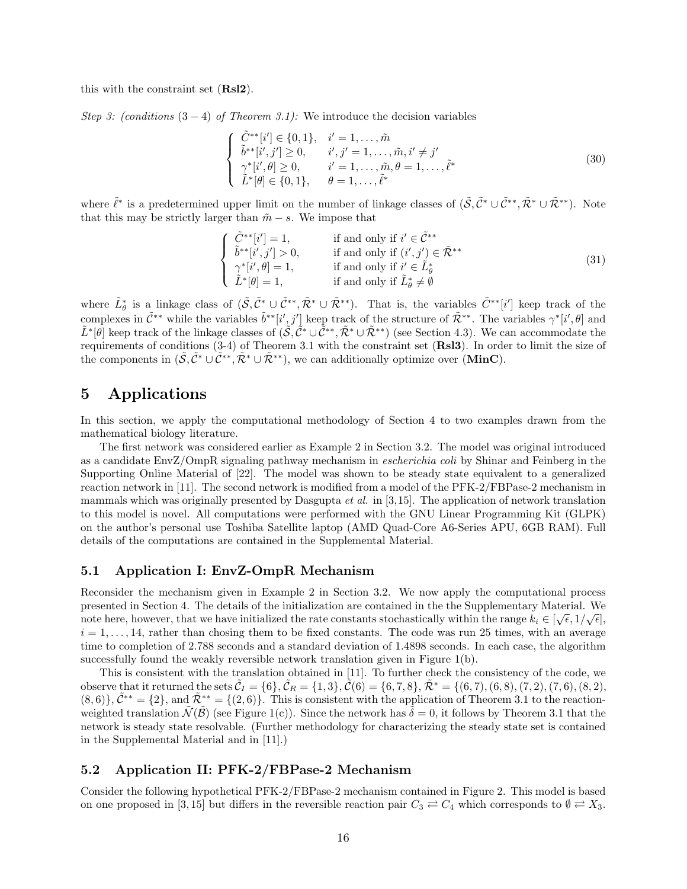this with the constraint set (**Rsl2**).

*Step 3: (conditions* $(3-4)$ *of Theorem 3.1):* We introduce the decision variables

$$
\begin{cases}
\tilde{C}^{**}[i'] \in \{0,1\}, & i' = 1, \ldots, \tilde{m} \\
\tilde{b}^{**}[i',j'] \geq 0, & i', j' = 1, \ldots, \tilde{m}, i' \neq j' \\
\gamma^{*}[i',\theta] \geq 0, & i' = 1, \ldots, \tilde{m}, \theta = 1, \ldots, \tilde{\ell}^{*} \\
\tilde{L}^{*}[\theta] \in \{0,1\}, & \theta = 1, \ldots, \tilde{\ell}^{*}
\end{cases}
\tag{30}
$$

where $\tilde{\ell}^{*}$ is a predetermined upper limit on the number of linkage classes of $(\tilde{\mathcal{S}}, \tilde{\mathcal{C}}^{*} \cup \tilde{\mathcal{C}}^{**}, \tilde{\mathcal{R}}^{*} \cup \tilde{\mathcal{R}}^{**})$. Note that this may be strictly larger than $\tilde{m} - s$. We impose that

$$
\begin{cases}
\tilde{C}^{**}[i'] = 1, & \text{if and only if } i' \in \tilde{\mathcal{C}}^{**} \\
\tilde{b}^{**}[i',j'] > 0, & \text{if and only if } (i',j') \in \tilde{\mathcal{R}}^{**} \\
\gamma^{*}[i',\theta] = 1, & \text{if and only if } i' \in \tilde{L}^{*}_{\theta} \\
\tilde{L}^{*}[\theta] = 1, & \text{if and only if } \tilde{L}^{*}_{\theta} \neq \emptyset
\end{cases}
\tag{31}
$$

where $\tilde{L}^{*}_{\theta}$ is a linkage class of $(\tilde{\mathcal{S}}, \tilde{\mathcal{C}}^{*} \cup \tilde{\mathcal{C}}^{**}, \tilde{\mathcal{R}}^{*} \cup \tilde{\mathcal{R}}^{**})$. That is, the variables $\tilde{C}^{**}[i']$ keep track of the complexes in $\tilde{\mathcal{C}}^{**}$ while the variables $\tilde{b}^{**}[i',j']$ keep track of the structure of $\tilde{\mathcal{R}}^{**}$. The variables $\gamma^{*}[i',\theta]$ and $\tilde{L}^{*}[\theta]$ keep track of the linkage classes of $(\tilde{\mathcal{S}}, \tilde{\mathcal{C}}^{*} \cup \tilde{\mathcal{C}}^{**}, \tilde{\mathcal{R}}^{*} \cup \tilde{\mathcal{R}}^{**})$ (see Section 4.3). We can accommodate the requirements of conditions (3-4) of Theorem 3.1 with the constraint set (**Rsl3**). In order to limit the size of the components in $(\tilde{\mathcal{S}}, \tilde{\mathcal{C}}^{*} \cup \tilde{\mathcal{C}}^{**}, \tilde{\mathcal{R}}^{*} \cup \tilde{\mathcal{R}}^{**})$, we can additionally optimize over (**MinC**).

# 5 Applications

In this section, we apply the computational methodology of Section 4 to two examples drawn from the mathematical biology literature.

The first network was considered earlier as Example 2 in Section 3.2. The model was original introduced as a candidate EnvZ/OmpR signaling pathway mechanism in *escherichia coli* by Shinar and Feinberg in the Supporting Online Material of [22]. The model was shown to be of steady state equivalent to a generalized reaction network in [11]. The second network is modified from a model of the PFK-2/FBPase-2 mechanism in mammals which was originally presented by Dasgupta *et al.* in [3,15]. The application of network translation to this model is novel. All computations were performed with the GNU Linear Programming Kit (GLPK) on the author's personal use Toshiba Satellite laptop (AMD Quad-Core A6-Series APU, 6GB RAM). Full details of the computations are contained in the Supplemental Material.

## 5.1 Application I: EnvZ-OmpR Mechanism

Reconsider the mechanism given in Example 2 in Section 3.2. We now apply the computational process presented in Section 4. The details of the initialization are contained in the the Supplementary Material. We note here, however, that we have initialized the rate constants stochastically within the range $k_i \in [\sqrt{\epsilon}, 1/\sqrt{\epsilon}]$, $i = 1, \ldots, 14$, rather than chosing them to be fixed constants. The code was run 25 times, with an average time to completion of 2.788 seconds and a standard deviation of 1.4898 seconds. In each case, the algorithm successfully found the weakly reversible network translation given in Figure 1(b).

This is consistent with the translation obtained in [11]. To further check the consistency of the code, we observe that it returned the sets $\tilde{\mathcal{C}}_I = \{6\}$, $\tilde{\mathcal{C}}_R = \{1,3\}$, $\tilde{\mathcal{C}}(6) = \{6,7,8\}$, $\tilde{\mathcal{R}}^{*} = \{(6,7),(6,8),(7,2),(7,6),(8,2),(8,6)\}$, $\tilde{\mathcal{C}}^{**} = \{2\}$, and $\tilde{\mathcal{R}}^{**} = \{(2,6)\}$. This is consistent with the application of Theorem 3.1 to the reaction-weighted translation $\tilde{\mathcal{N}}(\tilde{\mathcal{B}})$ (see Figure 1(c)). Since the network has $\tilde{\delta} = 0$, it follows by Theorem 3.1 that the network is steady state resolvable. (Further methodology for characterizing the steady state set is contained in the Supplemental Material and in [11].)

## 5.2 Application II: PFK-2/FBPase-2 Mechanism

Consider the following hypothetical PFK-2/FBPase-2 mechanism contained in Figure 2. This model is based on one proposed in [3,15] but differs in the reversible reaction pair $C_3 \rightleftarrows C_4$ which corresponds to $\emptyset \rightleftarrows X_3$.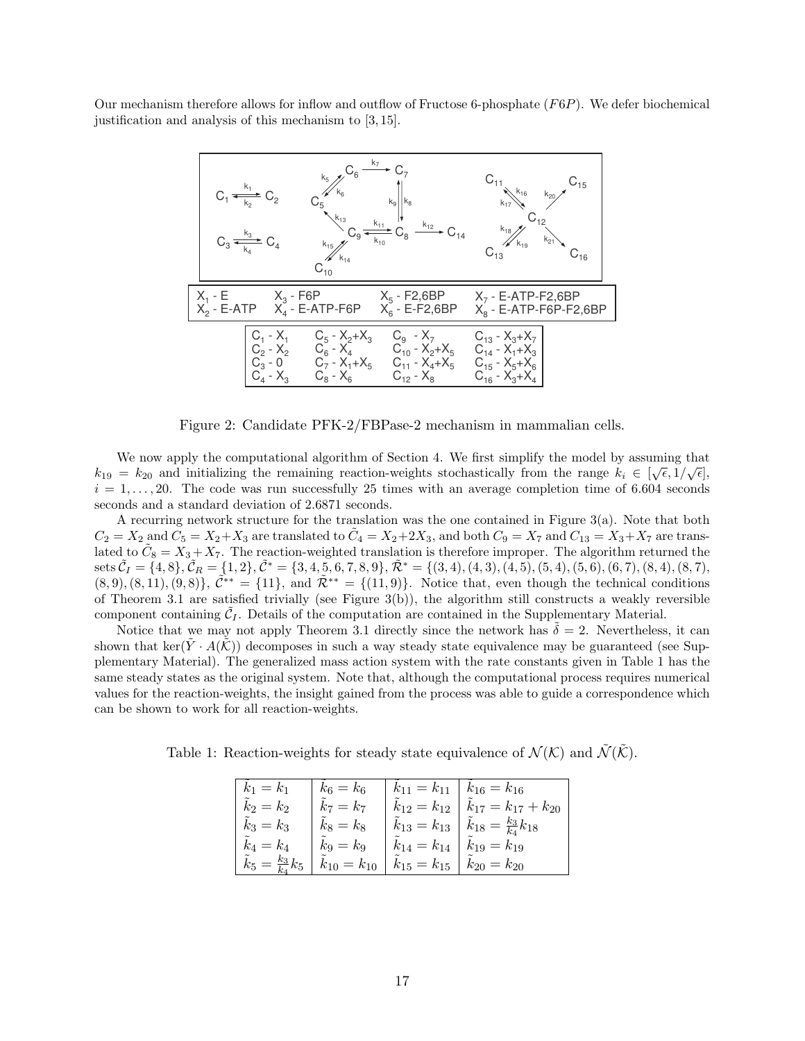Our mechanism therefore allows for inflow and outflow of Fructose 6-phosphate ($F6P$). We defer biochemical justification and analysis of this mechanism to [3, 15].

Figure 2: Candidate PFK-2/FBPase-2 mechanism in mammalian cells.

We now apply the computational algorithm of Section 4. We first simplify the model by assuming that $k_{19} = k_{20}$ and initializing the remaining reaction-weights stochastically from the range $k_i \in [\sqrt{\epsilon}, 1/\sqrt{\epsilon}]$, $i = 1, \ldots, 20$. The code was run successfully 25 times with an average completion time of 6.604 seconds seconds and a standard deviation of 2.6871 seconds.

A recurring network structure for the translation was the one contained in Figure 3(a). Note that both $C_2 = X_2$ and $C_5 = X_2 + X_3$ are translated to $\tilde{C}_4 = X_2 + 2X_3$, and both $C_9 = X_7$ and $C_{13} = X_3 + X_7$ are translated to $\tilde{C}_8 = X_3 + X_7$. The reaction-weighted translation is therefore improper. The algorithm returned the sets $\tilde{\mathcal{C}}_I = \{4, 8\}$, $\tilde{\mathcal{C}}_R = \{1, 2\}$, $\tilde{\mathcal{C}}^* = \{3, 4, 5, 6, 7, 8, 9\}$, $\tilde{\mathcal{R}}^* = \{(3, 4), (4, 3), (4, 5), (5, 4), (5, 6), (6, 7), (8, 4), (8, 7), (8, 9), (8, 11), (9, 8)\}$, $\tilde{\mathcal{C}}^{**} = \{11\}$, and $\tilde{\mathcal{R}}^{**} = \{(11, 9)\}$. Notice that, even though the technical conditions of Theorem 3.1 are satisfied trivially (see Figure 3(b)), the algorithm still constructs a weakly reversible component containing $\tilde{\mathcal{C}}_I$. Details of the computation are contained in the Supplementary Material.

Notice that we may not apply Theorem 3.1 directly since the network has $\tilde{\delta} = 2$. Nevertheless, it can shown that $\ker(\tilde{Y} \cdot A(\tilde{\mathcal{K}}))$ decomposes in such a way steady state equivalence may be guaranteed (see Supplementary Material). The generalized mass action system with the rate constants given in Table 1 has the same steady states as the original system. Note that, although the computational process requires numerical values for the reaction-weights, the insight gained from the process was able to guide a correspondence which can be shown to work for all reaction-weights.

Table 1: Reaction-weights for steady state equivalence of $\mathcal{N}(\mathcal{K})$ and $\tilde{\mathcal{N}}(\tilde{\mathcal{K}})$.

| | | | |
|---|---|---|---|
| $\tilde{k}_1 = k_1$ | $\tilde{k}_6 = k_6$ | $\tilde{k}_{11} = k_{11}$ | $\tilde{k}_{16} = k_{16}$ |
| $\tilde{k}_2 = k_2$ | $\tilde{k}_7 = k_7$ | $\tilde{k}_{12} = k_{12}$ | $\tilde{k}_{17} = k_{17} + k_{20}$ |
| $\tilde{k}_3 = k_3$ | $\tilde{k}_8 = k_8$ | $\tilde{k}_{13} = k_{13}$ | $\tilde{k}_{18} = \frac{k_3}{k_4} k_{18}$ |
| $\tilde{k}_4 = k_4$ | $\tilde{k}_9 = k_9$ | $\tilde{k}_{14} = k_{14}$ | $\tilde{k}_{19} = k_{19}$ |
| $\tilde{k}_5 = \frac{k_3}{k_4} k_5$ | $\tilde{k}_{10} = k_{10}$ | $\tilde{k}_{15} = k_{15}$ | $\tilde{k}_{20} = k_{20}$ |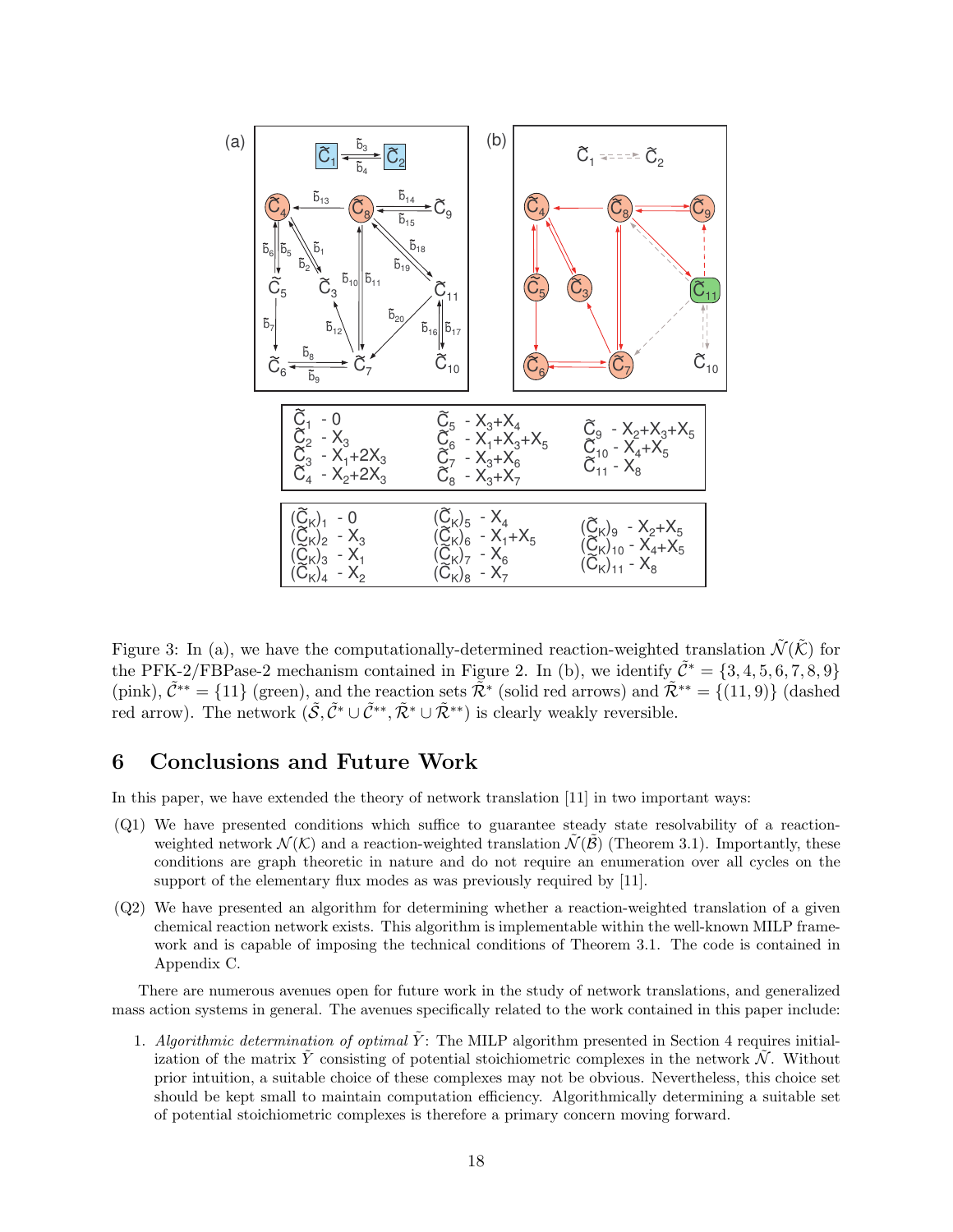| | | |
|---|---|---|
| $\tilde{C}_1$ - 0 | $\tilde{C}_5$ - $X_3+X_4$ | $\tilde{C}_9$ - $X_2+X_3+X_5$ |
| $\tilde{C}_2$ - $X_3$ | $\tilde{C}_6$ - $X_1+X_3+X_5$ | $\tilde{C}_{10}$ - $X_4+X_5$ |
| $\tilde{C}_3$ - $X_1+2X_3$ | $\tilde{C}_7$ - $X_3+X_6$ | $\tilde{C}_{11}$ - $X_8$ |
| $\tilde{C}_4$ - $X_2+2X_3$ | $\tilde{C}_8$ - $X_3+X_7$ | |

| | | |
|---|---|---|
| $(\tilde{C}_K)_1$ - 0 | $(\tilde{C}_K)_5$ - $X_4$ | $(\tilde{C}_K)_9$ - $X_2+X_5$ |
| $(\tilde{C}_K)_2$ - $X_3$ | $(\tilde{C}_K)_6$ - $X_1+X_5$ | $(\tilde{C}_K)_{10}$ - $X_4+X_5$ |
| $(\tilde{C}_K)_3$ - $X_1$ | $(\tilde{C}_K)_7$ - $X_6$ | $(\tilde{C}_K)_{11}$ - $X_8$ |
| $(\tilde{C}_K)_4$ - $X_2$ | $(\tilde{C}_K)_8$ - $X_7$ | |

Figure 3: In (a), we have the computationally-determined reaction-weighted translation $\tilde{\mathcal{N}}(\tilde{\mathcal{K}})$ for the PFK-2/FBPase-2 mechanism contained in Figure 2. In (b), we identify $\tilde{\mathcal{C}}^* = \{3, 4, 5, 6, 7, 8, 9\}$ (pink), $\tilde{\mathcal{C}}^{**} = \{11\}$ (green), and the reaction sets $\tilde{\mathcal{R}}^*$ (solid red arrows) and $\tilde{\mathcal{R}}^{**} = \{(11, 9)\}$ (dashed red arrow). The network $(\tilde{\mathcal{S}}, \tilde{\mathcal{C}}^* \cup \tilde{\mathcal{C}}^{**}, \tilde{\mathcal{R}}^* \cup \tilde{\mathcal{R}}^{**})$ is clearly weakly reversible.

## 6 Conclusions and Future Work

In this paper, we have extended the theory of network translation [11] in two important ways:

(Q1) We have presented conditions which suffice to guarantee steady state resolvability of a reaction-weighted network $\mathcal{N}(\mathcal{K})$ and a reaction-weighted translation $\tilde{\mathcal{N}}(\tilde{\mathcal{B}})$ (Theorem 3.1). Importantly, these conditions are graph theoretic in nature and do not require an enumeration over all cycles on the support of the elementary flux modes as was previously required by [11].

(Q2) We have presented an algorithm for determining whether a reaction-weighted translation of a given chemical reaction network exists. This algorithm is implementable within the well-known MILP framework and is capable of imposing the technical conditions of Theorem 3.1. The code is contained in Appendix C.

There are numerous avenues open for future work in the study of network translations, and generalized mass action systems in general. The avenues specifically related to the work contained in this paper include:

1. *Algorithmic determination of optimal* $\tilde{Y}$: The MILP algorithm presented in Section 4 requires initialization of the matrix $\tilde{Y}$ consisting of potential stoichiometric complexes in the network $\tilde{\mathcal{N}}$. Without prior intuition, a suitable choice of these complexes may not be obvious. Nevertheless, this choice set should be kept small to maintain computation efficiency. Algorithmically determining a suitable set of potential stoichiometric complexes is therefore a primary concern moving forward.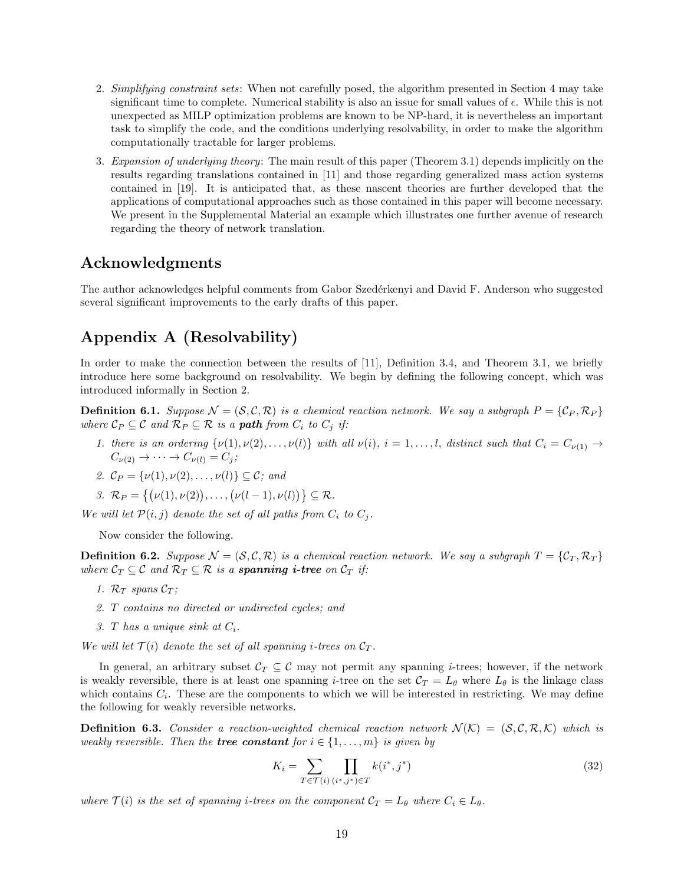2. *Simplifying constraint sets*: When not carefully posed, the algorithm presented in Section 4 may take significant time to complete. Numerical stability is also an issue for small values of $\epsilon$. While this is not unexpected as MILP optimization problems are known to be NP-hard, it is nevertheless an important task to simplify the code, and the conditions underlying resolvability, in order to make the algorithm computationally tractable for larger problems.

3. *Expansion of underlying theory*: The main result of this paper (Theorem 3.1) depends implicitly on the results regarding translations contained in [11] and those regarding generalized mass action systems contained in [19]. It is anticipated that, as these nascent theories are further developed that the applications of computational approaches such as those contained in this paper will become necessary. We present in the Supplemental Material an example which illustrates one further avenue of research regarding the theory of network translation.

## Acknowledgments

The author acknowledges helpful comments from Gabor Szederkényi and David F. Anderson who suggested several significant improvements to the early drafts of this paper.

## Appendix A (Resolvability)

In order to make the connection between the results of [11], Definition 3.4, and Theorem 3.1, we briefly introduce here some background on resolvability. We begin by defining the following concept, which was introduced informally in Section 2.

**Definition 6.1.** *Suppose $\mathcal{N} = (\mathcal{S}, \mathcal{C}, \mathcal{R})$ is a chemical reaction network. We say a subgraph $P = \{\mathcal{C}_P, \mathcal{R}_P\}$ where $\mathcal{C}_P \subseteq \mathcal{C}$ and $\mathcal{R}_P \subseteq \mathcal{R}$ is a* ***path*** *from $C_i$ to $C_j$ if:*

1. *there is an ordering $\{\nu(1), \nu(2), \ldots, \nu(l)\}$ with all $\nu(i)$, $i = 1, \ldots, l$, distinct such that $C_i = C_{\nu(1)} \to C_{\nu(2)} \to \cdots \to C_{\nu(l)} = C_j$;*
2. *$\mathcal{C}_P = \{\nu(1), \nu(2), \ldots, \nu(l)\} \subseteq \mathcal{C}$; and*
3. *$\mathcal{R}_P = \big\{ \big(\nu(1), \nu(2)\big), \ldots, \big(\nu(l-1), \nu(l)\big) \big\} \subseteq \mathcal{R}$.*

*We will let $\mathcal{P}(i,j)$ denote the set of all paths from $C_i$ to $C_j$.*

Now consider the following.

**Definition 6.2.** *Suppose $\mathcal{N} = (\mathcal{S}, \mathcal{C}, \mathcal{R})$ is a chemical reaction network. We say a subgraph $T = \{\mathcal{C}_T, \mathcal{R}_T\}$ where $\mathcal{C}_T \subseteq \mathcal{C}$ and $\mathcal{R}_T \subseteq \mathcal{R}$ is a* ***spanning i-tree*** *on $\mathcal{C}_T$ if:*

1. *$\mathcal{R}_T$ spans $\mathcal{C}_T$;*
2. *$T$ contains no directed or undirected cycles; and*
3. *$T$ has a unique sink at $C_i$.*

*We will let $\mathcal{T}(i)$ denote the set of all spanning $i$-trees on $\mathcal{C}_T$.*

In general, an arbitrary subset $\mathcal{C}_T \subseteq \mathcal{C}$ may not permit any spanning $i$-trees; however, if the network is weakly reversible, there is at least one spanning $i$-tree on the set $\mathcal{C}_T = L_\theta$ where $L_\theta$ is the linkage class which contains $C_i$. These are the components to which we will be interested in restricting. We may define the following for weakly reversible networks.

**Definition 6.3.** *Consider a reaction-weighted chemical reaction network $\mathcal{N}(\mathcal{K}) = (\mathcal{S}, \mathcal{C}, \mathcal{R}, \mathcal{K})$ which is weakly reversible. Then the* ***tree constant*** *for $i \in \{1, \ldots, m\}$ is given by*

$$K_i = \sum_{T \in \mathcal{T}(i)} \prod_{(i^*, j^*) \in T} k(i^*, j^*) \tag{32}$$

*where $\mathcal{T}(i)$ is the set of spanning $i$-trees on the component $\mathcal{C}_T = L_\theta$ where $C_i \in L_\theta$.*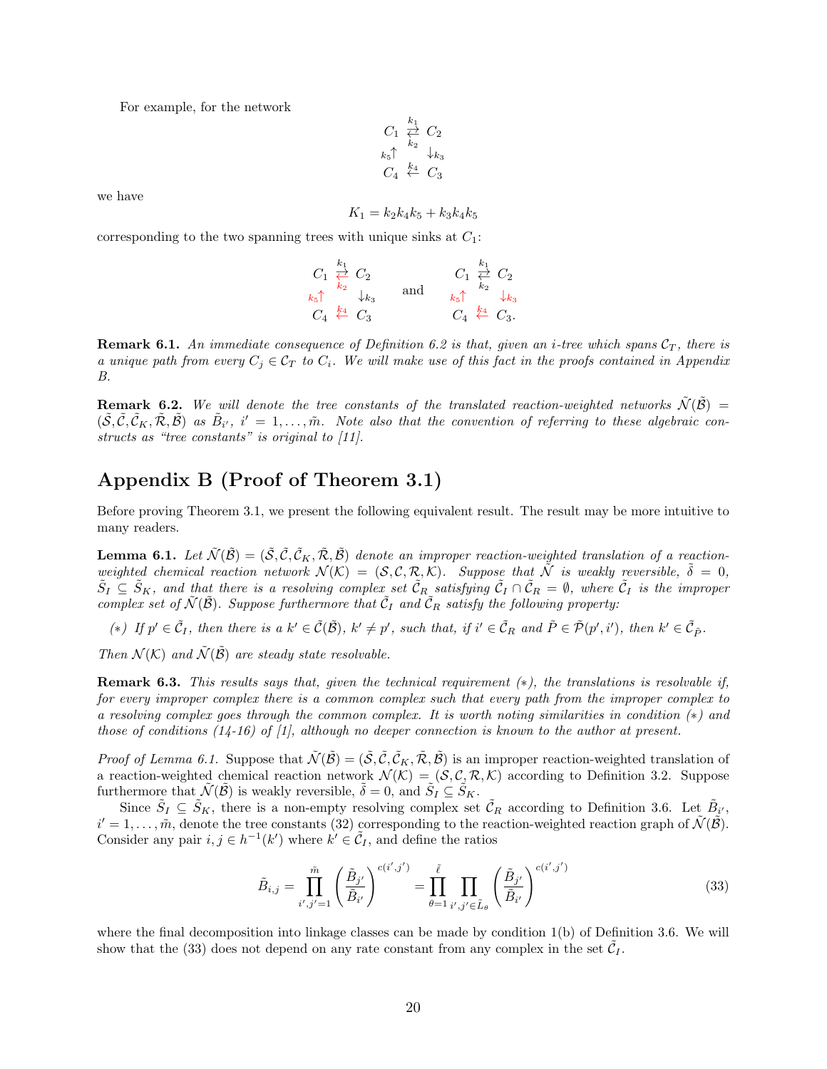For example, for the network

$$\begin{array}{ccc} C_1 & \overset{k_1}{\underset{k_2}{\rightleftarrows}} & C_2 \\ {\scriptstyle k_5}\uparrow & & \downarrow{\scriptstyle k_3} \\ C_4 & \overset{k_4}{\leftarrow} & C_3 \end{array}$$

we have

$$K_1 = k_2 k_4 k_5 + k_3 k_4 k_5$$

corresponding to the two spanning trees with unique sinks at $C_1$:

$$\begin{array}{ccc} C_1 & \overset{k_1}{\underset{k_2}{\rightleftarrows}} & C_2 \\ {\scriptstyle k_5}\uparrow & & \downarrow{\scriptstyle k_3} \\ C_4 & \overset{k_4}{\leftarrow} & C_3 \end{array} \quad \text{and} \quad \begin{array}{ccc} C_1 & \overset{k_1}{\underset{k_2}{\rightleftarrows}} & C_2 \\ {\scriptstyle k_5}\uparrow & & \downarrow{\scriptstyle k_3} \\ C_4 & \overset{k_4}{\leftarrow} & C_3. \end{array}$$

**Remark 6.1.** *An immediate consequence of Definition 6.2 is that, given an $i$-tree which spans $\mathcal{C}_T$, there is a unique path from every $C_j \in \mathcal{C}_T$ to $C_i$. We will make use of this fact in the proofs contained in Appendix B.*

**Remark 6.2.** *We will denote the tree constants of the translated reaction-weighted networks $\tilde{\mathcal{N}}(\tilde{\mathcal{B}}) = (\tilde{\mathcal{S}}, \tilde{\mathcal{C}}, \tilde{\mathcal{C}}_K, \tilde{\mathcal{R}}, \tilde{\mathcal{B}})$ as $\tilde{B}_{i'}$, $i' = 1, \ldots, \tilde{m}$. Note also that the convention of referring to these algebraic constructs as "tree constants" is original to [11].*

## Appendix B (Proof of Theorem 3.1)

Before proving Theorem 3.1, we present the following equivalent result. The result may be more intuitive to many readers.

**Lemma 6.1.** *Let $\tilde{\mathcal{N}}(\tilde{\mathcal{B}}) = (\tilde{\mathcal{S}}, \tilde{\mathcal{C}}, \tilde{\mathcal{C}}_K, \tilde{\mathcal{R}}, \tilde{\mathcal{B}})$ denote an improper reaction-weighted translation of a reaction-weighted chemical reaction network $\mathcal{N}(\mathcal{K}) = (\mathcal{S}, \mathcal{C}, \mathcal{R}, \mathcal{K})$. Suppose that $\tilde{\mathcal{N}}$ is weakly reversible, $\tilde{\delta} = 0$, $\tilde{S}_I \subseteq \tilde{S}_K$, and that there is a resolving complex set $\tilde{\mathcal{C}}_R$ satisfying $\tilde{\mathcal{C}}_I \cap \tilde{\mathcal{C}}_R = \emptyset$, where $\tilde{\mathcal{C}}_I$ is the improper complex set of $\tilde{\mathcal{N}}(\tilde{\mathcal{B}})$. Suppose furthermore that $\tilde{\mathcal{C}}_I$ and $\tilde{\mathcal{C}}_R$ satisfy the following property:*

*$(*)$ If $p' \in \tilde{\mathcal{C}}_I$, then there is a $k' \in \tilde{\mathcal{C}}(\tilde{\mathcal{B}})$, $k' \neq p'$, such that, if $i' \in \tilde{\mathcal{C}}_R$ and $\tilde{P} \in \tilde{\mathcal{P}}(p', i')$, then $k' \in \tilde{\mathcal{C}}_{\tilde{P}}$.*

*Then $\mathcal{N}(\mathcal{K})$ and $\tilde{\mathcal{N}}(\tilde{\mathcal{B}})$ are steady state resolvable.*

**Remark 6.3.** *This results says that, given the technical requirement $(*)$, the translations is resolvable if, for every improper complex there is a common complex such that every path from the improper complex to a resolving complex goes through the common complex. It is worth noting similarities in condition $(*)$ and those of conditions (14-16) of [1], although no deeper connection is known to the author at present.*

*Proof of Lemma 6.1.* Suppose that $\tilde{\mathcal{N}}(\tilde{\mathcal{B}}) = (\tilde{\mathcal{S}}, \tilde{\mathcal{C}}, \tilde{\mathcal{C}}_K, \tilde{\mathcal{R}}, \tilde{\mathcal{B}})$ is an improper reaction-weighted translation of a reaction-weighted chemical reaction network $\mathcal{N}(\mathcal{K}) = (\mathcal{S}, \mathcal{C}, \mathcal{R}, \mathcal{K})$ according to Definition 3.2. Suppose furthermore that $\tilde{\mathcal{N}}(\tilde{\mathcal{B}})$ is weakly reversible, $\tilde{\delta} = 0$, and $\tilde{S}_I \subseteq \tilde{S}_K$.

Since $\tilde{S}_I \subseteq \tilde{S}_K$, there is a non-empty resolving complex set $\tilde{\mathcal{C}}_R$ according to Definition 3.6. Let $\tilde{B}_{i'}$, $i' = 1, \ldots, \tilde{m}$, denote the tree constants (32) corresponding to the reaction-weighted reaction graph of $\tilde{\mathcal{N}}(\tilde{\mathcal{B}})$. Consider any pair $i, j \in h^{-1}(k')$ where $k' \in \tilde{\mathcal{C}}_I$, and define the ratios

$$\tilde{B}_{i,j} = \prod_{i',j'=1}^{\tilde{m}} \left( \frac{\tilde{B}_{j'}}{\tilde{B}_{i'}} \right)^{c(i',j')} = \prod_{\theta=1}^{\tilde{\ell}} \prod_{i',j' \in \tilde{L}_\theta} \left( \frac{\tilde{B}_{j'}}{\tilde{B}_{i'}} \right)^{c(i',j')} \tag{33}$$

where the final decomposition into linkage classes can be made by condition 1(b) of Definition 3.6. We will show that the (33) does not depend on any rate constant from any complex in the set $\tilde{\mathcal{C}}_I$.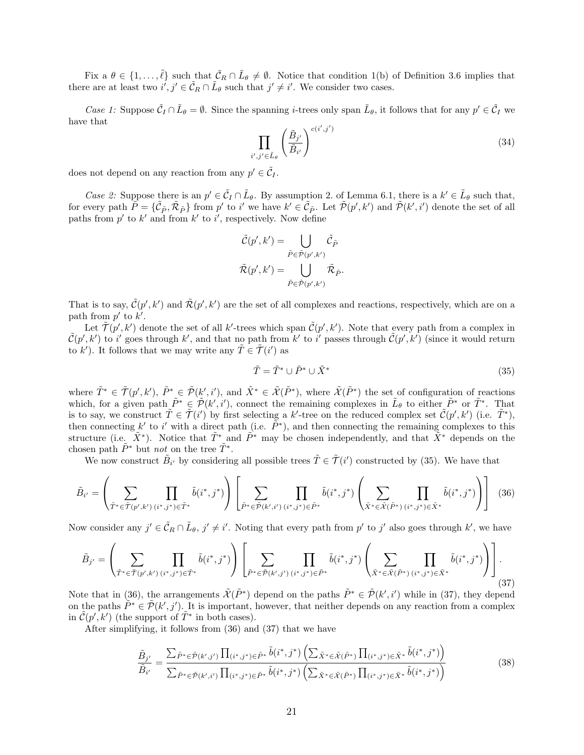Fix a $\theta \in \{1, \ldots, \tilde{\ell}\}$ such that $\tilde{\mathcal{C}}_R \cap \tilde{L}_\theta \neq \emptyset$. Notice that condition 1(b) of Definition 3.6 implies that there are at least two $i', j' \in \tilde{\mathcal{C}}_R \cap \tilde{L}_\theta$ such that $j' \neq i'$. We consider two cases.

*Case 1:* Suppose $\tilde{\mathcal{C}}_I \cap \tilde{L}_\theta = \emptyset$. Since the spanning $i$-trees only span $\tilde{L}_\theta$, it follows that for any $p' \in \tilde{\mathcal{C}}_I$ we have that

$$\prod_{i',j' \in \tilde{L}_\theta} \left( \frac{\tilde{B}_{j'}}{\tilde{B}_{i'}} \right)^{c(i',j')} \tag{34}$$

does not depend on any reaction from any $p' \in \tilde{\mathcal{C}}_I$.

*Case 2:* Suppose there is an $p' \in \tilde{\mathcal{C}}_I \cap \tilde{L}_\theta$. By assumption 2. of Lemma 6.1, there is a $k' \in \tilde{L}_\theta$ such that, for every path $\tilde{P} = \{\tilde{\mathcal{C}}_{\tilde{P}}, \tilde{\mathcal{R}}_{\tilde{P}}\}$ from $p'$ to $i'$ we have $k' \in \tilde{\mathcal{C}}_{\tilde{P}}$. Let $\tilde{\mathcal{P}}(p', k')$ and $\tilde{\mathcal{P}}(k', i')$ denote the set of all paths from $p'$ to $k'$ and from $k'$ to $i'$, respectively. Now define

$$\tilde{\mathcal{C}}(p', k') = \bigcup_{\tilde{P} \in \tilde{\mathcal{P}}(p',k')} \tilde{\mathcal{C}}_{\tilde{P}}$$

$$\tilde{\mathcal{R}}(p', k') = \bigcup_{\tilde{P} \in \tilde{\mathcal{P}}(p',k')} \tilde{\mathcal{R}}_{\tilde{P}}.$$

That is to say, $\tilde{\mathcal{C}}(p', k')$ and $\tilde{\mathcal{R}}(p', k')$ are the set of all complexes and reactions, respectively, which are on a path from $p'$ to $k'$.

Let $\tilde{\mathcal{T}}(p', k')$ denote the set of all $k'$-trees which span $\tilde{\mathcal{C}}(p', k')$. Note that every path from a complex in $\tilde{\mathcal{C}}(p', k')$ to $i'$ goes through $k'$, and that no path from $k'$ to $i'$ passes through $\tilde{\mathcal{C}}(p', k')$ (since it would return to $k'$). It follows that we may write any $\tilde{T} \in \tilde{\mathcal{T}}(i')$ as

$$\tilde{T} = \tilde{T}^* \cup \tilde{P}^* \cup \tilde{X}^* \tag{35}$$

where $\tilde{T}^* \in \tilde{\mathcal{T}}(p', k')$, $\tilde{P}^* \in \tilde{\mathcal{P}}(k', i')$, and $\tilde{X}^* \in \tilde{\mathcal{X}}(\tilde{P}^*)$, where $\tilde{\mathcal{X}}(\tilde{P}^*)$ the set of configuration of reactions which, for a given path $\tilde{P}^* \in \tilde{\mathcal{P}}(k', i')$, connect the remaining complexes in $\tilde{L}_\theta$ to either $\tilde{P}^*$ or $\tilde{T}^*$. That is to say, we construct $\tilde{T} \in \tilde{\mathcal{T}}(i')$ by first selecting a $k'$-tree on the reduced complex set $\tilde{\mathcal{C}}(p', k')$ (i.e. $\tilde{T}^*$), then connecting $k'$ to $i'$ with a direct path (i.e. $\tilde{P}^*$), and then connecting the remaining complexes to this structure (i.e. $\tilde{X}^*$). Notice that $\tilde{T}^*$ and $\tilde{P}^*$ may be chosen independently, and that $\tilde{X}^*$ depends on the chosen path $\tilde{P}^*$ but *not* on the tree $\tilde{T}^*$.

We now construct $\tilde{B}_{i'}$ by considering all possible trees $\tilde{T} \in \tilde{\mathcal{T}}(i')$ constructed by (35). We have that

$$\tilde{B}_{i'} = \left( \sum_{\tilde{T}^* \in \tilde{\mathcal{T}}(p',k')} \prod_{(i^*,j^*) \in \tilde{T}^*} \tilde{b}(i^*, j^*) \right) \left[ \sum_{\tilde{P}^* \in \tilde{\mathcal{P}}(k',i')} \prod_{(i^*,j^*) \in \tilde{P}^*} \tilde{b}(i^*, j^*) \left( \sum_{\tilde{X}^* \in \tilde{\mathcal{X}}(\tilde{P}^*)} \prod_{(i^*,j^*) \in \tilde{X}^*} \tilde{b}(i^*, j^*) \right) \right] \tag{36}$$

Now consider any $j' \in \tilde{\mathcal{C}}_R \cap \tilde{L}_\theta$, $j' \neq i'$. Noting that every path from $p'$ to $j'$ also goes through $k'$, we have

$$\tilde{B}_{j'} = \left( \sum_{\tilde{T}^* \in \tilde{\mathcal{T}}(p',k')} \prod_{(i^*,j^*) \in \tilde{T}^*} \tilde{b}(i^*, j^*) \right) \left[ \sum_{\tilde{P}^* \in \tilde{\mathcal{P}}(k',j')} \prod_{(i^*,j^*) \in \tilde{P}^*} \tilde{b}(i^*, j^*) \left( \sum_{\tilde{X}^* \in \tilde{\mathcal{X}}(\tilde{P}^*)} \prod_{(i^*,j^*) \in \tilde{X}^*} \tilde{b}(i^*, j^*) \right) \right]. \tag{37}$$

Note that in (36), the arrangements $\tilde{\mathcal{X}}(\tilde{P}^*)$ depend on the paths $\tilde{P}^* \in \tilde{\mathcal{P}}(k', i')$ while in (37), they depend on the paths $\tilde{P}^* \in \tilde{\mathcal{P}}(k', j')$. It is important, however, that neither depends on any reaction from a complex in $\tilde{\mathcal{C}}(p', k')$ (the support of $\tilde{T}^*$ in both cases).

After simplifying, it follows from (36) and (37) that we have

$$\frac{\tilde{B}_{j'}}{\tilde{B}_{i'}} = \frac{\sum_{\tilde{P}^* \in \tilde{\mathcal{P}}(k',j')} \prod_{(i^*,j^*) \in \tilde{P}^*} \tilde{b}(i^*, j^*) \left( \sum_{\tilde{X}^* \in \tilde{\mathcal{X}}(\tilde{P}^*)} \prod_{(i^*,j^*) \in \tilde{X}^*} \tilde{b}(i^*, j^*) \right)}{\sum_{\tilde{P}^* \in \tilde{\mathcal{P}}(k',i')} \prod_{(i^*,j^*) \in \tilde{P}^*} \tilde{b}(i^*, j^*) \left( \sum_{\tilde{X}^* \in \tilde{\mathcal{X}}(\tilde{P}^*)} \prod_{(i^*,j^*) \in \tilde{X}^*} \tilde{b}(i^*, j^*) \right)} \tag{38}$$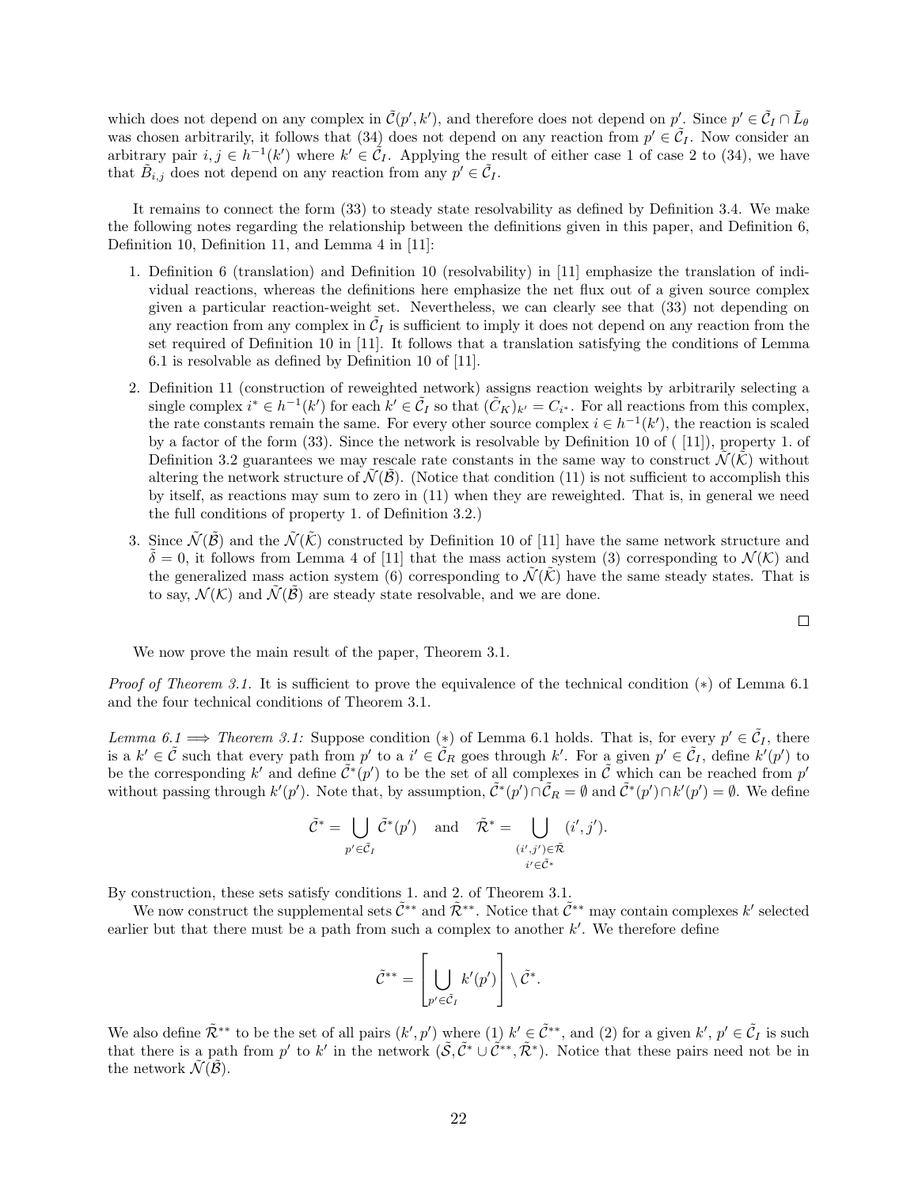which does not depend on any complex in $\tilde{\mathcal{C}}(p', k')$, and therefore does not depend on $p'$. Since $p' \in \tilde{\mathcal{C}}_I \cap \tilde{L}_\theta$ was chosen arbitrarily, it follows that (34) does not depend on any reaction from $p' \in \tilde{\mathcal{C}}_I$. Now consider an arbitrary pair $i, j \in h^{-1}(k')$ where $k' \in \tilde{\mathcal{C}}_I$. Applying the result of either case 1 of case 2 to (34), we have that $\tilde{B}_{i,j}$ does not depend on any reaction from any $p' \in \tilde{\mathcal{C}}_I$.

It remains to connect the form (33) to steady state resolvability as defined by Definition 3.4. We make the following notes regarding the relationship between the definitions given in this paper, and Definition 6, Definition 10, Definition 11, and Lemma 4 in [11]:

1. Definition 6 (translation) and Definition 10 (resolvability) in [11] emphasize the translation of individual reactions, whereas the definitions here emphasize the net flux out of a given source complex given a particular reaction-weight set. Nevertheless, we can clearly see that (33) not depending on any reaction from any complex in $\tilde{\mathcal{C}}_I$ is sufficient to imply it does not depend on any reaction from the set required of Definition 10 in [11]. It follows that a translation satisfying the conditions of Lemma 6.1 is resolvable as defined by Definition 10 of [11].
2. Definition 11 (construction of reweighted network) assigns reaction weights by arbitrarily selecting a single complex $i^* \in h^{-1}(k')$ for each $k' \in \tilde{\mathcal{C}}_I$ so that $(\tilde{C}_K)_{k'} = C_{i^*}$. For all reactions from this complex, the rate constants remain the same. For every other source complex $i \in h^{-1}(k')$, the reaction is scaled by a factor of the form (33). Since the network is resolvable by Definition 10 of ( [11]), property 1. of Definition 3.2 guarantees we may rescale rate constants in the same way to construct $\tilde{\mathcal{N}}(\tilde{\mathcal{K}})$ without altering the network structure of $\tilde{\mathcal{N}}(\tilde{\mathcal{B}})$. (Notice that condition (11) is not sufficient to accomplish this by itself, as reactions may sum to zero in (11) when they are reweighted. That is, in general we need the full conditions of property 1. of Definition 3.2.)
3. Since $\tilde{\mathcal{N}}(\tilde{\mathcal{B}})$ and the $\tilde{\mathcal{N}}(\tilde{\mathcal{K}})$ constructed by Definition 10 of [11] have the same network structure and $\tilde{\delta} = 0$, it follows from Lemma 4 of [11] that the mass action system (3) corresponding to $\mathcal{N}(\mathcal{K})$ and the generalized mass action system (6) corresponding to $\tilde{\mathcal{N}}(\tilde{\mathcal{K}})$ have the same steady states. That is to say, $\mathcal{N}(\mathcal{K})$ and $\tilde{\mathcal{N}}(\tilde{\mathcal{B}})$ are steady state resolvable, and we are done.

□

We now prove the main result of the paper, Theorem 3.1.

*Proof of Theorem 3.1.* It is sufficient to prove the equivalence of the technical condition $(*)$ of Lemma 6.1 and the four technical conditions of Theorem 3.1.

*Lemma 6.1 $\implies$ Theorem 3.1:* Suppose condition $(*)$ of Lemma 6.1 holds. That is, for every $p' \in \tilde{\mathcal{C}}_I$, there is a $k' \in \tilde{\mathcal{C}}$ such that every path from $p'$ to a $i' \in \tilde{\mathcal{C}}_R$ goes through $k'$. For a given $p' \in \tilde{\mathcal{C}}_I$, define $k'(p')$ to be the corresponding $k'$ and define $\tilde{\mathcal{C}}^*(p')$ to be the set of all complexes in $\tilde{\mathcal{C}}$ which can be reached from $p'$ without passing through $k'(p')$. Note that, by assumption, $\tilde{\mathcal{C}}^*(p') \cap \tilde{\mathcal{C}}_R = \emptyset$ and $\tilde{\mathcal{C}}^*(p') \cap k'(p') = \emptyset$. We define

$$\tilde{\mathcal{C}}^* = \bigcup_{p' \in \tilde{\mathcal{C}}_I} \tilde{\mathcal{C}}^*(p') \quad \text{and} \quad \tilde{\mathcal{R}}^* = \bigcup_{\substack{(i',j') \in \tilde{\mathcal{R}} \\ i' \in \tilde{\mathcal{C}}^*}} (i', j').$$

By construction, these sets satisfy conditions 1. and 2. of Theorem 3.1.

We now construct the supplemental sets $\tilde{\mathcal{C}}^{**}$ and $\tilde{\mathcal{R}}^{**}$. Notice that $\tilde{\mathcal{C}}^{**}$ may contain complexes $k'$ selected earlier but that there must be a path from such a complex to another $k'$. We therefore define

$$\tilde{\mathcal{C}}^{**} = \left[ \bigcup_{p' \in \tilde{\mathcal{C}}_I} k'(p') \right] \setminus \tilde{\mathcal{C}}^*.$$

We also define $\tilde{\mathcal{R}}^{**}$ to be the set of all pairs $(k', p')$ where (1) $k' \in \tilde{\mathcal{C}}^{**}$, and (2) for a given $k'$, $p' \in \tilde{\mathcal{C}}_I$ is such that there is a path from $p'$ to $k'$ in the network $(\tilde{\mathcal{S}}, \tilde{\mathcal{C}}^* \cup \tilde{\mathcal{C}}^{**}, \tilde{\mathcal{R}}^*)$. Notice that these pairs need not be in the network $\tilde{\mathcal{N}}(\tilde{\mathcal{B}})$.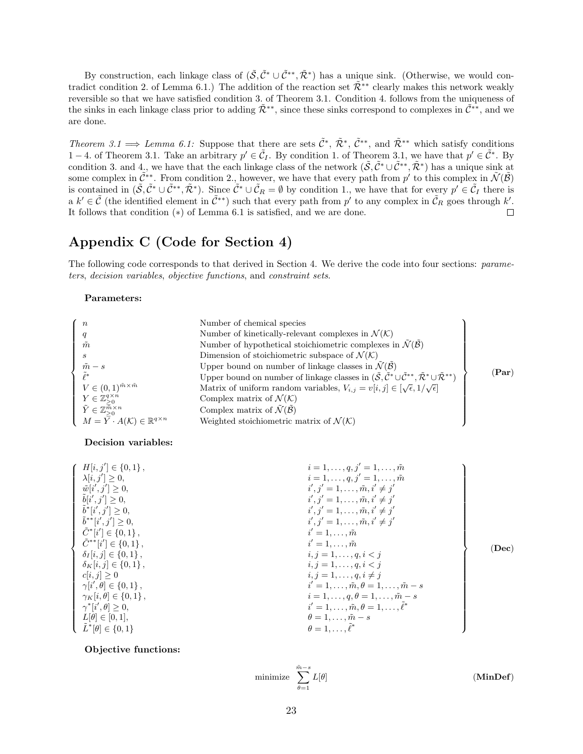By construction, each linkage class of $(\tilde{\mathcal{S}}, \tilde{\mathcal{C}}^* \cup \tilde{\mathcal{C}}^{**}, \tilde{\mathcal{R}}^*)$ has a unique sink. (Otherwise, we would contradict condition 2. of Lemma 6.1.) The addition of the reaction set $\tilde{\mathcal{R}}^{**}$ clearly makes this network weakly reversible so that we have satisfied condition 3. of Theorem 3.1. Condition 4. follows from the uniqueness of the sinks in each linkage class prior to adding $\tilde{\mathcal{R}}^{**}$, since these sinks correspond to complexes in $\tilde{\mathcal{C}}^{**}$, and we are done.

*Theorem 3.1 $\Longrightarrow$ Lemma 6.1:* Suppose that there are sets $\tilde{\mathcal{C}}^*$, $\tilde{\mathcal{R}}^*$, $\tilde{\mathcal{C}}^{**}$, and $\tilde{\mathcal{R}}^{**}$ which satisfy conditions $1-4$. of Theorem 3.1. Take an arbitrary $p' \in \tilde{\mathcal{C}}_I$. By condition 1. of Theorem 3.1, we have that $p' \in \tilde{\mathcal{C}}^*$. By condition 3. and 4., we have that the each linkage class of the network $(\tilde{\mathcal{S}}, \tilde{\mathcal{C}}^* \cup \tilde{\mathcal{C}}^{**}, \tilde{\mathcal{R}}^*)$ has a unique sink at some complex in $\tilde{\mathcal{C}}^{**}$. From condition 2., however, we have that every path from $p'$ to this complex in $\tilde{\mathcal{N}}(\tilde{\mathcal{B}})$ is contained in $(\tilde{\mathcal{S}}, \tilde{\mathcal{C}}^* \cup \tilde{\mathcal{C}}^{**}, \tilde{\mathcal{R}}^*)$. Since $\tilde{\mathcal{C}}^* \cup \tilde{\mathcal{C}}_R = \emptyset$ by condition 1., we have that for every $p' \in \tilde{\mathcal{C}}_I$ there is a $k' \in \tilde{\mathcal{C}}$ (the identified element in $\tilde{\mathcal{C}}^{**}$) such that every path from $p'$ to any complex in $\tilde{\mathcal{C}}_R$ goes through $k'$. It follows that condition $(*)$ of Lemma 6.1 is satisfied, and we are done. $\square$

# Appendix C (Code for Section 4)

The following code corresponds to that derived in Section 4. We derive the code into four sections: *parameters*, *decision variables*, *objective functions*, and *constraint sets*.

**Parameters:**

$$
\left\{
\begin{array}{ll}
n & \text{Number of chemical species} \\
q & \text{Number of kinetically-relevant complexes in } \mathcal{N}(\mathcal{K}) \\
\tilde{m} & \text{Number of hypothetical stoichiometric complexes in } \tilde{\mathcal{N}}(\tilde{\mathcal{B}}) \\
s & \text{Dimension of stoichiometric subspace of } \mathcal{N}(\mathcal{K}) \\
\tilde{m} - s & \text{Upper bound on number of linkage classes in } \tilde{\mathcal{N}}(\tilde{\mathcal{B}}) \\
\tilde{\ell}^* & \text{Upper bound on number of linkage classes in } (\tilde{\mathcal{S}}, \tilde{\mathcal{C}}^* \cup \tilde{\mathcal{C}}^{**}, \tilde{\mathcal{R}}^* \cup \tilde{\mathcal{R}}^{**}) \\
V \in (0,1)^{\tilde{m} \times \tilde{m}} & \text{Matrix of uniform random variables, } V_{i,j} = v[i,j] \in [\sqrt{\epsilon}, 1/\sqrt{\epsilon}] \\
Y \in \mathbb{Z}_{\geq 0}^{q \times n} & \text{Complex matrix of } \mathcal{N}(\mathcal{K}) \\
\tilde{Y} \in \mathbb{Z}_{\geq 0}^{\tilde{m} \times n} & \text{Complex matrix of } \tilde{\mathcal{N}}(\tilde{\mathcal{B}}) \\
M = Y \cdot A(\mathcal{K}) \in \mathbb{R}^{q \times n} & \text{Weighted stoichiometric matrix of } \mathcal{N}(\mathcal{K})
\end{array}
\right\} \quad \textbf{(Par)}
$$

**Decision variables:**

$$
\left\{
\begin{array}{ll}
H[i,j'] \in \{0,1\}, & i = 1,\ldots,q, j' = 1,\ldots,\tilde{m} \\
\lambda[i,j'] \geq 0, & i = 1,\ldots,q, j' = 1,\ldots,\tilde{m} \\
\tilde{w}[i',j'] \geq 0, & i',j' = 1,\ldots,\tilde{m}, i' \neq j' \\
\tilde{b}[i',j'] \geq 0, & i',j' = 1,\ldots,\tilde{m}, i' \neq j' \\
\tilde{b}^*[i',j'] \geq 0, & i',j' = 1,\ldots,\tilde{m}, i' \neq j' \\
\tilde{b}^{**}[i',j'] \geq 0, & i',j' = 1,\ldots,\tilde{m}, i' \neq j' \\
\tilde{C}^*[i'] \in \{0,1\}, & i' = 1,\ldots,\tilde{m} \\
\tilde{C}^{**}[i'] \in \{0,1\}, & i' = 1,\ldots,\tilde{m} \\
\delta_I[i,j] \in \{0,1\}, & i,j = 1,\ldots,q, i < j \\
\delta_K[i,j] \in \{0,1\}, & i,j = 1,\ldots,q, i < j \\
c[i,j] \geq 0 & i,j = 1,\ldots,q, i \neq j \\
\gamma[i',\theta] \in \{0,1\}, & i' = 1,\ldots,\tilde{m}, \theta = 1,\ldots,\tilde{m}-s \\
\gamma_K[i,\theta] \in \{0,1\}, & i = 1,\ldots,q, \theta = 1,\ldots,\tilde{m}-s \\
\gamma^*[i',\theta] \geq 0, & i' = 1,\ldots,\tilde{m}, \theta = 1,\ldots,\tilde{\ell}^* \\
L[\theta] \in [0,1], & \theta = 1,\ldots,\tilde{m}-s \\
\tilde{L}^*[\theta] \in \{0,1\} & \theta = 1,\ldots,\tilde{\ell}^*
\end{array}
\right\} \quad \textbf{(Dec)}
$$

**Objective functions:**

$$
\text{minimize } \sum_{\theta=1}^{\tilde{m}-s} L[\theta] \quad \textbf{(MinDef)}
$$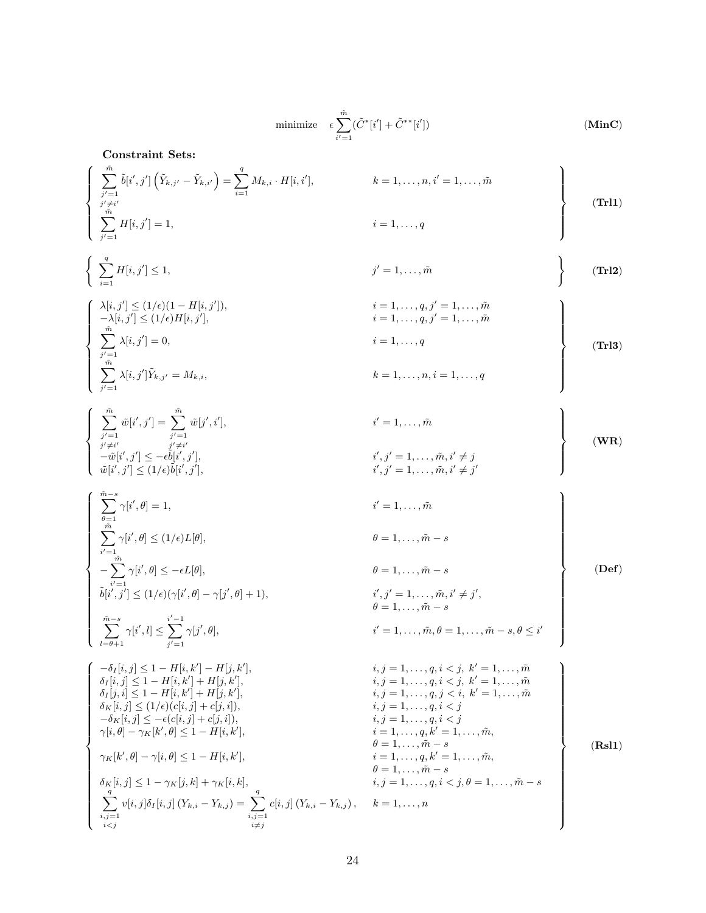$$\text{minimize} \quad \epsilon \sum_{i'=1}^{\tilde{m}} (\tilde{C}^*[i'] + \tilde{C}^{**}[i']) \qquad \textbf{(MinC)}$$

**Constraint Sets:**

$$\left\{ \begin{array}{ll} \sum_{\substack{j'=1 \\ j' \neq i'}}^{\tilde{m}} \tilde{b}[i',j'] \left( \tilde{Y}_{k,j'} - \tilde{Y}_{k,i'} \right) = \sum_{i=1}^{q} M_{k,i} \cdot H[i,i'], & k = 1,\ldots,n,\ i' = 1,\ldots,\tilde{m} \\ \sum_{j'=1}^{\tilde{m}} H[i,j'] = 1, & i = 1,\ldots,q \end{array} \right\} \qquad \textbf{(Trl1)}$$

$$\left\{ \begin{array}{ll} \sum_{i=1}^{q} H[i,j'] \leq 1, & j' = 1,\ldots,\tilde{m} \end{array} \right\} \qquad \textbf{(Trl2)}$$

$$\left\{ \begin{array}{ll} \lambda[i,j'] \leq (1/\epsilon)(1 - H[i,j']), & i = 1,\ldots,q,\ j' = 1,\ldots,\tilde{m} \\ -\lambda[i,j'] \leq (1/\epsilon) H[i,j'], & i = 1,\ldots,q,\ j' = 1,\ldots,\tilde{m} \\ \sum_{j'=1}^{\tilde{m}} \lambda[i,j'] = 0, & i = 1,\ldots,q \\ \sum_{j'=1}^{\tilde{m}} \lambda[i,j'] \tilde{Y}_{k,j'} = M_{k,i}, & k = 1,\ldots,n,\ i = 1,\ldots,q \end{array} \right\} \qquad \textbf{(Trl3)}$$

$$\left\{ \begin{array}{ll} \sum_{\substack{j'=1 \\ j' \neq i'}}^{\tilde{m}} \tilde{w}[i',j'] = \sum_{\substack{j'=1 \\ j' \neq i'}}^{\tilde{m}} \tilde{w}[j',i'], & i' = 1,\ldots,\tilde{m} \\ -\tilde{w}[i',j'] \leq -\epsilon \tilde{b}[i',j'], & i',j' = 1,\ldots,\tilde{m},\ i' \neq j \\ \tilde{w}[i',j'] \leq (1/\epsilon) \tilde{b}[i',j'], & i',j' = 1,\ldots,\tilde{m},\ i' \neq j' \end{array} \right\} \qquad \textbf{(WR)}$$

$$\left\{ \begin{array}{ll} \sum_{\theta=1}^{\tilde{m}-s} \gamma[i',\theta] = 1, & i' = 1,\ldots,\tilde{m} \\ \sum_{i'=1}^{\tilde{m}} \gamma[i',\theta] \leq (1/\epsilon) L[\theta], & \theta = 1,\ldots,\tilde{m}-s \\ -\sum_{i'=1}^{\tilde{m}} \gamma[i',\theta] \leq -\epsilon L[\theta], & \theta = 1,\ldots,\tilde{m}-s \\ \tilde{b}[i',j'] \leq (1/\epsilon)(\gamma[i',\theta] - \gamma[j',\theta] + 1), & i',j' = 1,\ldots,\tilde{m},\ i' \neq j', \\ & \theta = 1,\ldots,\tilde{m}-s \\ \sum_{l=\theta+1}^{\tilde{m}-s} \gamma[i',l] \leq \sum_{j'=1}^{i'-1} \gamma[j',\theta], & i' = 1,\ldots,\tilde{m},\ \theta = 1,\ldots,\tilde{m}-s,\ \theta \leq i' \end{array} \right\} \qquad \textbf{(Def)}$$

$$\left\{ \begin{array}{ll} -\delta_I[i,j] \leq 1 - H[i,k'] - H[j,k'], & i,j = 1,\ldots,q,\ i < j,\ k' = 1,\ldots,\tilde{m} \\ \delta_I[i,j] \leq 1 - H[i,k'] + H[j,k'], & i,j = 1,\ldots,q,\ i < j,\ k' = 1,\ldots,\tilde{m} \\ \delta_I[j,i] \leq 1 - H[i,k'] + H[j,k'], & i,j = 1,\ldots,q,\ j < i,\ k' = 1,\ldots,\tilde{m} \\ \delta_K[i,j] \leq (1/\epsilon)(c[i,j] + c[j,i]), & i,j = 1,\ldots,q,\ i < j \\ -\delta_K[i,j] \leq -\epsilon(c[i,j] + c[j,i]), & i,j = 1,\ldots,q,\ i < j \\ \gamma[i,\theta] - \gamma_K[k',\theta] \leq 1 - H[i,k'], & i = 1,\ldots,q,\ k' = 1,\ldots,\tilde{m}, \\ & \theta = 1,\ldots,\tilde{m}-s \\ \gamma_K[k',\theta] - \gamma[i,\theta] \leq 1 - H[i,k'], & i = 1,\ldots,q,\ k' = 1,\ldots,\tilde{m}, \\ & \theta = 1,\ldots,\tilde{m}-s \\ \delta_K[i,j] \leq 1 - \gamma_K[j,k] + \gamma_K[i,k], & i,j = 1,\ldots,q,\ i < j,\ \theta = 1,\ldots,\tilde{m}-s \\ \sum_{\substack{i,j=1 \\ i<j}}^{q} v[i,j] \delta_I[i,j] \left( Y_{k,i} - Y_{k,j} \right) = \sum_{\substack{i,j=1 \\ i \neq j}}^{q} c[i,j] \left( Y_{k,i} - Y_{k,j} \right), & k = 1,\ldots,n \end{array} \right\} \qquad \textbf{(Rsl1)}$$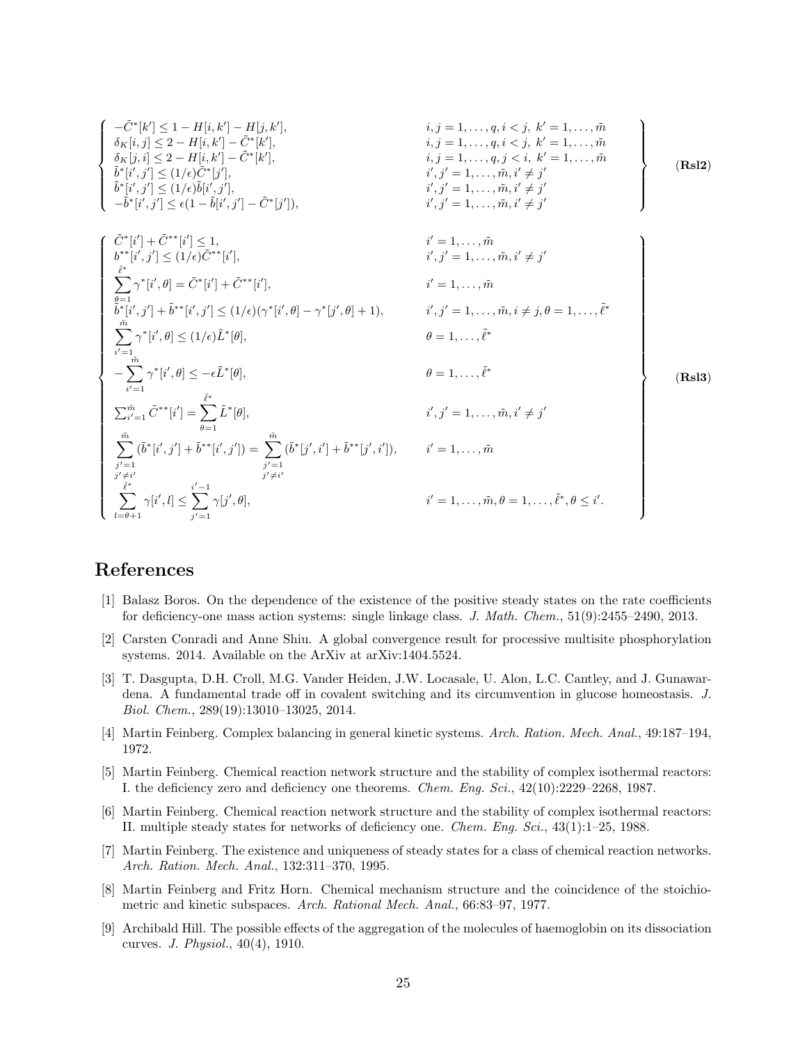$$
\left\{
\begin{array}{ll}
-\tilde{C}^*[k'] \leq 1 - H[i,k'] - H[j,k'], & i,j = 1,\dots,q, i<j,\ k'=1,\dots,\tilde{m} \\
\delta_K[i,j] \leq 2 - H[i,k'] - \tilde{C}^*[k'], & i,j = 1,\dots,q, i<j,\ k'=1,\dots,\tilde{m} \\
\delta_K[j,i] \leq 2 - H[i,k'] - \tilde{C}^*[k'], & i,j = 1,\dots,q, j<i,\ k'=1,\dots,\tilde{m} \\
\tilde{b}^*[i',j'] \leq (1/\epsilon)\tilde{C}^*[j'], & i',j' = 1,\dots,\tilde{m}, i'\neq j' \\
\tilde{b}^*[i',j'] \leq (1/\epsilon)\tilde{b}[i',j'], & i',j' = 1,\dots,\tilde{m}, i'\neq j' \\
-\tilde{b}^*[i',j'] \leq \epsilon(1-\tilde{b}[i',j'] - \tilde{C}^*[j']), & i',j' = 1,\dots,\tilde{m}, i'\neq j'
\end{array}
\right\}
\quad (\mathbf{Rsl2})
$$

$$
\left\{
\begin{array}{ll}
\tilde{C}^*[i'] + \tilde{C}^{**}[i'] \leq 1, & i' = 1,\dots,\tilde{m} \\
b^{**}[i',j'] \leq (1/\epsilon)\tilde{C}^{**}[i'], & i',j' = 1,\dots,\tilde{m}, i'\neq j' \\
\displaystyle\sum_{\theta=1}^{\tilde{\ell}^*} \gamma^*[i',\theta] = \tilde{C}^*[i'] + \tilde{C}^{**}[i'], & i' = 1,\dots,\tilde{m} \\
\tilde{b}^*[i',j'] + \tilde{b}^{**}[i',j'] \leq (1/\epsilon)(\gamma^*[i',\theta] - \gamma^*[j',\theta] + 1), & i',j' = 1,\dots,\tilde{m}, i\neq j, \theta = 1,\dots,\tilde{\ell}^* \\
\displaystyle\sum_{i'=1}^{\tilde{m}} \gamma^*[i',\theta] \leq (1/\epsilon)\tilde{L}^*[\theta], & \theta = 1,\dots,\tilde{\ell}^* \\
-\displaystyle\sum_{i'=1}^{\tilde{m}} \gamma^*[i',\theta] \leq -\epsilon\tilde{L}^*[\theta], & \theta = 1,\dots,\tilde{\ell}^* \\
\sum_{i'=1}^{\tilde{m}} \tilde{C}^{**}[i'] = \displaystyle\sum_{\theta=1}^{\tilde{\ell}^*} \tilde{L}^*[\theta], & i',j' = 1,\dots,\tilde{m}, i'\neq j' \\
\displaystyle\sum_{\substack{j'=1 \\ j'\neq i'}}^{\tilde{m}} (\tilde{b}^*[i',j'] + \tilde{b}^{**}[i',j']) = \displaystyle\sum_{\substack{j'=1 \\ j'\neq i'}}^{\tilde{m}} (\tilde{b}^*[j',i'] + \tilde{b}^{**}[j',i']), & i' = 1,\dots,\tilde{m} \\
\displaystyle\sum_{l=\theta+1}^{\tilde{\ell}^*} \gamma[i',l] \leq \displaystyle\sum_{j'=1}^{i'-1} \gamma[j',\theta], & i' = 1,\dots,\tilde{m}, \theta = 1,\dots,\tilde{\ell}^*, \theta \leq i'.
\end{array}
\right\}
\quad (\mathbf{Rsl3})
$$

# References

[1] Balasz Boros. On the dependence of the existence of the positive steady states on the rate coefficients for deficiency-one mass action systems: single linkage class. *J. Math. Chem.*, 51(9):2455–2490, 2013.

[2] Carsten Conradi and Anne Shiu. A global convergence result for processive multisite phosphorylation systems. 2014. Available on the ArXiv at arXiv:1404.5524.

[3] T. Dasgupta, D.H. Croll, M.G. Vander Heiden, J.W. Locasale, U. Alon, L.C. Cantley, and J. Gunawardena. A fundamental trade off in covalent switching and its circumvention in glucose homeostasis. *J. Biol. Chem.*, 289(19):13010–13025, 2014.

[4] Martin Feinberg. Complex balancing in general kinetic systems. *Arch. Ration. Mech. Anal.*, 49:187–194, 1972.

[5] Martin Feinberg. Chemical reaction network structure and the stability of complex isothermal reactors: I. the deficiency zero and deficiency one theorems. *Chem. Eng. Sci.*, 42(10):2229–2268, 1987.

[6] Martin Feinberg. Chemical reaction network structure and the stability of complex isothermal reactors: II. multiple steady states for networks of deficiency one. *Chem. Eng. Sci.*, 43(1):1–25, 1988.

[7] Martin Feinberg. The existence and uniqueness of steady states for a class of chemical reaction networks. *Arch. Ration. Mech. Anal.*, 132:311–370, 1995.

[8] Martin Feinberg and Fritz Horn. Chemical mechanism structure and the coincidence of the stoichiometric and kinetic subspaces. *Arch. Rational Mech. Anal.*, 66:83–97, 1977.

[9] Archibald Hill. The possible effects of the aggregation of the molecules of haemoglobin on its dissociation curves. *J. Physiol.*, 40(4), 1910.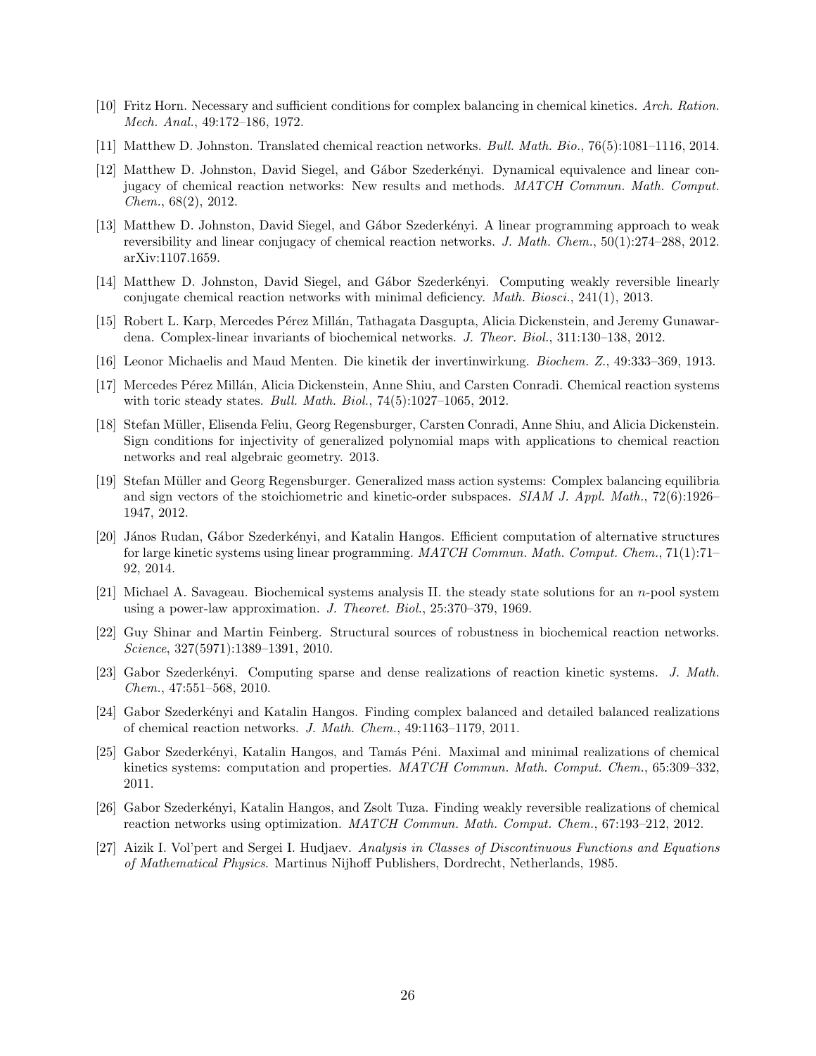[10] Fritz Horn. Necessary and sufficient conditions for complex balancing in chemical kinetics. *Arch. Ration. Mech. Anal.*, 49:172–186, 1972.

[11] Matthew D. Johnston. Translated chemical reaction networks. *Bull. Math. Bio.*, 76(5):1081–1116, 2014.

[12] Matthew D. Johnston, David Siegel, and Gábor Szederkényi. Dynamical equivalence and linear conjugacy of chemical reaction networks: New results and methods. *MATCH Commun. Math. Comput. Chem.*, 68(2), 2012.

[13] Matthew D. Johnston, David Siegel, and Gábor Szederkényi. A linear programming approach to weak reversibility and linear conjugacy of chemical reaction networks. *J. Math. Chem.*, 50(1):274–288, 2012. arXiv:1107.1659.

[14] Matthew D. Johnston, David Siegel, and Gábor Szederkényi. Computing weakly reversible linearly conjugate chemical reaction networks with minimal deficiency. *Math. Biosci.*, 241(1), 2013.

[15] Robert L. Karp, Mercedes Pérez Millán, Tathagata Dasgupta, Alicia Dickenstein, and Jeremy Gunawardena. Complex-linear invariants of biochemical networks. *J. Theor. Biol.*, 311:130–138, 2012.

[16] Leonor Michaelis and Maud Menten. Die kinetik der invertinwirkung. *Biochem. Z.*, 49:333–369, 1913.

[17] Mercedes Pérez Millán, Alicia Dickenstein, Anne Shiu, and Carsten Conradi. Chemical reaction systems with toric steady states. *Bull. Math. Biol.*, 74(5):1027–1065, 2012.

[18] Stefan Müller, Elisenda Feliu, Georg Regensburger, Carsten Conradi, Anne Shiu, and Alicia Dickenstein. Sign conditions for injectivity of generalized polynomial maps with applications to chemical reaction networks and real algebraic geometry. 2013.

[19] Stefan Müller and Georg Regensburger. Generalized mass action systems: Complex balancing equilibria and sign vectors of the stoichiometric and kinetic-order subspaces. *SIAM J. Appl. Math.*, 72(6):1926–1947, 2012.

[20] János Rudan, Gábor Szederkényi, and Katalin Hangos. Efficient computation of alternative structures for large kinetic systems using linear programming. *MATCH Commun. Math. Comput. Chem.*, 71(1):71–92, 2014.

[21] Michael A. Savageau. Biochemical systems analysis II. the steady state solutions for an $n$-pool system using a power-law approximation. *J. Theoret. Biol.*, 25:370–379, 1969.

[22] Guy Shinar and Martin Feinberg. Structural sources of robustness in biochemical reaction networks. *Science*, 327(5971):1389–1391, 2010.

[23] Gabor Szederkényi. Computing sparse and dense realizations of reaction kinetic systems. *J. Math. Chem.*, 47:551–568, 2010.

[24] Gabor Szederkényi and Katalin Hangos. Finding complex balanced and detailed balanced realizations of chemical reaction networks. *J. Math. Chem.*, 49:1163–1179, 2011.

[25] Gabor Szederkényi, Katalin Hangos, and Tamás Péni. Maximal and minimal realizations of chemical kinetics systems: computation and properties. *MATCH Commun. Math. Comput. Chem.*, 65:309–332, 2011.

[26] Gabor Szederkényi, Katalin Hangos, and Zsolt Tuza. Finding weakly reversible realizations of chemical reaction networks using optimization. *MATCH Commun. Math. Comput. Chem.*, 67:193–212, 2012.

[27] Aizik I. Vol'pert and Sergei I. Hudjaev. *Analysis in Classes of Discontinuous Functions and Equations of Mathematical Physics*. Martinus Nijhoff Publishers, Dordrecht, Netherlands, 1985.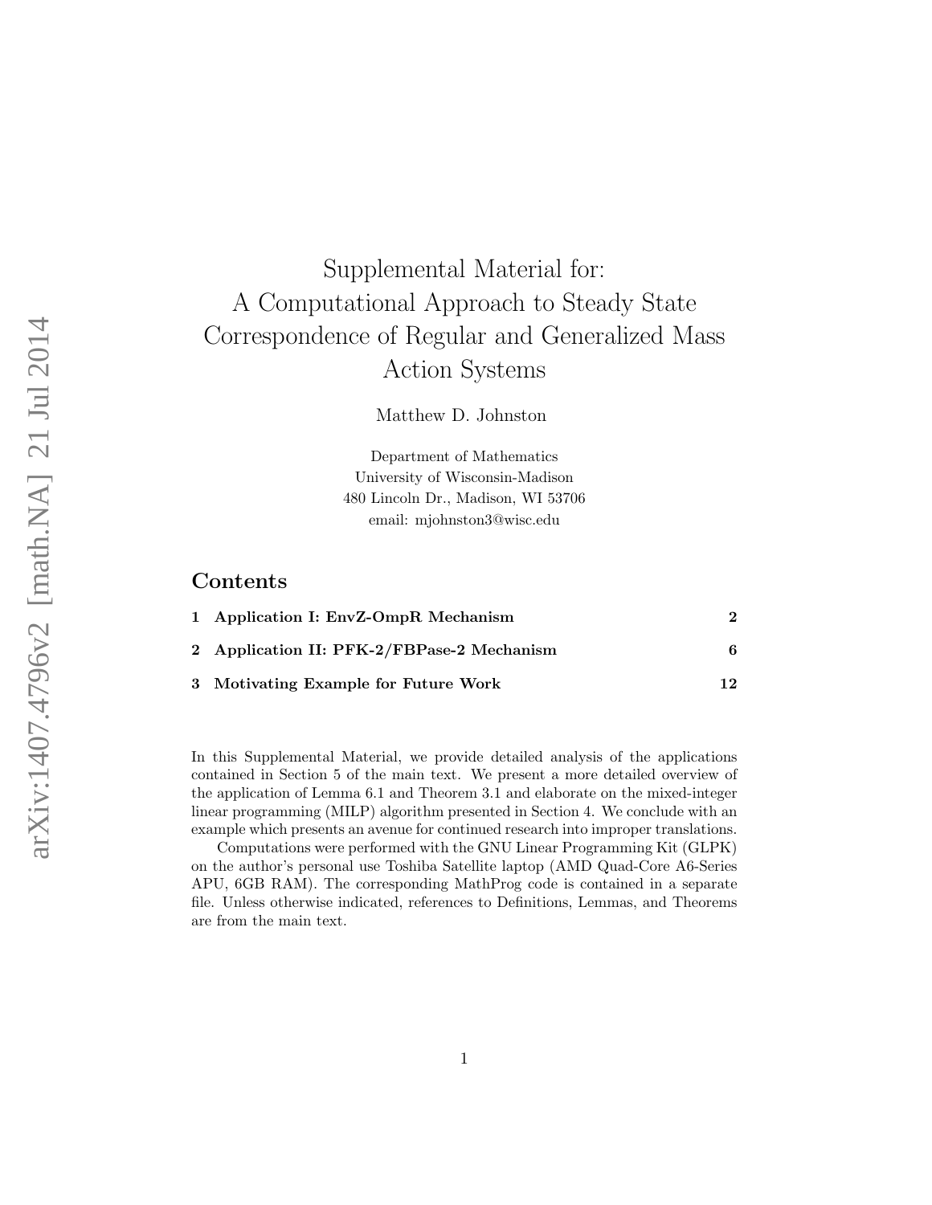# Supplemental Material for: A Computational Approach to Steady State Correspondence of Regular and Generalized Mass Action Systems

Matthew D. Johnston

Department of Mathematics
University of Wisconsin-Madison
480 Lincoln Dr., Madison, WI 53706
email: mjohnston3@wisc.edu

## Contents

| | | |
|---|---|---|
| **1** | **Application I: EnvZ-OmpR Mechanism** | **2** |
| **2** | **Application II: PFK-2/FBPase-2 Mechanism** | **6** |
| **3** | **Motivating Example for Future Work** | **12** |

In this Supplemental Material, we provide detailed analysis of the applications contained in Section 5 of the main text. We present a more detailed overview of the application of Lemma 6.1 and Theorem 3.1 and elaborate on the mixed-integer linear programming (MILP) algorithm presented in Section 4. We conclude with an example which presents an avenue for continued research into improper translations.

Computations were performed with the GNU Linear Programming Kit (GLPK) on the author's personal use Toshiba Satellite laptop (AMD Quad-Core A6-Series APU, 6GB RAM). The corresponding MathProg code is contained in a separate file. Unless otherwise indicated, references to Definitions, Lemmas, and Theorems are from the main text.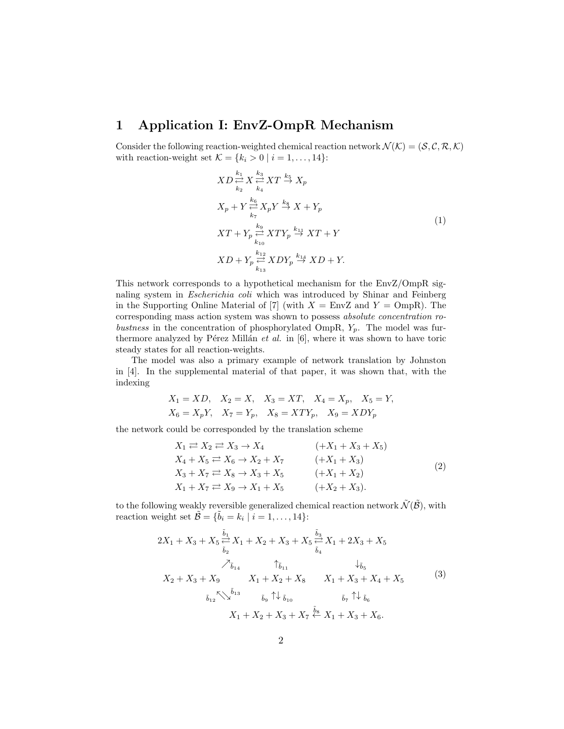# 1 Application I: EnvZ-OmpR Mechanism

Consider the following reaction-weighted chemical reaction network $\mathcal{N}(\mathcal{K}) = (\mathcal{S}, \mathcal{C}, \mathcal{R}, \mathcal{K})$ with reaction-weight set $\mathcal{K} = \{k_i > 0 \mid i = 1, \ldots, 14\}$:

$$
\begin{aligned}
& XD \underset{k_2}{\overset{k_1}{\rightleftarrows}} X \underset{k_4}{\overset{k_3}{\rightleftarrows}} XT \overset{k_5}{\to} X_p \\
& X_p + Y \underset{k_7}{\overset{k_6}{\rightleftarrows}} X_pY \overset{k_8}{\to} X + Y_p \\
& XT + Y_p \underset{k_{10}}{\overset{k_9}{\rightleftarrows}} XTY_p \overset{k_{11}}{\to} XT + Y \\
& XD + Y_p \underset{k_{13}}{\overset{k_{12}}{\rightleftarrows}} XDY_p \overset{k_{14}}{\to} XD + Y.
\end{aligned}
\tag{1}
$$

This network corresponds to a hypothetical mechanism for the EnvZ/OmpR signaling system in *Escherichia coli* which was introduced by Shinar and Feinberg in the Supporting Online Material of [7] (with $X$ = EnvZ and $Y$ = OmpR). The corresponding mass action system was shown to possess *absolute concentration robustness* in the concentration of phosphorylated OmpR, $Y_p$. The model was furthermore analyzed by Pérez Millán *et al.* in [6], where it was shown to have toric steady states for all reaction-weights.

The model was also a primary example of network translation by Johnston in [4]. In the supplemental material of that paper, it was shown that, with the indexing

$$
\begin{aligned}
& X_1 = XD, \quad X_2 = X, \quad X_3 = XT, \quad X_4 = X_p, \quad X_5 = Y, \\
& X_6 = X_pY, \quad X_7 = Y_p, \quad X_8 = XTY_p, \quad X_9 = XDY_p
\end{aligned}
$$

the network could be corresponded by the translation scheme

$$
\begin{aligned}
& X_1 \rightleftarrows X_2 \rightleftarrows X_3 \to X_4 && (+X_1 + X_3 + X_5) \\
& X_4 + X_5 \rightleftarrows X_6 \to X_2 + X_7 && (+X_1 + X_3) \\
& X_3 + X_7 \rightleftarrows X_8 \to X_3 + X_5 && (+X_1 + X_2) \\
& X_1 + X_7 \rightleftarrows X_9 \to X_1 + X_5 && (+X_2 + X_3).
\end{aligned}
\tag{2}
$$

to the following weakly reversible generalized chemical reaction network $\tilde{\mathcal{N}}(\tilde{\mathcal{B}})$, with reaction weight set $\tilde{\mathcal{B}} = \{\tilde{b}_i = k_i \mid i = 1, \ldots, 14\}$:

$$
\begin{array}{ccccc}
2X_1 + X_3 + X_5 & \underset{\tilde{b}_2}{\overset{\tilde{b}_1}{\rightleftarrows}} & X_1 + X_2 + X_3 + X_5 & \underset{\tilde{b}_4}{\overset{\tilde{b}_3}{\rightleftarrows}} & X_1 + 2X_3 + X_5 \\
\nearrow^{\tilde{b}_{14}} & & \uparrow^{\tilde{b}_{11}} & & \downarrow^{\tilde{b}_5} \\
X_2 + X_3 + X_9 & & X_1 + X_2 + X_8 & & X_1 + X_3 + X_4 + X_5 \\
{}_{\tilde{b}_{12}} \nwarrow\!\searrow^{\tilde{b}_{13}} & & {}_{\tilde{b}_9} \uparrow\downarrow {}_{\tilde{b}_{10}} & & {}_{\tilde{b}_7} \uparrow\downarrow {}_{\tilde{b}_6} \\
& & X_1 + X_2 + X_3 + X_7 & \overset{\tilde{b}_8}{\leftarrow} & X_1 + X_3 + X_6.
\end{array}
\tag{3}
$$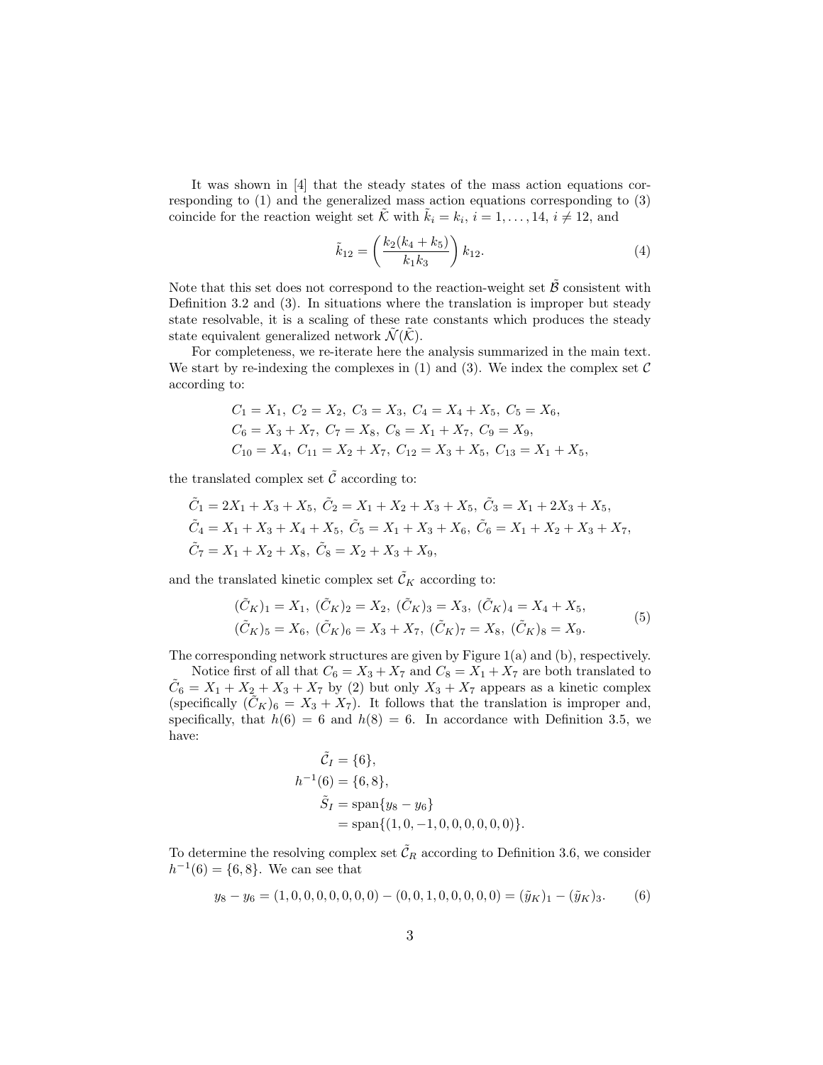It was shown in [4] that the steady states of the mass action equations corresponding to (1) and the generalized mass action equations corresponding to (3) coincide for the reaction weight set $\tilde{\mathcal{K}}$ with $\tilde{k}_i = k_i$, $i = 1, \ldots, 14$, $i \neq 12$, and

$$\tilde{k}_{12} = \left( \frac{k_2(k_4 + k_5)}{k_1 k_3} \right) k_{12}. \tag{4}$$

Note that this set does not correspond to the reaction-weight set $\tilde{\mathcal{B}}$ consistent with Definition 3.2 and (3). In situations where the translation is improper but steady state resolvable, it is a scaling of these rate constants which produces the steady state equivalent generalized network $\tilde{\mathcal{N}}(\tilde{\mathcal{K}})$.

For completeness, we re-iterate here the analysis summarized in the main text. We start by re-indexing the complexes in (1) and (3). We index the complex set $\mathcal{C}$ according to:

$$\begin{aligned}
&C_1 = X_1,\ C_2 = X_2,\ C_3 = X_3,\ C_4 = X_4 + X_5,\ C_5 = X_6,\\
&C_6 = X_3 + X_7,\ C_7 = X_8,\ C_8 = X_1 + X_7,\ C_9 = X_9,\\
&C_{10} = X_4,\ C_{11} = X_2 + X_7,\ C_{12} = X_3 + X_5,\ C_{13} = X_1 + X_5,
\end{aligned}$$

the translated complex set $\tilde{\mathcal{C}}$ according to:

$$\begin{aligned}
&\tilde{C}_1 = 2X_1 + X_3 + X_5,\ \tilde{C}_2 = X_1 + X_2 + X_3 + X_5,\ \tilde{C}_3 = X_1 + 2X_3 + X_5,\\
&\tilde{C}_4 = X_1 + X_3 + X_4 + X_5,\ \tilde{C}_5 = X_1 + X_3 + X_6,\ \tilde{C}_6 = X_1 + X_2 + X_3 + X_7,\\
&\tilde{C}_7 = X_1 + X_2 + X_8,\ \tilde{C}_8 = X_2 + X_3 + X_9,
\end{aligned}$$

and the translated kinetic complex set $\tilde{\mathcal{C}}_K$ according to:

$$\begin{aligned}
&(\tilde{C}_K)_1 = X_1,\ (\tilde{C}_K)_2 = X_2,\ (\tilde{C}_K)_3 = X_3,\ (\tilde{C}_K)_4 = X_4 + X_5,\\
&(\tilde{C}_K)_5 = X_6,\ (\tilde{C}_K)_6 = X_3 + X_7,\ (\tilde{C}_K)_7 = X_8,\ (\tilde{C}_K)_8 = X_9.
\end{aligned} \tag{5}$$

The corresponding network structures are given by Figure 1(a) and (b), respectively.

Notice first of all that $C_6 = X_3 + X_7$ and $C_8 = X_1 + X_7$ are both translated to $\tilde{C}_6 = X_1 + X_2 + X_3 + X_7$ by (2) but only $X_3 + X_7$ appears as a kinetic complex (specifically $(\tilde{C}_K)_6 = X_3 + X_7$). It follows that the translation is improper and, specifically, that $h(6) = 6$ and $h(8) = 6$. In accordance with Definition 3.5, we have:

$$\begin{aligned}
\tilde{\mathcal{C}}_I &= \{6\},\\
h^{-1}(6) &= \{6, 8\},\\
\tilde{S}_I &= \operatorname{span}\{y_8 - y_6\}\\
&= \operatorname{span}\{(1, 0, -1, 0, 0, 0, 0, 0, 0)\}.
\end{aligned}$$

To determine the resolving complex set $\tilde{\mathcal{C}}_R$ according to Definition 3.6, we consider $h^{-1}(6) = \{6, 8\}$. We can see that

$$y_8 - y_6 = (1, 0, 0, 0, 0, 0, 0, 0) - (0, 0, 1, 0, 0, 0, 0, 0) = (\tilde{y}_K)_1 - (\tilde{y}_K)_3. \tag{6}$$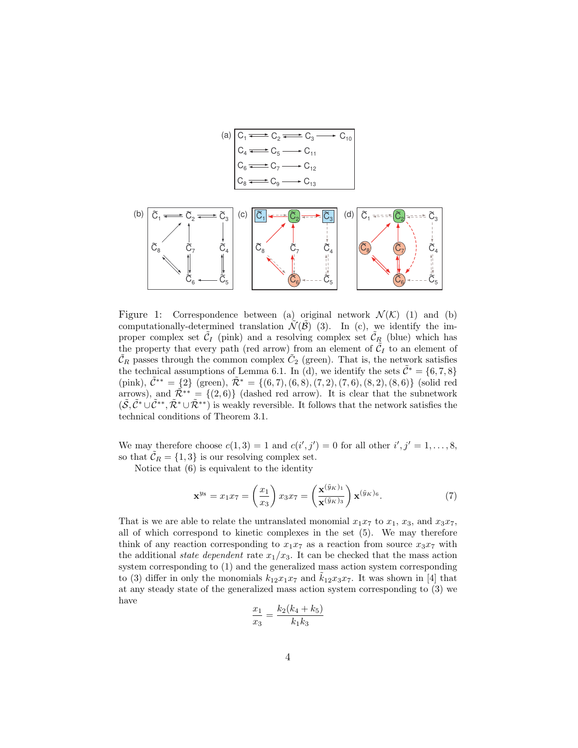Figure 1: Correspondence between (a) original network $\mathcal{N}(\mathcal{K})$ (1) and (b) computationally-determined translation $\tilde{\mathcal{N}}(\tilde{\mathcal{B}})$ (3). In (c), we identify the improper complex set $\tilde{\mathcal{C}}_I$ (pink) and a resolving complex set $\tilde{\mathcal{C}}_R$ (blue) which has the property that every path (red arrow) from an element of $\tilde{\mathcal{C}}_I$ to an element of $\tilde{\mathcal{C}}_R$ passes through the common complex $\tilde{C}_2$ (green). That is, the network satisfies the technical assumptions of Lemma 6.1. In (d), we identify the sets $\tilde{\mathcal{C}}^* = \{6, 7, 8\}$ (pink), $\tilde{\mathcal{C}}^{**} = \{2\}$ (green), $\tilde{\mathcal{R}}^* = \{(6, 7), (6, 8), (7, 2), (7, 6), (8, 2), (8, 6)\}$ (solid red arrows), and $\tilde{\mathcal{R}}^{**} = \{(2, 6)\}$ (dashed red arrow). It is clear that the subnetwork $(\tilde{\mathcal{S}}, \tilde{\mathcal{C}}^* \cup \tilde{\mathcal{C}}^{**}, \tilde{\mathcal{R}}^* \cup \tilde{\mathcal{R}}^{**})$ is weakly reversible. It follows that the network satisfies the technical conditions of Theorem 3.1.

We may therefore choose $c(1, 3) = 1$ and $c(i', j') = 0$ for all other $i', j' = 1, \ldots, 8$, so that $\tilde{\mathcal{C}}_R = \{1, 3\}$ is our resolving complex set.

Notice that (6) is equivalent to the identity

$$\mathbf{x}^{y_8} = x_1 x_7 = \left( \frac{x_1}{x_3} \right) x_3 x_7 = \left( \frac{\mathbf{x}^{(\tilde{y}_K)_1}}{\mathbf{x}^{(\tilde{y}_K)_3}} \right) \mathbf{x}^{(\tilde{y}_K)_6}. \tag{7}$$

That is we are able to relate the untranslated monomial $x_1 x_7$ to $x_1$, $x_3$, and $x_3 x_7$, all of which correspond to kinetic complexes in the set (5). We may therefore think of any reaction corresponding to $x_1 x_7$ as a reaction from source $x_3 x_7$ with the additional *state dependent* rate $x_1/x_3$. It can be checked that the mass action system corresponding to (1) and the generalized mass action system corresponding to (3) differ in only the monomials $k_{12} x_1 x_7$ and $\tilde{k}_{12} x_3 x_7$. It was shown in [4] that at any steady state of the generalized mass action system corresponding to (3) we have

$$\frac{x_1}{x_3} = \frac{k_2(k_4 + k_5)}{k_1 k_3}$$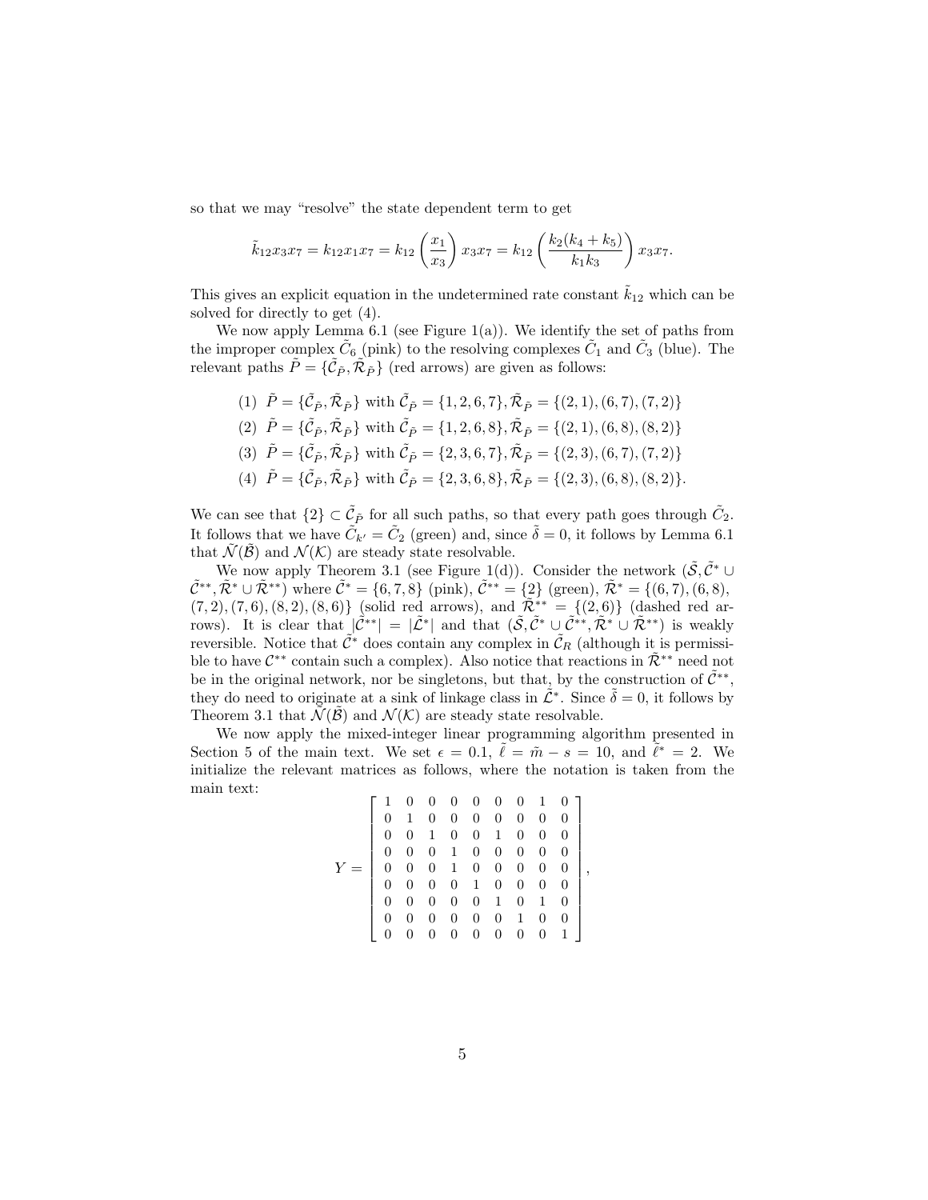so that we may "resolve" the state dependent term to get

$$\tilde{k}_{12} x_3 x_7 = k_{12} x_1 x_7 = k_{12} \left( \frac{x_1}{x_3} \right) x_3 x_7 = k_{12} \left( \frac{k_2(k_4 + k_5)}{k_1 k_3} \right) x_3 x_7.$$

This gives an explicit equation in the undetermined rate constant $\tilde{k}_{12}$ which can be solved for directly to get (4).

We now apply Lemma 6.1 (see Figure 1(a)). We identify the set of paths from the improper complex $\tilde{C}_6$ (pink) to the resolving complexes $\tilde{C}_1$ and $\tilde{C}_3$ (blue). The relevant paths $\tilde{P} = \{\tilde{\mathcal{C}}_{\tilde{P}}, \tilde{\mathcal{R}}_{\tilde{P}}\}$ (red arrows) are given as follows:

(1) $\tilde{P} = \{\tilde{\mathcal{C}}_{\tilde{P}}, \tilde{\mathcal{R}}_{\tilde{P}}\}$ with $\tilde{\mathcal{C}}_{\tilde{P}} = \{1, 2, 6, 7\}, \tilde{\mathcal{R}}_{\tilde{P}} = \{(2, 1), (6, 7), (7, 2)\}$

(2) $\tilde{P} = \{\tilde{\mathcal{C}}_{\tilde{P}}, \tilde{\mathcal{R}}_{\tilde{P}}\}$ with $\tilde{\mathcal{C}}_{\tilde{P}} = \{1, 2, 6, 8\}, \tilde{\mathcal{R}}_{\tilde{P}} = \{(2, 1), (6, 8), (8, 2)\}$

(3) $\tilde{P} = \{\tilde{\mathcal{C}}_{\tilde{P}}, \tilde{\mathcal{R}}_{\tilde{P}}\}$ with $\tilde{\mathcal{C}}_{\tilde{P}} = \{2, 3, 6, 7\}, \tilde{\mathcal{R}}_{\tilde{P}} = \{(2, 3), (6, 7), (7, 2)\}$

(4) $\tilde{P} = \{\tilde{\mathcal{C}}_{\tilde{P}}, \tilde{\mathcal{R}}_{\tilde{P}}\}$ with $\tilde{\mathcal{C}}_{\tilde{P}} = \{2, 3, 6, 8\}, \tilde{\mathcal{R}}_{\tilde{P}} = \{(2, 3), (6, 8), (8, 2)\}$.

We can see that $\{2\} \subset \tilde{\mathcal{C}}_{\tilde{P}}$ for all such paths, so that every path goes through $\tilde{C}_2$. It follows that we have $\tilde{C}_{k'} = \tilde{C}_2$ (green) and, since $\tilde{\delta} = 0$, it follows by Lemma 6.1 that $\tilde{\mathcal{N}}(\tilde{\mathcal{B}})$ and $\mathcal{N}(\mathcal{K})$ are steady state resolvable.

We now apply Theorem 3.1 (see Figure 1(d)). Consider the network $(\tilde{\mathcal{S}}, \tilde{\mathcal{C}}^* \cup \tilde{\mathcal{C}}^{**}, \tilde{\mathcal{R}}^* \cup \tilde{\mathcal{R}}^{**})$ where $\tilde{\mathcal{C}}^* = \{6, 7, 8\}$ (pink), $\tilde{\mathcal{C}}^{**} = \{2\}$ (green), $\tilde{\mathcal{R}}^* = \{(6, 7), (6, 8), (7, 2), (7, 6), (8, 2), (8, 6)\}$ (solid red arrows), and $\tilde{\mathcal{R}}^{**} = \{(2, 6)\}$ (dashed red arrows). It is clear that $|\tilde{\mathcal{C}}^{**}| = |\tilde{\mathcal{L}}^*|$ and that $(\tilde{\mathcal{S}}, \tilde{\mathcal{C}}^* \cup \tilde{\mathcal{C}}^{**}, \tilde{\mathcal{R}}^* \cup \tilde{\mathcal{R}}^{**})$ is weakly reversible. Notice that $\tilde{\mathcal{C}}^*$ does contain any complex in $\tilde{\mathcal{C}}_R$ (although it is permissible to have $\mathcal{C}^{**}$ contain such a complex). Also notice that reactions in $\tilde{\mathcal{R}}^{**}$ need not be in the original network, nor be singletons, but that, by the construction of $\tilde{\mathcal{C}}^{**}$, they do need to originate at a sink of linkage class in $\tilde{\mathcal{L}}^*$. Since $\tilde{\delta} = 0$, it follows by Theorem 3.1 that $\tilde{\mathcal{N}}(\tilde{\mathcal{B}})$ and $\mathcal{N}(\mathcal{K})$ are steady state resolvable.

We now apply the mixed-integer linear programming algorithm presented in Section 5 of the main text. We set $\epsilon = 0.1$, $\tilde{\ell} = \tilde{m} - s = 10$, and $\tilde{\ell}^* = 2$. We initialize the relevant matrices as follows, where the notation is taken from the main text:

$$Y = \begin{bmatrix} 1 & 0 & 0 & 0 & 0 & 0 & 0 & 1 & 0 \\ 0 & 1 & 0 & 0 & 0 & 0 & 0 & 0 & 0 \\ 0 & 0 & 1 & 0 & 0 & 1 & 0 & 0 & 0 \\ 0 & 0 & 0 & 1 & 0 & 0 & 0 & 0 & 0 \\ 0 & 0 & 0 & 1 & 0 & 0 & 0 & 0 & 0 \\ 0 & 0 & 0 & 0 & 1 & 0 & 0 & 0 & 0 \\ 0 & 0 & 0 & 0 & 0 & 1 & 0 & 1 & 0 \\ 0 & 0 & 0 & 0 & 0 & 0 & 1 & 0 & 0 \\ 0 & 0 & 0 & 0 & 0 & 0 & 0 & 0 & 1 \end{bmatrix},$$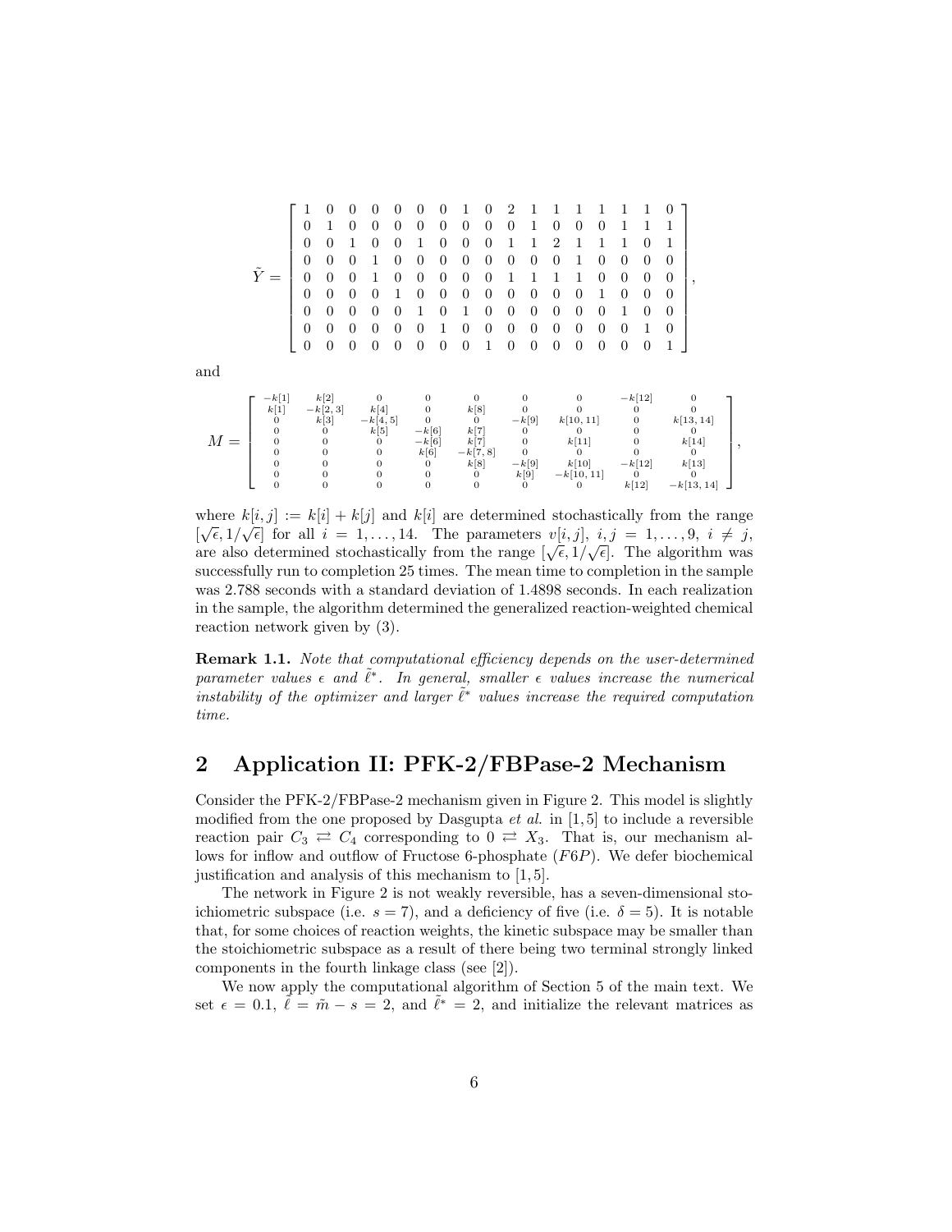$$
\tilde{Y} = \begin{bmatrix}
1 & 0 & 0 & 0 & 0 & 0 & 0 & 1 & 0 & 2 & 1 & 1 & 1 & 1 & 1 & 1 & 0 \\
0 & 1 & 0 & 0 & 0 & 0 & 0 & 0 & 0 & 0 & 1 & 0 & 0 & 0 & 1 & 1 & 1 \\
0 & 0 & 1 & 0 & 0 & 1 & 0 & 0 & 0 & 1 & 1 & 2 & 1 & 1 & 1 & 0 & 1 \\
0 & 0 & 0 & 1 & 0 & 0 & 0 & 0 & 0 & 0 & 0 & 0 & 1 & 0 & 0 & 0 & 0 \\
0 & 0 & 0 & 1 & 0 & 0 & 0 & 0 & 0 & 1 & 1 & 1 & 1 & 0 & 0 & 0 & 0 \\
0 & 0 & 0 & 0 & 1 & 0 & 0 & 0 & 0 & 0 & 0 & 0 & 0 & 1 & 0 & 0 & 0 \\
0 & 0 & 0 & 0 & 0 & 1 & 0 & 1 & 0 & 0 & 0 & 0 & 0 & 0 & 1 & 0 & 0 \\
0 & 0 & 0 & 0 & 0 & 0 & 1 & 0 & 0 & 0 & 0 & 0 & 0 & 0 & 0 & 1 & 0 \\
0 & 0 & 0 & 0 & 0 & 0 & 0 & 0 & 1 & 0 & 0 & 0 & 0 & 0 & 0 & 0 & 1
\end{bmatrix},
$$

and

$$
M = \begin{bmatrix}
-k[1] & k[2] & 0 & 0 & 0 & 0 & 0 & -k[12] & 0 \\
k[1] & -k[2,3] & k[4] & 0 & k[8] & 0 & 0 & 0 & 0 \\
0 & k[3] & -k[4,5] & 0 & 0 & -k[9] & k[10,11] & 0 & k[13,14] \\
0 & 0 & k[5] & -k[6] & k[7] & 0 & 0 & 0 & 0 \\
0 & 0 & 0 & -k[6] & k[7] & 0 & k[11] & 0 & k[14] \\
0 & 0 & 0 & k[6] & -k[7,8] & 0 & 0 & 0 & 0 \\
0 & 0 & 0 & 0 & k[8] & -k[9] & k[10] & -k[12] & k[13] \\
0 & 0 & 0 & 0 & 0 & k[9] & -k[10,11] & 0 & 0 \\
0 & 0 & 0 & 0 & 0 & 0 & 0 & k[12] & -k[13,14]
\end{bmatrix},
$$

where $k[i,j] := k[i] + k[j]$ and $k[i]$ are determined stochastically from the range $[\sqrt{\epsilon}, 1/\sqrt{\epsilon}]$ for all $i = 1, \ldots, 14$. The parameters $v[i,j]$, $i,j = 1, \ldots, 9$, $i \neq j$, are also determined stochastically from the range $[\sqrt{\epsilon}, 1/\sqrt{\epsilon}]$. The algorithm was successfully run to completion 25 times. The mean time to completion in the sample was 2.788 seconds with a standard deviation of 1.4898 seconds. In each realization in the sample, the algorithm determined the generalized reaction-weighted chemical reaction network given by (3).

**Remark 1.1.** *Note that computational efficiency depends on the user-determined parameter values $\epsilon$ and $\tilde{\ell}^*$. In general, smaller $\epsilon$ values increase the numerical instability of the optimizer and larger $\tilde{\ell}^*$ values increase the required computation time.*

## 2 Application II: PFK-2/FBPase-2 Mechanism

Consider the PFK-2/FBPase-2 mechanism given in Figure 2. This model is slightly modified from the one proposed by Dasgupta *et al.* in [1, 5] to include a reversible reaction pair $C_3 \rightleftarrows C_4$ corresponding to $0 \rightleftarrows X_3$. That is, our mechanism allows for inflow and outflow of Fructose 6-phosphate ($F6P$). We defer biochemical justification and analysis of this mechanism to [1, 5].

The network in Figure 2 is not weakly reversible, has a seven-dimensional stoichiometric subspace (i.e. $s = 7$), and a deficiency of five (i.e. $\delta = 5$). It is notable that, for some choices of reaction weights, the kinetic subspace may be smaller than the stoichiometric subspace as a result of there being two terminal strongly linked components in the fourth linkage class (see [2]).

We now apply the computational algorithm of Section 5 of the main text. We set $\epsilon = 0.1$, $\tilde{\ell} = \tilde{m} - s = 2$, and $\tilde{\ell}^* = 2$, and initialize the relevant matrices as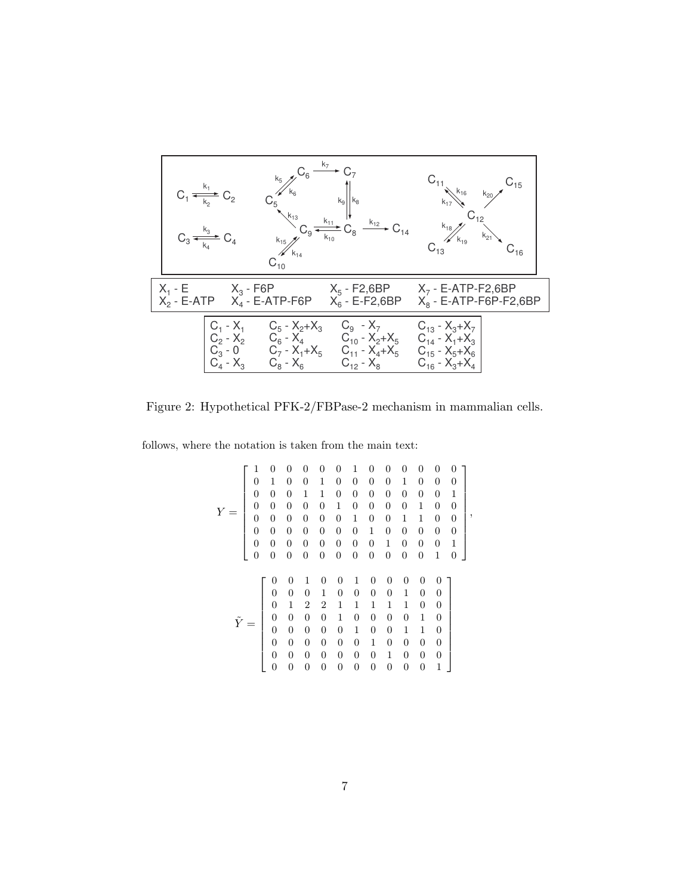Figure 2: Hypothetical PFK-2/FBPase-2 mechanism in mammalian cells.

follows, where the notation is taken from the main text:

$$
Y = \left[ \begin{array}{ccccccccccccc}
1 & 0 & 0 & 0 & 0 & 0 & 1 & 0 & 0 & 0 & 0 & 0 & 0 \\
0 & 1 & 0 & 0 & 1 & 0 & 0 & 0 & 0 & 1 & 0 & 0 & 0 \\
0 & 0 & 0 & 1 & 1 & 0 & 0 & 0 & 0 & 0 & 0 & 0 & 1 \\
0 & 0 & 0 & 0 & 0 & 1 & 0 & 0 & 0 & 0 & 1 & 0 & 0 \\
0 & 0 & 0 & 0 & 0 & 0 & 1 & 0 & 0 & 1 & 1 & 0 & 0 \\
0 & 0 & 0 & 0 & 0 & 0 & 0 & 1 & 0 & 0 & 0 & 0 & 0 \\
0 & 0 & 0 & 0 & 0 & 0 & 0 & 0 & 1 & 0 & 0 & 0 & 1 \\
0 & 0 & 0 & 0 & 0 & 0 & 0 & 0 & 0 & 0 & 0 & 1 & 0
\end{array} \right],
$$

$$
\tilde{Y} = \left[ \begin{array}{ccccccccccc}
0 & 0 & 1 & 0 & 0 & 1 & 0 & 0 & 0 & 0 & 0 \\
0 & 0 & 0 & 1 & 0 & 0 & 0 & 0 & 1 & 0 & 0 \\
0 & 1 & 2 & 2 & 1 & 1 & 1 & 1 & 1 & 0 & 0 \\
0 & 0 & 0 & 0 & 1 & 0 & 0 & 0 & 0 & 1 & 0 \\
0 & 0 & 0 & 0 & 0 & 1 & 0 & 0 & 1 & 1 & 0 \\
0 & 0 & 0 & 0 & 0 & 0 & 1 & 0 & 0 & 0 & 0 \\
0 & 0 & 0 & 0 & 0 & 0 & 0 & 1 & 0 & 0 & 0 \\
0 & 0 & 0 & 0 & 0 & 0 & 0 & 0 & 0 & 0 & 1
\end{array} \right]
$$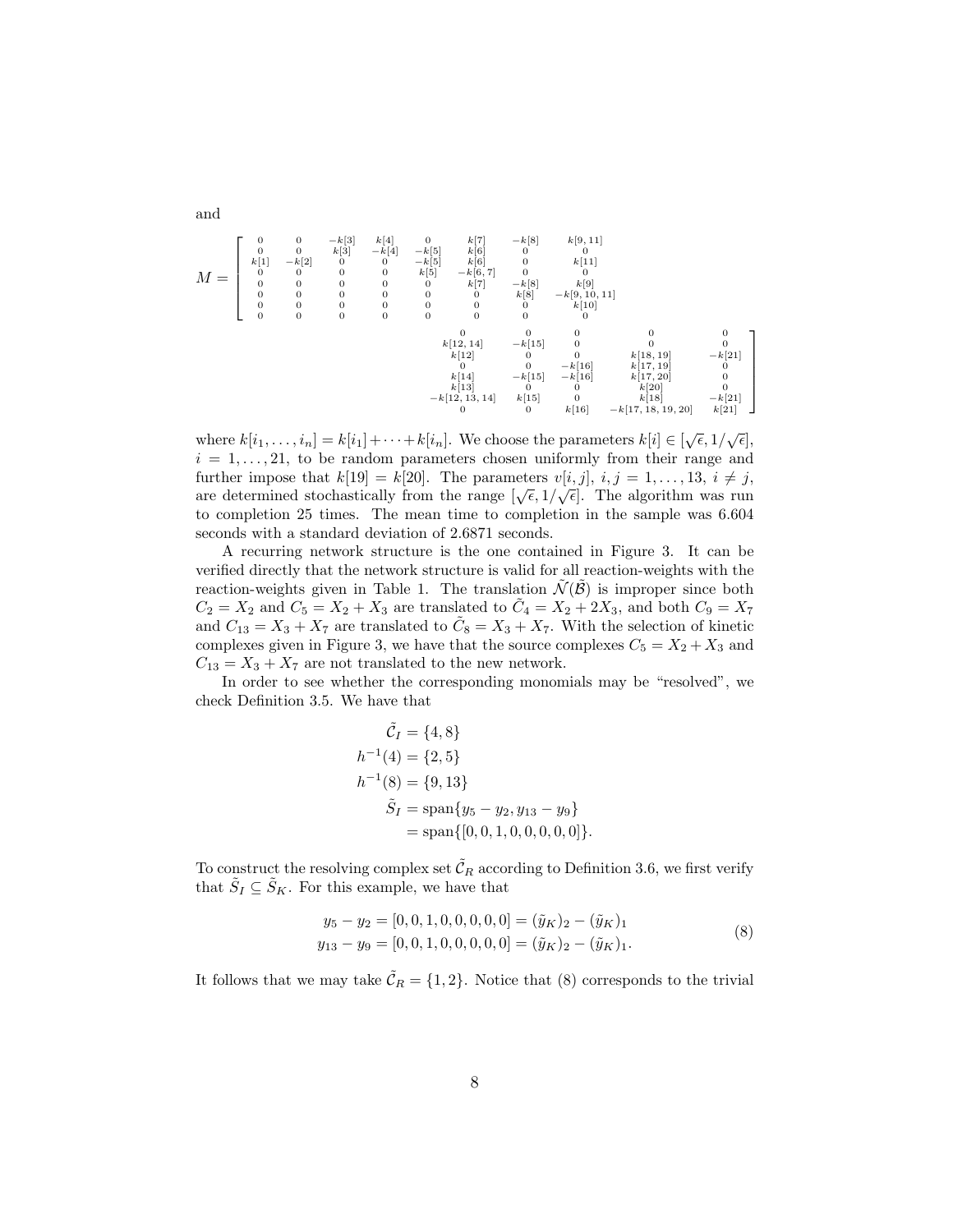and

$$
M = \left[ \begin{array}{ccccccccccccc}
0 & 0 & -k[3] & k[4] & 0 & k[7] & -k[8] & k[9,11] & 0 & 0 & 0 & 0 & 0 \\
0 & 0 & k[3] & -k[4] & -k[5] & k[6] & 0 & 0 & k[12,14] & -k[15] & 0 & 0 & 0 \\
k[1] & -k[2] & 0 & 0 & -k[5] & k[6] & 0 & k[11] & k[12] & 0 & 0 & k[18,19] & -k[21] \\
0 & 0 & 0 & 0 & k[5] & -k[6,7] & 0 & 0 & 0 & 0 & -k[16] & k[17,19] & 0 \\
0 & 0 & 0 & 0 & 0 & k[7] & -k[8] & k[9] & k[14] & -k[15] & -k[16] & k[17,20] & 0 \\
0 & 0 & 0 & 0 & 0 & 0 & k[8] & -k[9,10,11] & k[13] & 0 & 0 & k[20] & 0 \\
0 & 0 & 0 & 0 & 0 & 0 & 0 & k[10] & -k[12,13,14] & k[15] & 0 & k[18] & -k[21] \\
0 & 0 & 0 & 0 & 0 & 0 & 0 & 0 & 0 & 0 & k[16] & -k[17,18,19,20] & k[21]
\end{array} \right]
$$

where $k[i_1, \ldots, i_n] = k[i_1] + \cdots + k[i_n]$. We choose the parameters $k[i] \in [\sqrt{\epsilon}, 1/\sqrt{\epsilon}]$, $i = 1, \ldots, 21$, to be random parameters chosen uniformly from their range and further impose that $k[19] = k[20]$. The parameters $v[i,j]$, $i, j = 1, \ldots, 13$, $i \neq j$, are determined stochastically from the range $[\sqrt{\epsilon}, 1/\sqrt{\epsilon}]$. The algorithm was run to completion 25 times. The mean time to completion in the sample was 6.604 seconds with a standard deviation of 2.6871 seconds.

A recurring network structure is the one contained in Figure 3. It can be verified directly that the network structure is valid for all reaction-weights with the reaction-weights given in Table 1. The translation $\tilde{\mathcal{N}}(\tilde{\mathcal{B}})$ is improper since both $C_2 = X_2$ and $C_5 = X_2 + X_3$ are translated to $\tilde{C}_4 = X_2 + 2X_3$, and both $C_9 = X_7$ and $C_{13} = X_3 + X_7$ are translated to $\tilde{C}_8 = X_3 + X_7$. With the selection of kinetic complexes given in Figure 3, we have that the source complexes $C_5 = X_2 + X_3$ and $C_{13} = X_3 + X_7$ are not translated to the new network.

In order to see whether the corresponding monomials may be "resolved", we check Definition 3.5. We have that

$$
\begin{aligned}
\tilde{\mathcal{C}}_I &= \{4, 8\} \\
h^{-1}(4) &= \{2, 5\} \\
h^{-1}(8) &= \{9, 13\} \\
\tilde{S}_I &= \text{span}\{y_5 - y_2, y_{13} - y_9\} \\
&= \text{span}\{[0, 0, 1, 0, 0, 0, 0, 0]\}.
\end{aligned}
$$

To construct the resolving complex set $\tilde{\mathcal{C}}_R$ according to Definition 3.6, we first verify that $\tilde{S}_I \subseteq \tilde{S}_K$. For this example, we have that

$$
\begin{aligned}
y_5 - y_2 &= [0, 0, 1, 0, 0, 0, 0, 0] = (\tilde{y}_K)_2 - (\tilde{y}_K)_1 \\
y_{13} - y_9 &= [0, 0, 1, 0, 0, 0, 0, 0] = (\tilde{y}_K)_2 - (\tilde{y}_K)_1.
\end{aligned}
\tag{8}
$$

It follows that we may take $\tilde{\mathcal{C}}_R = \{1, 2\}$. Notice that (8) corresponds to the trivial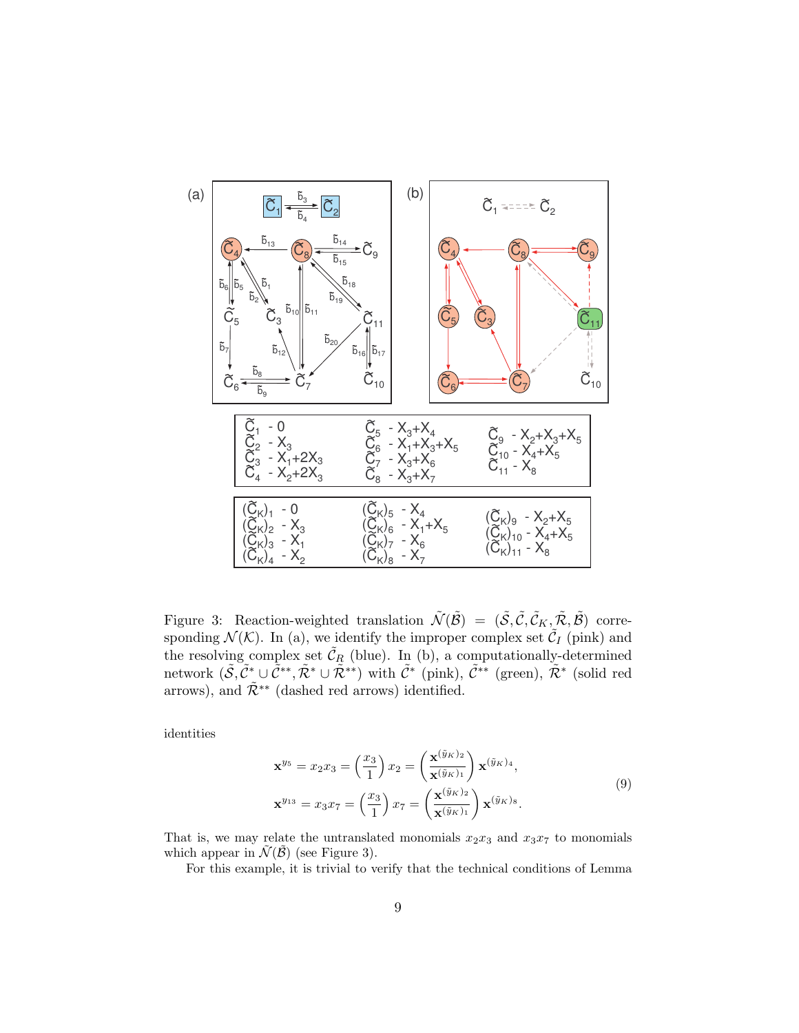| | | |
|---|---|---|
| $\tilde{C}_1$ - 0 | $\tilde{C}_5$ - $X_3+X_4$ | $\tilde{C}_9$ - $X_2+X_3+X_5$ |
| $\tilde{C}_2$ - $X_3$ | $\tilde{C}_6$ - $X_1+X_3+X_5$ | $\tilde{C}_{10}$ - $X_4+X_5$ |
| $\tilde{C}_3$ - $X_1+2X_3$ | $\tilde{C}_7$ - $X_3+X_6$ | $\tilde{C}_{11}$ - $X_8$ |
| $\tilde{C}_4$ - $X_2+2X_3$ | $\tilde{C}_8$ - $X_3+X_7$ | |

| | | |
|---|---|---|
| $(\tilde{C}_K)_1$ - 0 | $(\tilde{C}_K)_5$ - $X_4$ | $(\tilde{C}_K)_9$ - $X_2+X_5$ |
| $(\tilde{C}_K)_2$ - $X_3$ | $(\tilde{C}_K)_6$ - $X_1+X_5$ | $(\tilde{C}_K)_{10}$ - $X_4+X_5$ |
| $(\tilde{C}_K)_3$ - $X_1$ | $(\tilde{C}_K)_7$ - $X_6$ | $(\tilde{C}_K)_{11}$ - $X_8$ |
| $(\tilde{C}_K)_4$ - $X_2$ | $(\tilde{C}_K)_8$ - $X_7$ | |

Figure 3: Reaction-weighted translation $\tilde{\mathcal{N}}(\tilde{\mathcal{B}}) = (\tilde{\mathcal{S}}, \tilde{\mathcal{C}}, \tilde{\mathcal{C}}_K, \tilde{\mathcal{R}}, \tilde{\mathcal{B}})$ corresponding $\mathcal{N}(\mathcal{K})$. In (a), we identify the improper complex set $\tilde{\mathcal{C}}_I$ (pink) and the resolving complex set $\tilde{\mathcal{C}}_R$ (blue). In (b), a computationally-determined network $(\tilde{\mathcal{S}}, \tilde{\mathcal{C}}^* \cup \tilde{\mathcal{C}}^{**}, \tilde{\mathcal{R}}^* \cup \tilde{\mathcal{R}}^{**})$ with $\tilde{\mathcal{C}}^*$ (pink), $\tilde{\mathcal{C}}^{**}$ (green), $\tilde{\mathcal{R}}^*$ (solid red arrows), and $\tilde{\mathcal{R}}^{**}$ (dashed red arrows) identified.

identities

$$
\begin{aligned}
\mathbf{x}^{y_5} &= x_2 x_3 = \left(\frac{x_3}{1}\right) x_2 = \left(\frac{\mathbf{x}^{(\tilde{y}_K)_2}}{\mathbf{x}^{(\tilde{y}_K)_1}}\right) \mathbf{x}^{(\tilde{y}_K)_4}, \\
\mathbf{x}^{y_{13}} &= x_3 x_7 = \left(\frac{x_3}{1}\right) x_7 = \left(\frac{\mathbf{x}^{(\tilde{y}_K)_2}}{\mathbf{x}^{(\tilde{y}_K)_1}}\right) \mathbf{x}^{(\tilde{y}_K)_8}.
\end{aligned}
\tag{9}
$$

That is, we may relate the untranslated monomials $x_2x_3$ and $x_3x_7$ to monomials which appear in $\tilde{\mathcal{N}}(\tilde{\mathcal{B}})$ (see Figure 3).

For this example, it is trivial to verify that the technical conditions of Lemma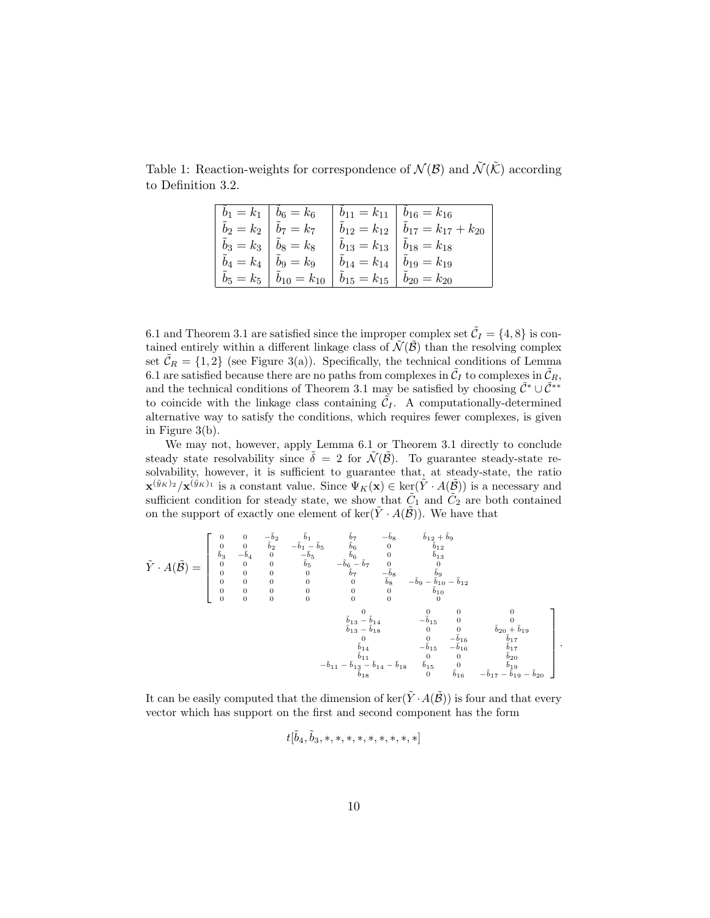Table 1: Reaction-weights for correspondence of $\mathcal{N}(\mathcal{B})$ and $\tilde{\mathcal{N}}(\tilde{\mathcal{K}})$ according to Definition 3.2.

| | | | |
|---|---|---|---|
| $\tilde{b}_1 = k_1$ | $\tilde{b}_6 = k_6$ | $\tilde{b}_{11} = k_{11}$ | $\tilde{b}_{16} = k_{16}$ |
| $\tilde{b}_2 = k_2$ | $\tilde{b}_7 = k_7$ | $\tilde{b}_{12} = k_{12}$ | $\tilde{b}_{17} = k_{17} + k_{20}$ |
| $\tilde{b}_3 = k_3$ | $\tilde{b}_8 = k_8$ | $\tilde{b}_{13} = k_{13}$ | $\tilde{b}_{18} = k_{18}$ |
| $\tilde{b}_4 = k_4$ | $\tilde{b}_9 = k_9$ | $\tilde{b}_{14} = k_{14}$ | $\tilde{b}_{19} = k_{19}$ |
| $\tilde{b}_5 = k_5$ | $\tilde{b}_{10} = k_{10}$ | $\tilde{b}_{15} = k_{15}$ | $\tilde{b}_{20} = k_{20}$ |

6.1 and Theorem 3.1 are satisfied since the improper complex set $\tilde{\mathcal{C}}_I = \{4, 8\}$ is contained entirely within a different linkage class of $\tilde{\mathcal{N}}(\tilde{\mathcal{B}})$ than the resolving complex set $\tilde{\mathcal{C}}_R = \{1, 2\}$ (see Figure 3(a)). Specifically, the technical conditions of Lemma 6.1 are satisfied because there are no paths from complexes in $\tilde{\mathcal{C}}_I$ to complexes in $\tilde{\mathcal{C}}_R$, and the technical conditions of Theorem 3.1 may be satisfied by choosing $\tilde{\mathcal{C}}^* \cup \tilde{\mathcal{C}}^{**}$ to coincide with the linkage class containing $\tilde{\mathcal{C}}_I$. A computationally-determined alternative way to satisfy the conditions, which requires fewer complexes, is given in Figure 3(b).

We may not, however, apply Lemma 6.1 or Theorem 3.1 directly to conclude steady state resolvability since $\tilde{\delta} = 2$ for $\tilde{\mathcal{N}}(\tilde{\mathcal{B}})$. To guarantee steady-state resolvability, however, it is sufficient to guarantee that, at steady-state, the ratio $\mathbf{x}^{(\tilde{y}_K)_2}/\mathbf{x}^{(\tilde{y}_K)_1}$ is a constant value. Since $\Psi_K(\mathbf{x}) \in \ker(\tilde{Y} \cdot A(\tilde{\mathcal{B}}))$ is a necessary and sufficient condition for steady state, we show that $\tilde{C}_1$ and $\tilde{C}_2$ are both contained on the support of exactly one element of $\ker(\tilde{Y} \cdot A(\tilde{\mathcal{B}}))$. We have that

$$\tilde{Y} \cdot A(\tilde{\mathcal{B}}) = \left[ \begin{array}{ccccccccccc} 0 & 0 & -\tilde{b}_2 & \tilde{b}_1 & \tilde{b}_7 & -\tilde{b}_8 & \tilde{b}_{12} + \tilde{b}_9 & 0 & 0 & 0 & 0 \\ 0 & 0 & \tilde{b}_2 & -\tilde{b}_1 - \tilde{b}_5 & \tilde{b}_6 & 0 & \tilde{b}_{12} & \tilde{b}_{13} - \tilde{b}_{14} & -\tilde{b}_{15} & 0 & 0 \\ \tilde{b}_3 & -\tilde{b}_4 & 0 & -\tilde{b}_5 & \tilde{b}_6 & 0 & \tilde{b}_{13} & \tilde{b}_{13} - \tilde{b}_{18} & 0 & 0 & \tilde{b}_{20} + \tilde{b}_{19} \\ 0 & 0 & 0 & \tilde{b}_5 & -\tilde{b}_6 - \tilde{b}_7 & 0 & 0 & 0 & 0 & -\tilde{b}_{16} & \tilde{b}_{17} \\ 0 & 0 & 0 & 0 & \tilde{b}_7 & -\tilde{b}_8 & \tilde{b}_9 & \tilde{b}_{14} & -\tilde{b}_{15} & -\tilde{b}_{16} & \tilde{b}_{17} \\ 0 & 0 & 0 & 0 & 0 & \tilde{b}_8 & -\tilde{b}_9 - \tilde{b}_{10} - \tilde{b}_{12} & \tilde{b}_{11} & 0 & 0 & \tilde{b}_{20} \\ 0 & 0 & 0 & 0 & 0 & 0 & \tilde{b}_{10} & -\tilde{b}_{11} - \tilde{b}_{13} - \tilde{b}_{14} - \tilde{b}_{18} & \tilde{b}_{15} & 0 & \tilde{b}_{19} \\ 0 & 0 & 0 & 0 & 0 & 0 & 0 & \tilde{b}_{18} & 0 & \tilde{b}_{16} & -\tilde{b}_{17} - \tilde{b}_{19} - \tilde{b}_{20} \end{array} \right].$$

It can be easily computed that the dimension of $\ker(\tilde{Y} \cdot A(\tilde{\mathcal{B}}))$ is four and that every vector which has support on the first and second component has the form

$$t[\tilde{b}_4, \tilde{b}_3, *, *, *, *, *, *, *, *, *]$$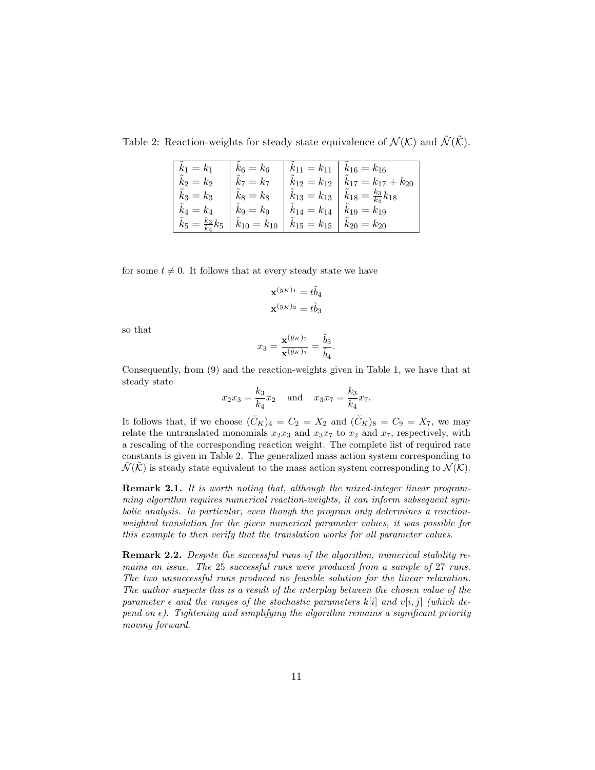Table 2: Reaction-weights for steady state equivalence of $\mathcal{N}(\mathcal{K})$ and $\tilde{\mathcal{N}}(\tilde{\mathcal{K}})$.

| | | | |
|---|---|---|---|
| $\tilde{k}_1 = k_1$ | $\tilde{k}_6 = k_6$ | $\tilde{k}_{11} = k_{11}$ | $\tilde{k}_{16} = k_{16}$ |
| $\tilde{k}_2 = k_2$ | $\tilde{k}_7 = k_7$ | $\tilde{k}_{12} = k_{12}$ | $\tilde{k}_{17} = k_{17} + k_{20}$ |
| $\tilde{k}_3 = k_3$ | $\tilde{k}_8 = k_8$ | $\tilde{k}_{13} = k_{13}$ | $\tilde{k}_{18} = \frac{k_3}{k_4} k_{18}$ |
| $\tilde{k}_4 = k_4$ | $\tilde{k}_9 = k_9$ | $\tilde{k}_{14} = k_{14}$ | $\tilde{k}_{19} = k_{19}$ |
| $\tilde{k}_5 = \frac{k_3}{k_4} k_5$ | $\tilde{k}_{10} = k_{10}$ | $\tilde{k}_{15} = k_{15}$ | $\tilde{k}_{20} = k_{20}$ |

for some $t \neq 0$. It follows that at every steady state we have

$$\mathbf{x}^{(y_K)_1} = t\tilde{b}_4$$
$$\mathbf{x}^{(y_K)_2} = t\tilde{b}_3$$

so that

$$x_3 = \frac{\mathbf{x}^{(\tilde{y}_K)_2}}{\mathbf{x}^{(\tilde{y}_K)_1}} = \frac{\tilde{b}_3}{\tilde{b}_4}.$$

Consequently, from (9) and the reaction-weights given in Table 1, we have that at steady state

$$x_2 x_3 = \frac{k_3}{k_4} x_2 \quad \text{and} \quad x_3 x_7 = \frac{k_3}{k_4} x_7.$$

It follows that, if we choose $(\tilde{C}_K)_4 = C_2 = X_2$ and $(\tilde{C}_K)_8 = C_9 = X_7$, we may relate the untranslated monomials $x_2 x_3$ and $x_3 x_7$ to $x_2$ and $x_7$, respectively, with a rescaling of the corresponding reaction weight. The complete list of required rate constants is given in Table 2. The generalized mass action system corresponding to $\tilde{\mathcal{N}}(\tilde{\mathcal{K}})$ is steady state equivalent to the mass action system corresponding to $\mathcal{N}(\mathcal{K})$.

**Remark 2.1.** *It is worth noting that, although the mixed-integer linear programming algorithm requires numerical reaction-weights, it can inform subsequent symbolic analysis. In particular, even though the program only determines a reaction-weighted translation for the given numerical parameter values, it was possible for this example to then verify that the translation works for all parameter values.*

**Remark 2.2.** *Despite the successful runs of the algorithm, numerical stability remains an issue. The 25 successful runs were produced from a sample of 27 runs. The two unsuccessful runs produced no feasible solution for the linear relaxation. The author suspects this is a result of the interplay between the chosen value of the parameter $\epsilon$ and the ranges of the stochastic parameters $k[i]$ and $v[i,j]$ (which depend on $\epsilon$). Tightening and simplifying the algorithm remains a significant priority moving forward.*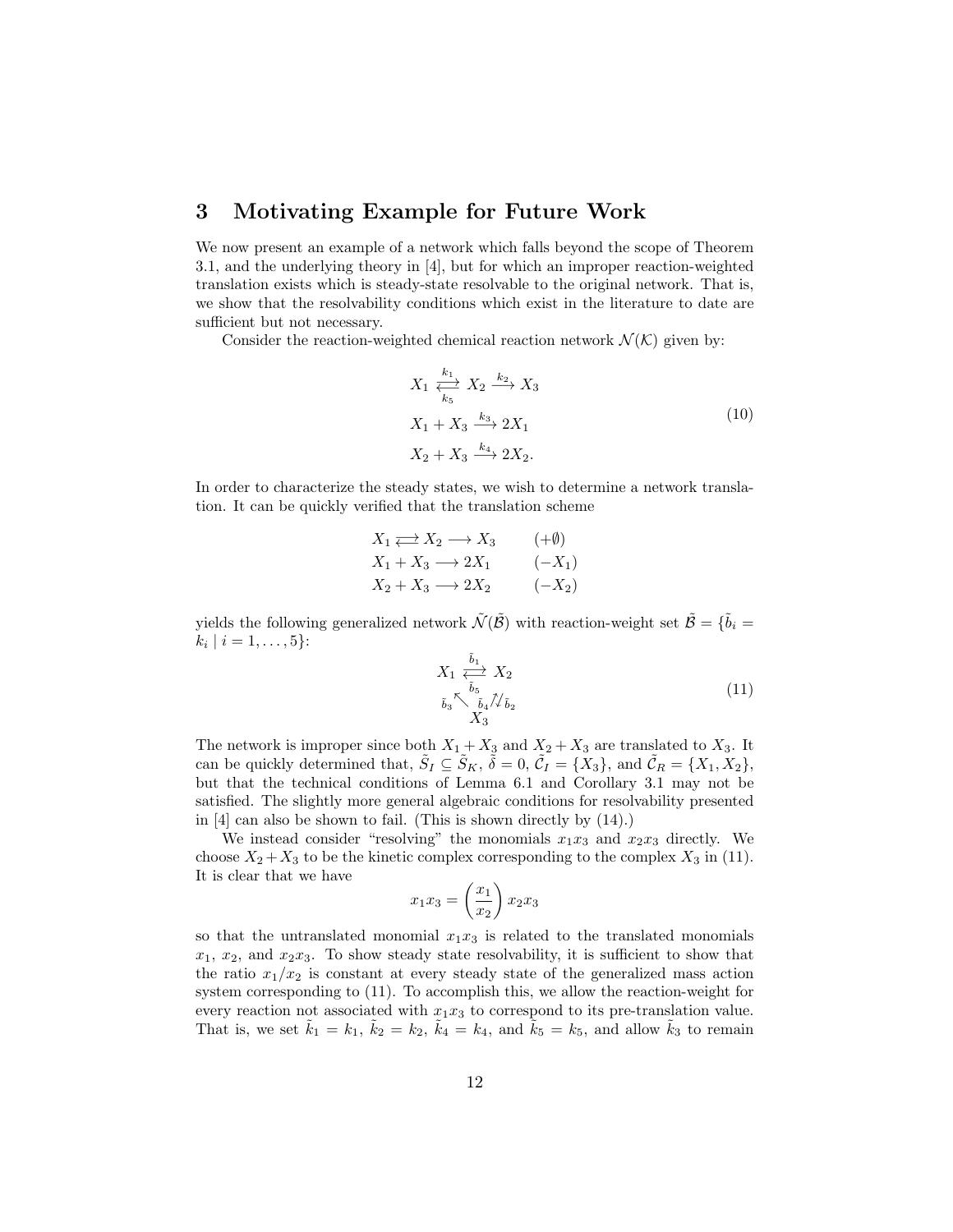## 3 Motivating Example for Future Work

We now present an example of a network which falls beyond the scope of Theorem 3.1, and the underlying theory in [4], but for which an improper reaction-weighted translation exists which is steady-state resolvable to the original network. That is, we show that the resolvability conditions which exist in the literature to date are sufficient but not necessary.

Consider the reaction-weighted chemical reaction network $\mathcal{N}(\mathcal{K})$ given by:

$$\begin{aligned} &X_1 \underset{k_5}{\overset{k_1}{\rightleftarrows}} X_2 \overset{k_2}{\longrightarrow} X_3 \\ &X_1 + X_3 \overset{k_3}{\longrightarrow} 2X_1 \\ &X_2 + X_3 \overset{k_4}{\longrightarrow} 2X_2. \end{aligned} \tag{10}$$

In order to characterize the steady states, we wish to determine a network translation. It can be quickly verified that the translation scheme

$$\begin{aligned} &X_1 \rightleftarrows X_2 \longrightarrow X_3 \qquad (+\emptyset) \\ &X_1 + X_3 \longrightarrow 2X_1 \qquad (-X_1) \\ &X_2 + X_3 \longrightarrow 2X_2 \qquad (-X_2) \end{aligned}$$

yields the following generalized network $\tilde{\mathcal{N}}(\tilde{\mathcal{B}})$ with reaction-weight set $\tilde{\mathcal{B}} = \{\tilde{b}_i = k_i \mid i = 1, \ldots, 5\}$:

$$\begin{array}{ccc} X_1 & \underset{\tilde{b}_5}{\overset{\tilde{b}_1}{\rightleftarrows}} & X_2 \\ & {\scriptstyle \tilde{b}_3}\nwarrow \quad {\scriptstyle \tilde{b}_4}\nearrow\!\!\swarrow {\scriptstyle \tilde{b}_2} & \\ & X_3 & \end{array} \tag{11}$$

The network is improper since both $X_1 + X_3$ and $X_2 + X_3$ are translated to $X_3$. It can be quickly determined that, $\tilde{S}_I \subseteq \tilde{S}_K$, $\tilde{\delta} = 0$, $\tilde{\mathcal{C}}_I = \{X_3\}$, and $\tilde{\mathcal{C}}_R = \{X_1, X_2\}$, but that the technical conditions of Lemma 6.1 and Corollary 3.1 may not be satisfied. The slightly more general algebraic conditions for resolvability presented in [4] can also be shown to fail. (This is shown directly by (14).)

We instead consider "resolving" the monomials $x_1x_3$ and $x_2x_3$ directly. We choose $X_2 + X_3$ to be the kinetic complex corresponding to the complex $X_3$ in (11). It is clear that we have

$$x_1x_3 = \left(\frac{x_1}{x_2}\right) x_2x_3$$

so that the untranslated monomial $x_1x_3$ is related to the translated monomials $x_1$, $x_2$, and $x_2x_3$. To show steady state resolvability, it is sufficient to show that the ratio $x_1/x_2$ is constant at every steady state of the generalized mass action system corresponding to (11). To accomplish this, we allow the reaction-weight for every reaction not associated with $x_1x_3$ to correspond to its pre-translation value. That is, we set $\tilde{k}_1 = k_1$, $\tilde{k}_2 = k_2$, $\tilde{k}_4 = k_4$, and $\tilde{k}_5 = k_5$, and allow $\tilde{k}_3$ to remain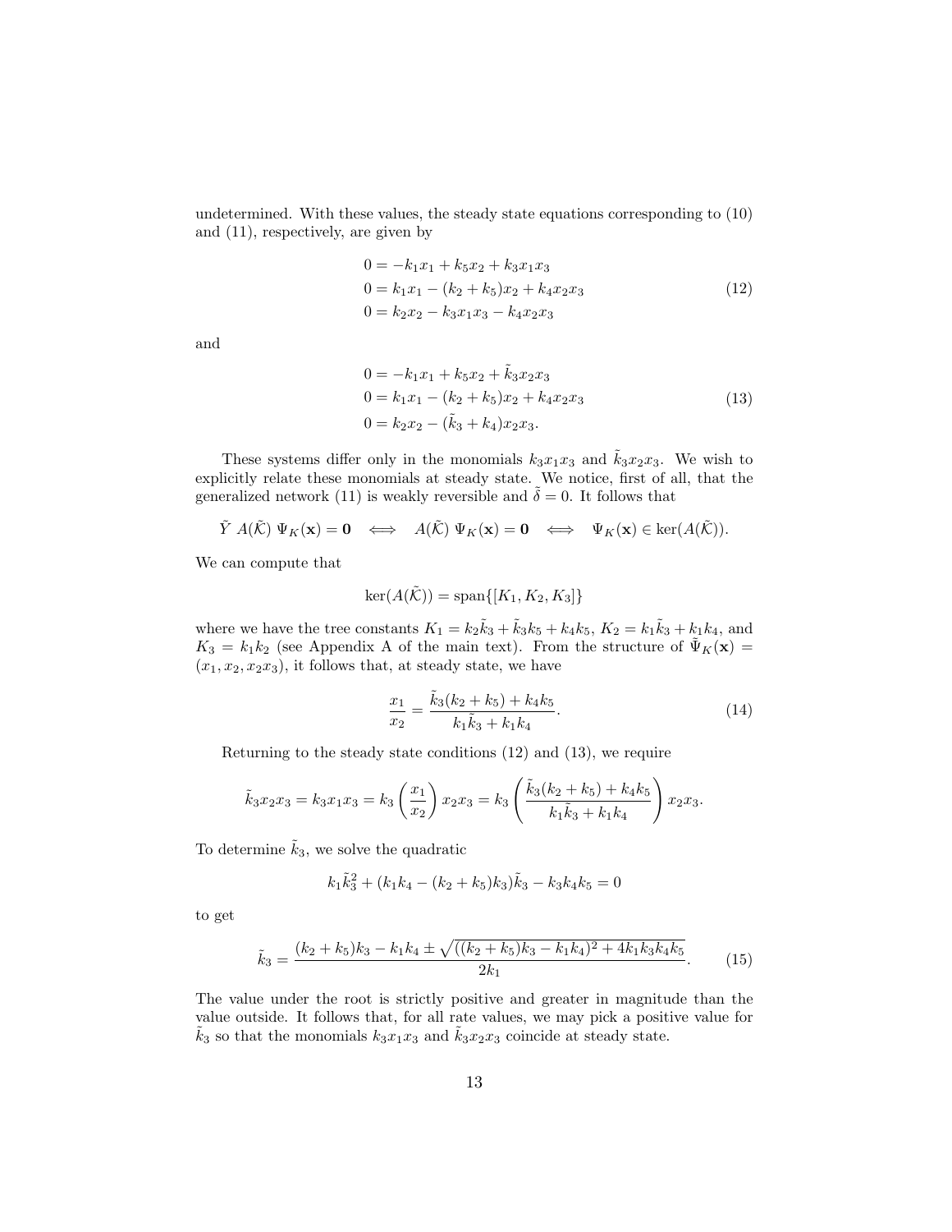undetermined. With these values, the steady state equations corresponding to (10) and (11), respectively, are given by

$$
\begin{aligned}
0 &= -k_1 x_1 + k_5 x_2 + k_3 x_1 x_3 \\
0 &= k_1 x_1 - (k_2 + k_5) x_2 + k_4 x_2 x_3 \\
0 &= k_2 x_2 - k_3 x_1 x_3 - k_4 x_2 x_3
\end{aligned}
\tag{12}
$$

and

$$
\begin{aligned}
0 &= -k_1 x_1 + k_5 x_2 + \tilde{k}_3 x_2 x_3 \\
0 &= k_1 x_1 - (k_2 + k_5) x_2 + k_4 x_2 x_3 \\
0 &= k_2 x_2 - (\tilde{k}_3 + k_4) x_2 x_3.
\end{aligned}
\tag{13}
$$

These systems differ only in the monomials $k_3 x_1 x_3$ and $\tilde{k}_3 x_2 x_3$. We wish to explicitly relate these monomials at steady state. We notice, first of all, that the generalized network (11) is weakly reversible and $\tilde{\delta} = 0$. It follows that

$$
\tilde{Y} \ A(\tilde{\mathcal{K}}) \ \Psi_K(\mathbf{x}) = \mathbf{0} \quad \Longleftrightarrow \quad A(\tilde{\mathcal{K}}) \ \Psi_K(\mathbf{x}) = \mathbf{0} \quad \Longleftrightarrow \quad \Psi_K(\mathbf{x}) \in \ker(A(\tilde{\mathcal{K}})).
$$

We can compute that

$$
\ker(A(\tilde{\mathcal{K}})) = \mathrm{span}\{[K_1, K_2, K_3]\}
$$

where we have the tree constants $K_1 = k_2 \tilde{k}_3 + \tilde{k}_3 k_5 + k_4 k_5$, $K_2 = k_1 \tilde{k}_3 + k_1 k_4$, and $K_3 = k_1 k_2$ (see Appendix A of the main text). From the structure of $\tilde{\Psi}_K(\mathbf{x}) = (x_1, x_2, x_2 x_3)$, it follows that, at steady state, we have

$$
\frac{x_1}{x_2} = \frac{\tilde{k}_3 (k_2 + k_5) + k_4 k_5}{k_1 \tilde{k}_3 + k_1 k_4}.
\tag{14}
$$

Returning to the steady state conditions (12) and (13), we require

$$
\tilde{k}_3 x_2 x_3 = k_3 x_1 x_3 = k_3 \left( \frac{x_1}{x_2} \right) x_2 x_3 = k_3 \left( \frac{\tilde{k}_3 (k_2 + k_5) + k_4 k_5}{k_1 \tilde{k}_3 + k_1 k_4} \right) x_2 x_3.
$$

To determine $\tilde{k}_3$, we solve the quadratic

$$
k_1 \tilde{k}_3^2 + (k_1 k_4 - (k_2 + k_5) k_3) \tilde{k}_3 - k_3 k_4 k_5 = 0
$$

to get

$$
\tilde{k}_3 = \frac{(k_2 + k_5) k_3 - k_1 k_4 \pm \sqrt{((k_2 + k_5) k_3 - k_1 k_4)^2 + 4 k_1 k_3 k_4 k_5}}{2 k_1}.
\tag{15}
$$

The value under the root is strictly positive and greater in magnitude than the value outside. It follows that, for all rate values, we may pick a positive value for $\tilde{k}_3$ so that the monomials $k_3 x_1 x_3$ and $\tilde{k}_3 x_2 x_3$ coincide at steady state.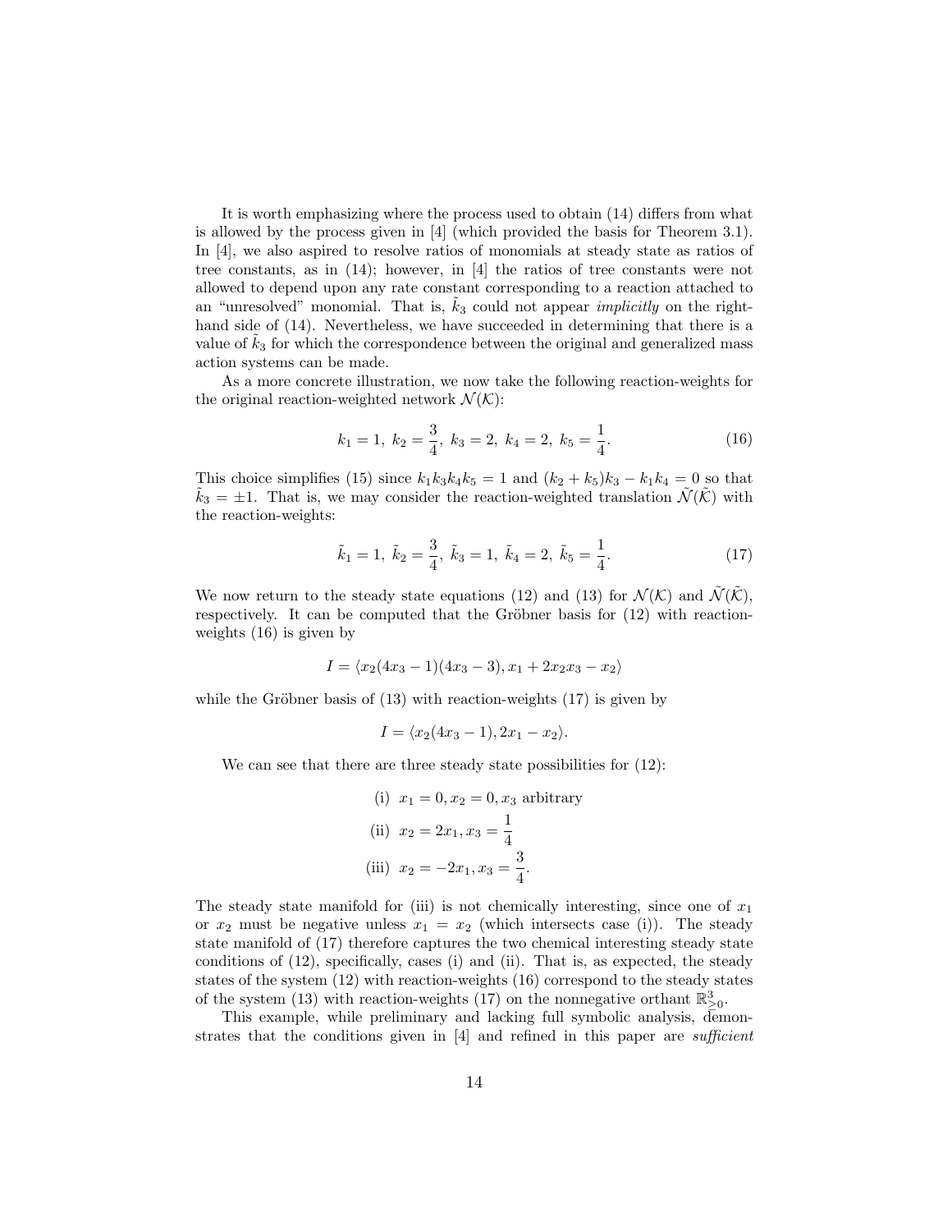It is worth emphasizing where the process used to obtain (14) differs from what is allowed by the process given in [4] (which provided the basis for Theorem 3.1). In [4], we also aspired to resolve ratios of monomials at steady state as ratios of tree constants, as in (14); however, in [4] the ratios of tree constants were not allowed to depend upon any rate constant corresponding to a reaction attached to an "unresolved" monomial. That is, $\tilde{k}_3$ could not appear *implicitly* on the right-hand side of (14). Nevertheless, we have succeeded in determining that there is a value of $\tilde{k}_3$ for which the correspondence between the original and generalized mass action systems can be made.

As a more concrete illustration, we now take the following reaction-weights for the original reaction-weighted network $\mathcal{N}(\mathcal{K})$:

$$k_1 = 1,\ k_2 = \frac{3}{4},\ k_3 = 2,\ k_4 = 2,\ k_5 = \frac{1}{4}. \tag{16}$$

This choice simplifies (15) since $k_1 k_3 k_4 k_5 = 1$ and $(k_2 + k_5)k_3 - k_1 k_4 = 0$ so that $\tilde{k}_3 = \pm 1$. That is, we may consider the reaction-weighted translation $\tilde{\mathcal{N}}(\tilde{\mathcal{K}})$ with the reaction-weights:

$$\tilde{k}_1 = 1,\ \tilde{k}_2 = \frac{3}{4},\ \tilde{k}_3 = 1,\ \tilde{k}_4 = 2,\ \tilde{k}_5 = \frac{1}{4}. \tag{17}$$

We now return to the steady state equations (12) and (13) for $\mathcal{N}(\mathcal{K})$ and $\tilde{\mathcal{N}}(\tilde{\mathcal{K}})$, respectively. It can be computed that the Gröbner basis for (12) with reaction-weights (16) is given by

$$I = \langle x_2(4x_3 - 1)(4x_3 - 3), x_1 + 2x_2x_3 - x_2 \rangle$$

while the Gröbner basis of (13) with reaction-weights (17) is given by

$$I = \langle x_2(4x_3 - 1), 2x_1 - x_2 \rangle.$$

We can see that there are three steady state possibilities for (12):

$$\begin{aligned}
&\text{(i)}\ \ x_1 = 0, x_2 = 0, x_3 \text{ arbitrary} \\
&\text{(ii)}\ \ x_2 = 2x_1, x_3 = \frac{1}{4} \\
&\text{(iii)}\ \ x_2 = -2x_1, x_3 = \frac{3}{4}.
\end{aligned}$$

The steady state manifold for (iii) is not chemically interesting, since one of $x_1$ or $x_2$ must be negative unless $x_1 = x_2$ (which intersects case (i)). The steady state manifold of (17) therefore captures the two chemical interesting steady state conditions of (12), specifically, cases (i) and (ii). That is, as expected, the steady states of the system (12) with reaction-weights (16) correspond to the steady states of the system (13) with reaction-weights (17) on the nonnegative orthant $\mathbb{R}^3_{\geq 0}$.

This example, while preliminary and lacking full symbolic analysis, demonstrates that the conditions given in [4] and refined in this paper are *sufficient*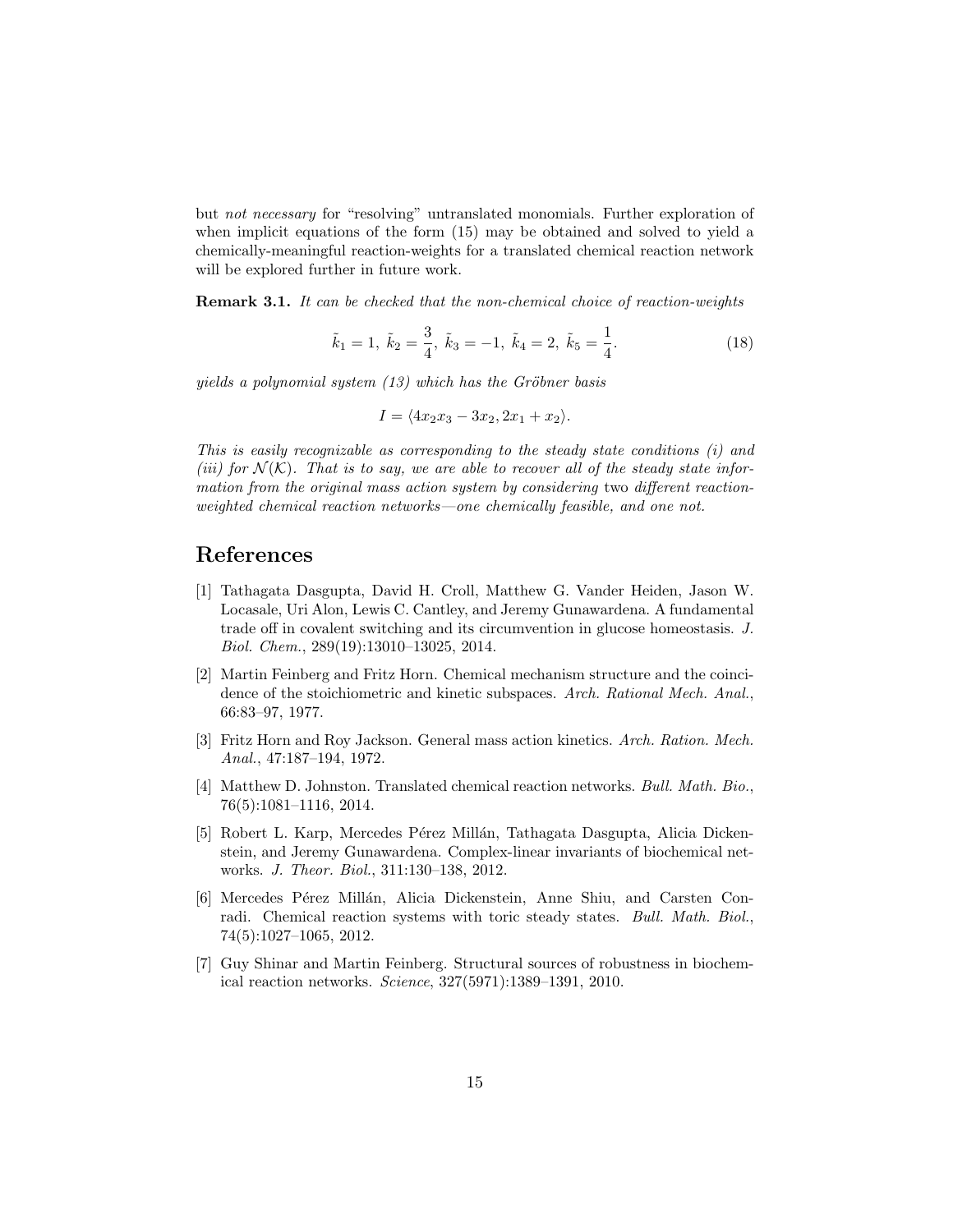but *not necessary* for "resolving" untranslated monomials. Further exploration of when implicit equations of the form (15) may be obtained and solved to yield a chemically-meaningful reaction-weights for a translated chemical reaction network will be explored further in future work.

**Remark 3.1.** *It can be checked that the non-chemical choice of reaction-weights*

$$\tilde{k}_1 = 1,\ \tilde{k}_2 = \frac{3}{4},\ \tilde{k}_3 = -1,\ \tilde{k}_4 = 2,\ \tilde{k}_5 = \frac{1}{4}. \tag{18}$$

*yields a polynomial system (13) which has the Gröbner basis*

$$I = \langle 4x_2x_3 - 3x_2, 2x_1 + x_2 \rangle.$$

*This is easily recognizable as corresponding to the steady state conditions (i) and (iii) for $\mathcal{N}(\mathcal{K})$. That is to say, we are able to recover all of the steady state information from the original mass action system by considering* two *different reaction-weighted chemical reaction networks—one chemically feasible, and one not.*

# References

[1] Tathagata Dasgupta, David H. Croll, Matthew G. Vander Heiden, Jason W. Locasale, Uri Alon, Lewis C. Cantley, and Jeremy Gunawardena. A fundamental trade off in covalent switching and its circumvention in glucose homeostasis. *J. Biol. Chem.*, 289(19):13010–13025, 2014.

[2] Martin Feinberg and Fritz Horn. Chemical mechanism structure and the coincidence of the stoichiometric and kinetic subspaces. *Arch. Rational Mech. Anal.*, 66:83–97, 1977.

[3] Fritz Horn and Roy Jackson. General mass action kinetics. *Arch. Ration. Mech. Anal.*, 47:187–194, 1972.

[4] Matthew D. Johnston. Translated chemical reaction networks. *Bull. Math. Bio.*, 76(5):1081–1116, 2014.

[5] Robert L. Karp, Mercedes Pérez Millán, Tathagata Dasgupta, Alicia Dickenstein, and Jeremy Gunawardena. Complex-linear invariants of biochemical networks. *J. Theor. Biol.*, 311:130–138, 2012.

[6] Mercedes Pérez Millán, Alicia Dickenstein, Anne Shiu, and Carsten Conradi. Chemical reaction systems with toric steady states. *Bull. Math. Biol.*, 74(5):1027–1065, 2012.

[7] Guy Shinar and Martin Feinberg. Structural sources of robustness in biochemical reaction networks. *Science*, 327(5971):1389–1391, 2010.